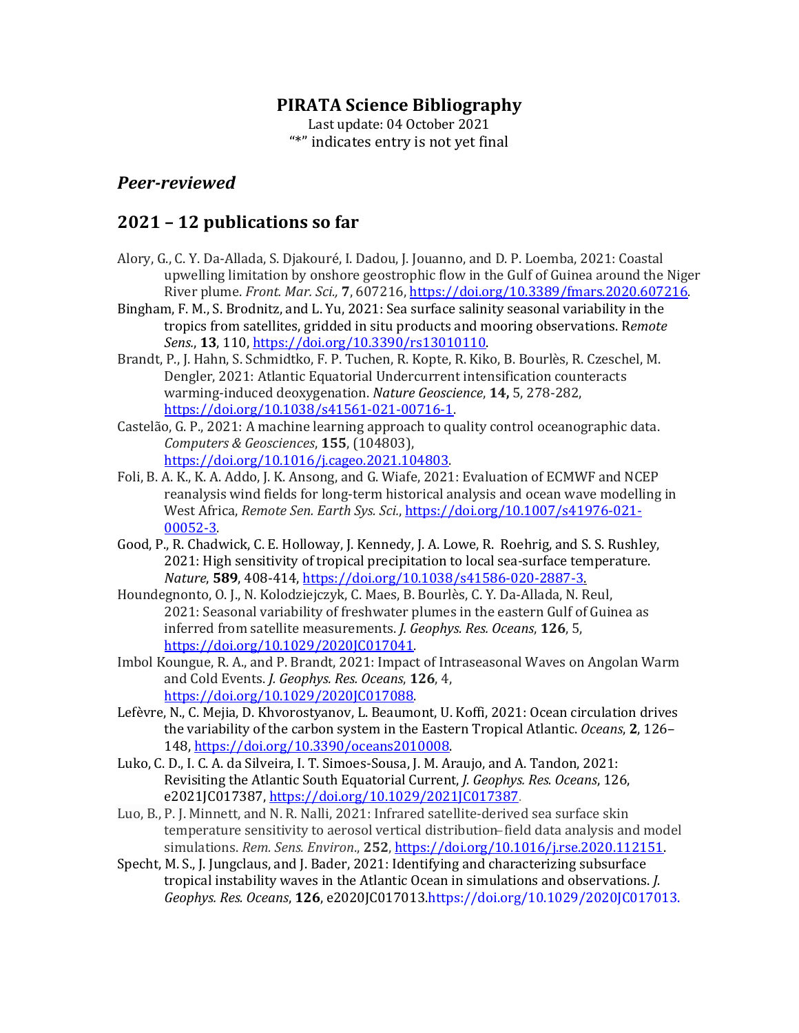# PIRATA Science Bibliography

Last update: 04 October 2021

"*" indicates entry is not yet final

## *Peer-reviewed*

## 2021 – 12 publications so far

Alory, G., C. Y. Da-Allada, S. Djakouré, I. Dadou, J. Jouanno, and D. P. Loemba, 2021: Coastal upwelling limitation by onshore geostrophic flow in the Gulf of Guinea around the Niger River plume. *Front. Mar. Sci.,* **7**, 607216, https://doi.org/10.3389/fmars.2020.607216.

Bingham, F. M., S. Brodnitz, and L. Yu, 2021: Sea surface salinity seasonal variability in the tropics from satellites, gridded in situ products and mooring observations. R*emote Sens.*, **13**, 110, https://doi.org/10.3390/rs13010110.

Brandt, P., J. Hahn, S. Schmidtko, F. P. Tuchen, R. Kopte, R. Kiko, B. Bourlès, R. Czeschel, M. Dengler, 2021: Atlantic Equatorial Undercurrent intensification counteracts warming-induced deoxygenation. *Nature Geoscience*, **14,** 5, 278-282, https://doi.org/10.1038/s41561-021-00716-1.

Castelão, G. P., 2021: A machine learning approach to quality control oceanographic data. *Computers & Geosciences*, **155**, (104803), https://doi.org/10.1016/j.cageo.2021.104803.

Foli, B. A. K., K. A. Addo, J. K. Ansong, and G. Wiafe, 2021: Evaluation of ECMWF and NCEP reanalysis wind fields for long-term historical analysis and ocean wave modelling in West Africa, *Remote Sen. Earth Sys. Sci.*, https://doi.org/10.1007/s41976-021-00052-3.

Good, P., R. Chadwick, C. E. Holloway, J. Kennedy, J. A. Lowe, R. Roehrig, and S. S. Rushley, 2021: High sensitivity of tropical precipitation to local sea-surface temperature. *Nature*, **589**, 408-414, https://doi.org/10.1038/s41586-020-2887-3.

Houndegnonto, O. J., N. Kolodziejczyk, C. Maes, B. Bourlès, C. Y. Da-Allada, N. Reul, 2021: Seasonal variability of freshwater plumes in the eastern Gulf of Guinea as inferred from satellite measurements. *J. Geophys. Res. Oceans*, **126**, 5, https://doi.org/10.1029/2020JC017041.

Imbol Koungue, R. A., and P. Brandt, 2021: Impact of Intraseasonal Waves on Angolan Warm and Cold Events. *J. Geophys. Res. Oceans*, **126**, 4, https://doi.org/10.1029/2020JC017088.

Lefèvre, N., C. Mejia, D. Khvorostyanov, L. Beaumont, U. Koffi, 2021: Ocean circulation drives the variability of the carbon system in the Eastern Tropical Atlantic. *Oceans*, **2**, 126–148, https://doi.org/10.3390/oceans2010008.

Luko, C. D., I. C. A. da Silveira, I. T. Simoes-Sousa, J. M. Araujo, and A. Tandon, 2021: Revisiting the Atlantic South Equatorial Current, *J. Geophys. Res. Oceans*, 126, e2021JC017387, https://doi.org/10.1029/2021JC017387.

Luo, B., P. J. Minnett, and N. R. Nalli, 2021: Infrared satellite-derived sea surface skin temperature sensitivity to aerosol vertical distribution–field data analysis and model simulations. *Rem. Sens. Environ.*, **252**, https://doi.org/10.1016/j.rse.2020.112151.

Specht, M. S., J. Jungclaus, and J. Bader, 2021: Identifying and characterizing subsurface tropical instability waves in the Atlantic Ocean in simulations and observations. *J. Geophys. Res. Oceans*, **126**, e2020JC017013.https://doi.org/10.1029/2020JC017013.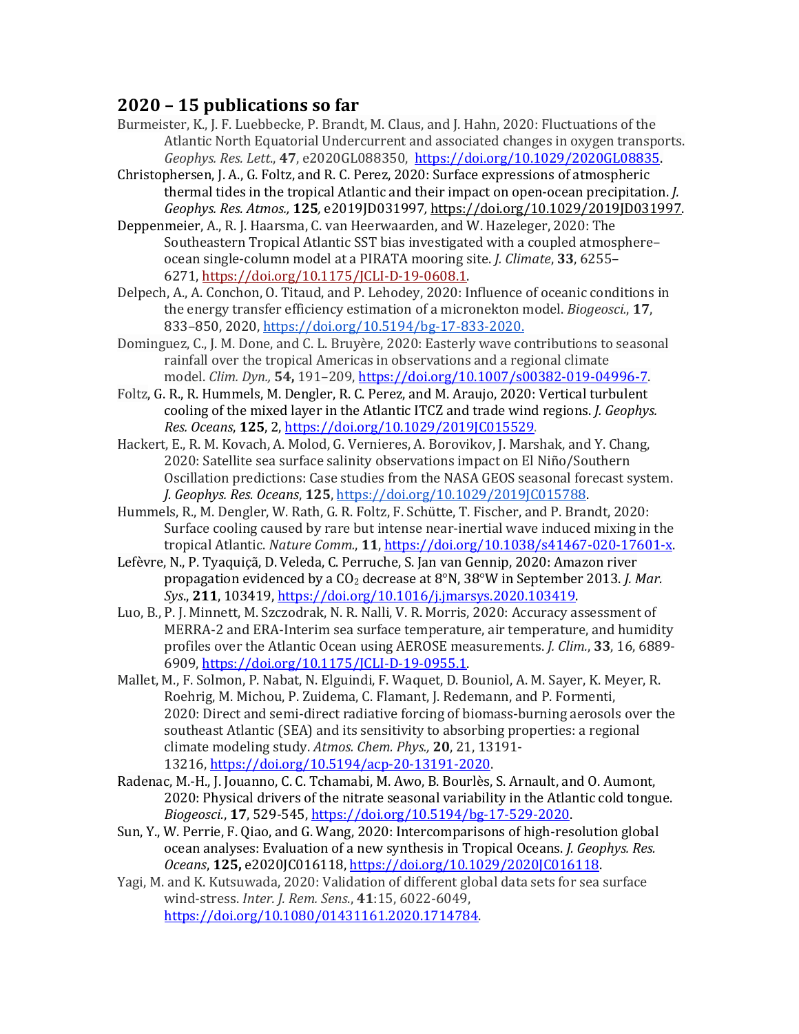## 2020 – 15 publications so far

Burmeister, K., J. F. Luebbecke, P. Brandt, M. Claus, and J. Hahn, 2020: Fluctuations of the Atlantic North Equatorial Undercurrent and associated changes in oxygen transports. *Geophys. Res. Lett.*, **47**, e2020GL088350, https://doi.org/10.1029/2020GL08835.

Christophersen, J. A., G. Foltz, and R. C. Perez, 2020: Surface expressions of atmospheric thermal tides in the tropical Atlantic and their impact on open-ocean precipitation. *J. Geophys. Res. Atmos.,* **125**, e2019JD031997, https://doi.org/10.1029/2019JD031997.

Deppenmeier, A., R. J. Haarsma, C. van Heerwaarden, and W. Hazeleger, 2020: The Southeastern Tropical Atlantic SST bias investigated with a coupled atmosphere–ocean single-column model at a PIRATA mooring site. *J. Climate*, **33**, 6255–6271, https://doi.org/10.1175/JCLI-D-19-0608.1.

Delpech, A., A. Conchon, O. Titaud, and P. Lehodey, 2020: Influence of oceanic conditions in the energy transfer efficiency estimation of a micronekton model. *Biogeosci.*, **17**, 833–850, 2020, https://doi.org/10.5194/bg-17-833-2020.

Dominguez, C., J. M. Done, and C. L. Bruyère, 2020: Easterly wave contributions to seasonal rainfall over the tropical Americas in observations and a regional climate model. *Clim. Dyn.,* **54,** 191–209, https://doi.org/10.1007/s00382-019-04996-7.

Foltz, G. R., R. Hummels, M. Dengler, R. C. Perez, and M. Araujo, 2020: Vertical turbulent cooling of the mixed layer in the Atlantic ITCZ and trade wind regions. *J. Geophys. Res. Oceans*, **125**, 2, https://doi.org/10.1029/2019JC015529.

Hackert, E., R. M. Kovach, A. Molod, G. Vernieres, A. Borovikov, J. Marshak, and Y. Chang, 2020: Satellite sea surface salinity observations impact on El Niño/Southern Oscillation predictions: Case studies from the NASA GEOS seasonal forecast system. *J. Geophys. Res. Oceans*, **125**, https://doi.org/10.1029/2019JC015788.

Hummels, R., M. Dengler, W. Rath, G. R. Foltz, F. Schütte, T. Fischer, and P. Brandt, 2020: Surface cooling caused by rare but intense near-inertial wave induced mixing in the tropical Atlantic. *Nature Comm.*, **11**, https://doi.org/10.1038/s41467-020-17601-x.

Lefèvre, N., P. Tyaquiçã, D. Veleda, C. Perruche, S. Jan van Gennip, 2020: Amazon river propagation evidenced by a $CO_2$ decrease at 8°N, 38°W in September 2013. *J. Mar. Sys*., **211**, 103419, https://doi.org/10.1016/j.jmarsys.2020.103419.

Luo, B., P. J. Minnett, M. Szczodrak, N. R. Nalli, V. R. Morris, 2020: Accuracy assessment of MERRA-2 and ERA-Interim sea surface temperature, air temperature, and humidity profiles over the Atlantic Ocean using AEROSE measurements. *J. Clim.*, **33**, 16, 6889-6909, https://doi.org/10.1175/JCLI-D-19-0955.1.

Mallet, M., F. Solmon, P. Nabat, N. Elguindi, F. Waquet, D. Bouniol, A. M. Sayer, K. Meyer, R. Roehrig, M. Michou, P. Zuidema, C. Flamant, J. Redemann, and P. Formenti, 2020: Direct and semi-direct radiative forcing of biomass-burning aerosols over the southeast Atlantic (SEA) and its sensitivity to absorbing properties: a regional climate modeling study. *Atmos. Chem. Phys.,* **20**, 21, 13191-13216, https://doi.org/10.5194/acp-20-13191-2020.

Radenac, M.-H., J. Jouanno, C. C. Tchamabi, M. Awo, B. Bourlès, S. Arnault, and O. Aumont, 2020: Physical drivers of the nitrate seasonal variability in the Atlantic cold tongue. *Biogeosci.*, **17**, 529-545, https://doi.org/10.5194/bg-17-529-2020.

Sun, Y., W. Perrie, F. Qiao, and G. Wang, 2020: Intercomparisons of high-resolution global ocean analyses: Evaluation of a new synthesis in Tropical Oceans. *J. Geophys. Res. Oceans*, **125,** e2020JC016118, https://doi.org/10.1029/2020JC016118.

Yagi, M. and K. Kutsuwada, 2020: Validation of different global data sets for sea surface wind-stress. *Inter. J. Rem. Sens.*, **41**:15, 6022-6049, https://doi.org/10.1080/01431161.2020.1714784.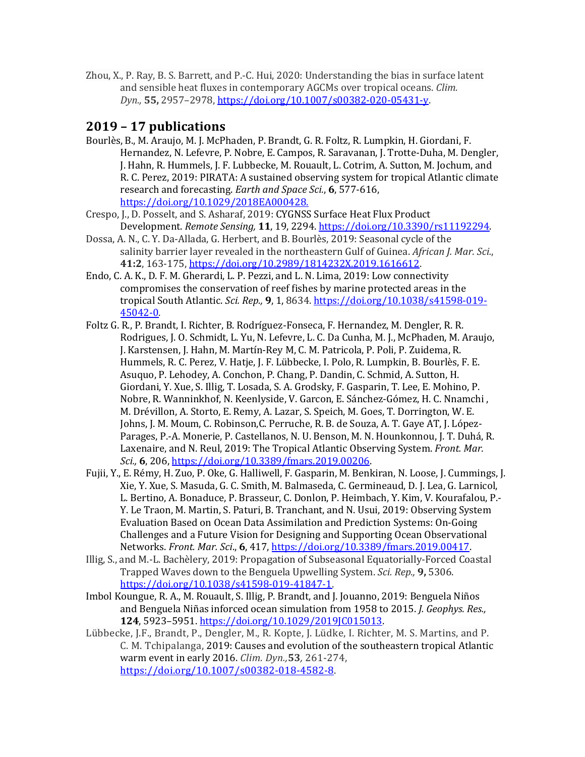Zhou, X., P. Ray, B. S. Barrett, and P.-C. Hui, 2020: Understanding the bias in surface latent and sensible heat fluxes in contemporary AGCMs over tropical oceans. *Clim. Dyn.,* **55,** 2957–2978, https://doi.org/10.1007/s00382-020-05431-y.

## 2019 – 17 publications

Bourlès, B., M. Araujo, M. J. McPhaden, P. Brandt, G. R. Foltz, R. Lumpkin, H. Giordani, F. Hernandez, N. Lefevre, P. Nobre, E. Campos, R. Saravanan, J. Trotte-Duha, M. Dengler, J. Hahn, R. Hummels, J. F. Lubbecke, M. Rouault, L. Cotrim, A. Sutton, M. Jochum, and R. C. Perez, 2019: PIRATA: A sustained observing system for tropical Atlantic climate research and forecasting. *Earth and Space Sci.*, **6**, 577-616, https://doi.org/10.1029/2018EA000428.

Crespo, J., D. Posselt, and S. Asharaf, 2019: CYGNSS Surface Heat Flux Product Development. *Remote Sensing,* **11**, 19, 2294. https://doi.org/10.3390/rs11192294.

Dossa, A. N., C. Y. Da-Allada, G. Herbert, and B. Bourlès, 2019: Seasonal cycle of the salinity barrier layer revealed in the northeastern Gulf of Guinea. *African J. Mar. Sci.*, **41:2**, 163-175, https://doi.org/10.2989/1814232X.2019.1616612.

Endo, C. A. K., D. F. M. Gherardi, L. P. Pezzi, and L. N. Lima, 2019: Low connectivity compromises the conservation of reef fishes by marine protected areas in the tropical South Atlantic. *Sci. Rep.,* **9**, 1, 8634. https://doi.org/10.1038/s41598-019-45042-0.

Foltz G. R., P. Brandt, I. Richter, B. Rodríguez-Fonseca, F. Hernandez, M. Dengler, R. R. Rodrigues, J. O. Schmidt, L. Yu, N. Lefevre, L. C. Da Cunha, M. J., McPhaden, M. Araujo, J. Karstensen, J. Hahn, M. Martín-Rey M, C. M. Patricola, P. Poli, P. Zuidema, R. Hummels, R. C. Perez, V. Hatje, J. F. Lübbecke, I. Polo, R. Lumpkin, B. Bourlès, F. E. Asuquo, P. Lehodey, A. Conchon, P. Chang, P. Dandin, C. Schmid, A. Sutton, H. Giordani, Y. Xue, S. Illig, T. Losada, S. A. Grodsky, F. Gasparin, T. Lee, E. Mohino, P. Nobre, R. Wanninkhof, N. Keenlyside, V. Garcon, E. Sánchez-Gómez, H. C. Nnamchi , M. Drévillon, A. Storto, E. Remy, A. Lazar, S. Speich, M. Goes, T. Dorrington, W. E. Johns, J. M. Moum, C. Robinson,C. Perruche, R. B. de Souza, A. T. Gaye AT, J. López-Parages, P.-A. Monerie, P. Castellanos, N. U. Benson, M. N. Hounkonnou, J. T. Duhá, R. Laxenaire, and N. Reul, 2019: The Tropical Atlantic Observing System. *Front. Mar. Sci.,* **6**, 206, https://doi.org/10.3389/fmars.2019.00206.

Fujii, Y., E. Rémy, H. Zuo, P. Oke, G. Halliwell, F. Gasparin, M. Benkiran, N. Loose, J. Cummings, J. Xie, Y. Xue, S. Masuda, G. C. Smith, M. Balmaseda, C. Germineaud, D. J. Lea, G. Larnicol, L. Bertino, A. Bonaduce, P. Brasseur, C. Donlon, P. Heimbach, Y. Kim, V. Kourafalou, P.-Y. Le Traon, M. Martin, S. Paturi, B. Tranchant, and N. Usui, 2019: Observing System Evaluation Based on Ocean Data Assimilation and Prediction Systems: On-Going Challenges and a Future Vision for Designing and Supporting Ocean Observational Networks. *Front. Mar. Sci*., **6**, 417, https://doi.org/10.3389/fmars.2019.00417.

Illig, S., and M.-L. Bachèlery, 2019: Propagation of Subseasonal Equatorially-Forced Coastal Trapped Waves down to the Benguela Upwelling System. *Sci. Rep.,* **9,** 5306. https://doi.org/10.1038/s41598-019-41847-1.

Imbol Koungue, R. A., M. Rouault, S. Illig, P. Brandt, and J. Jouanno, 2019: Benguela Niños and Benguela Niñas inforced ocean simulation from 1958 to 2015. *J. Geophys. Res.,* **124**, 5923–5951. https://doi.org/10.1029/2019JC015013.

Lübbecke, J.F., Brandt, P., Dengler, M., R. Kopte, J. Lüdke, I. Richter, M. S. Martins, and P. C. M. Tchipalanga, 2019: Causes and evolution of the southeastern tropical Atlantic warm event in early 2016. *Clim. Dyn.,* **53**, 261-274, https://doi.org/10.1007/s00382-018-4582-8.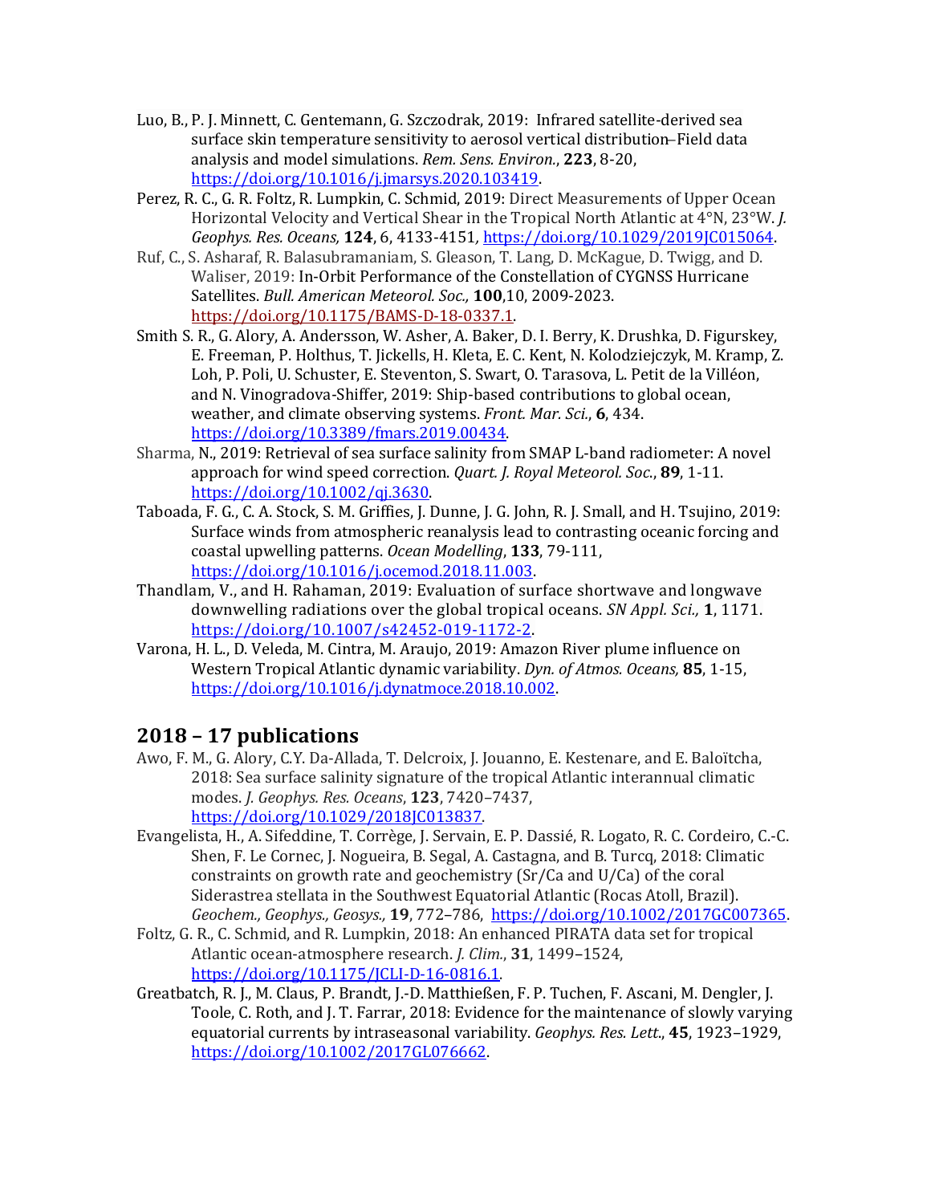Luo, B., P. J. Minnett, C. Gentemann, G. Szczodrak, 2019: Infrared satellite-derived sea surface skin temperature sensitivity to aerosol vertical distribution–Field data analysis and model simulations. *Rem. Sens. Environ.*, **223**, 8-20, https://doi.org/10.1016/j.jmarsys.2020.103419.

Perez, R. C., G. R. Foltz, R. Lumpkin, C. Schmid, 2019: Direct Measurements of Upper Ocean Horizontal Velocity and Vertical Shear in the Tropical North Atlantic at 4°N, 23°W. *J. Geophys. Res. Oceans,* **124**, 6, 4133-4151, https://doi.org/10.1029/2019JC015064.

Ruf, C., S. Asharaf, R. Balasubramaniam, S. Gleason, T. Lang, D. McKague, D. Twigg, and D. Waliser, 2019: In-Orbit Performance of the Constellation of CYGNSS Hurricane Satellites. *Bull. American Meteorol. Soc.,* **100**,10, 2009-2023. https://doi.org/10.1175/BAMS-D-18-0337.1.

Smith S. R., G. Alory, A. Andersson, W. Asher, A. Baker, D. I. Berry, K. Drushka, D. Figurskey, E. Freeman, P. Holthus, T. Jickells, H. Kleta, E. C. Kent, N. Kolodziejczyk, M. Kramp, Z. Loh, P. Poli, U. Schuster, E. Steventon, S. Swart, O. Tarasova, L. Petit de la Villéon, and N. Vinogradova-Shiffer, 2019: Ship-based contributions to global ocean, weather, and climate observing systems. *Front. Mar. Sci.*, **6**, 434. https://doi.org/10.3389/fmars.2019.00434.

Sharma, N., 2019: Retrieval of sea surface salinity from SMAP L-band radiometer: A novel approach for wind speed correction. *Quart. J. Royal Meteorol. Soc.*, **89**, 1-11. https://doi.org/10.1002/qj.3630.

Taboada, F. G., C. A. Stock, S. M. Griffies, J. Dunne, J. G. John, R. J. Small, and H. Tsujino, 2019: Surface winds from atmospheric reanalysis lead to contrasting oceanic forcing and coastal upwelling patterns. *Ocean Modelling*, **133**, 79-111, https://doi.org/10.1016/j.ocemod.2018.11.003.

Thandlam, V., and H. Rahaman, 2019: Evaluation of surface shortwave and longwave downwelling radiations over the global tropical oceans. *SN Appl. Sci.,* **1**, 1171. https://doi.org/10.1007/s42452-019-1172-2.

Varona, H. L., D. Veleda, M. Cintra, M. Araujo, 2019: Amazon River plume influence on Western Tropical Atlantic dynamic variability. *Dyn. of Atmos. Oceans,* **85**, 1-15, https://doi.org/10.1016/j.dynatmoce.2018.10.002.

## 2018 – 17 publications

Awo, F. M., G. Alory, C.Y. Da-Allada, T. Delcroix, J. Jouanno, E. Kestenare, and E. Baloïtcha, 2018: Sea surface salinity signature of the tropical Atlantic interannual climatic modes. *J. Geophys. Res. Oceans*, **123**, 7420–7437, https://doi.org/10.1029/2018JC013837.

Evangelista, H., A. Sifeddine, T. Corrège, J. Servain, E. P. Dassié, R. Logato, R. C. Cordeiro, C.-C. Shen, F. Le Cornec, J. Nogueira, B. Segal, A. Castagna, and B. Turcq, 2018: Climatic constraints on growth rate and geochemistry (Sr/Ca and U/Ca) of the coral Siderastrea stellata in the Southwest Equatorial Atlantic (Rocas Atoll, Brazil). *Geochem., Geophys., Geosys.,* **19**, 772–786, https://doi.org/10.1002/2017GC007365.

Foltz, G. R., C. Schmid, and R. Lumpkin, 2018: An enhanced PIRATA data set for tropical Atlantic ocean-atmosphere research. *J. Clim.*, **31**, 1499–1524, https://doi.org/10.1175/JCLI-D-16-0816.1.

Greatbatch, R. J., M. Claus, P. Brandt, J.-D. Matthießen, F. P. Tuchen, F. Ascani, M. Dengler, J. Toole, C. Roth, and J. T. Farrar, 2018: Evidence for the maintenance of slowly varying equatorial currents by intraseasonal variability. *Geophys. Res. Lett.*, **45**, 1923–1929, https://doi.org/10.1002/2017GL076662.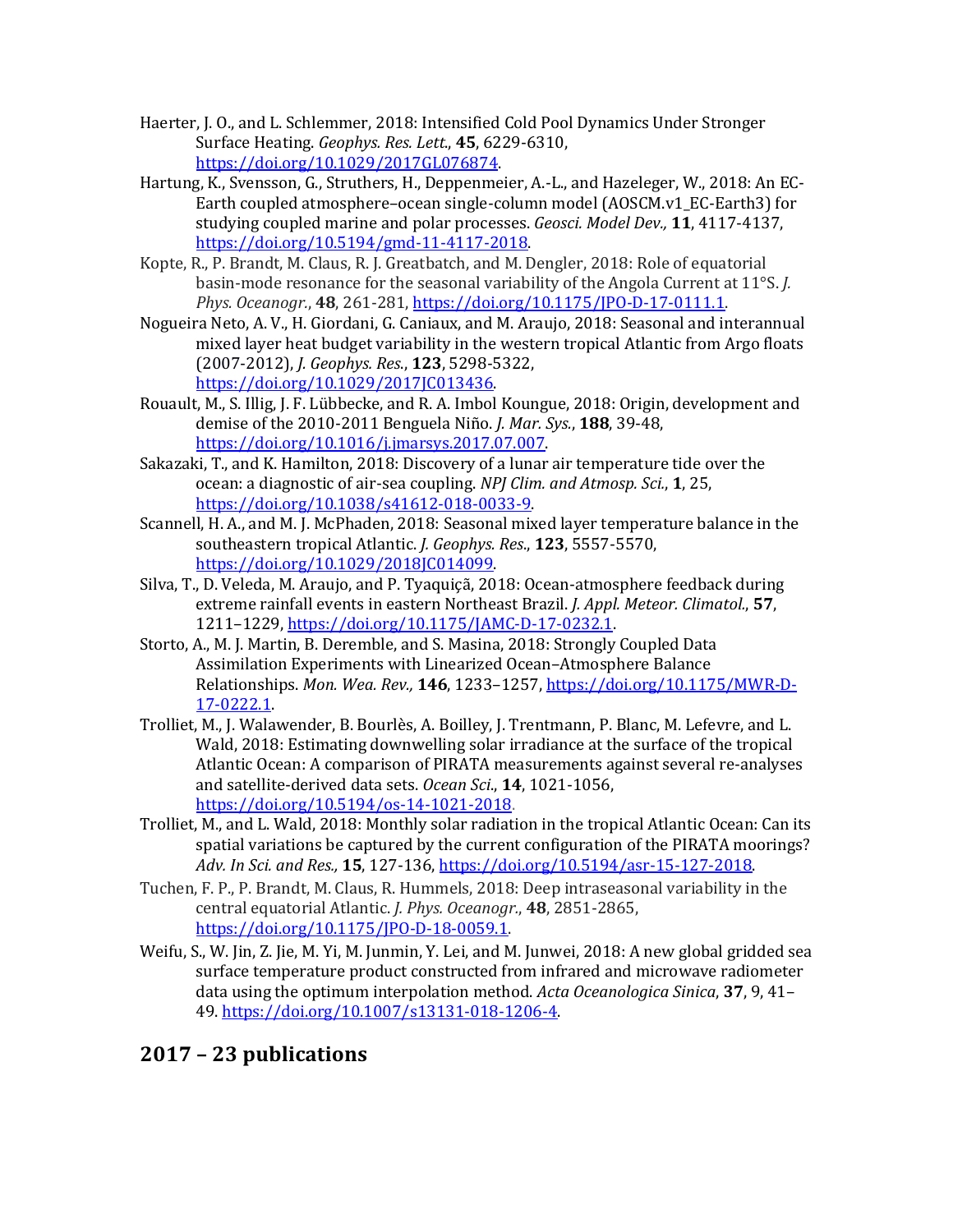Haerter, J. O., and L. Schlemmer, 2018: Intensified Cold Pool Dynamics Under Stronger Surface Heating. *Geophys. Res. Lett.*, **45**, 6229-6310, https://doi.org/10.1029/2017GL076874.

Hartung, K., Svensson, G., Struthers, H., Deppenmeier, A.-L., and Hazeleger, W., 2018: An EC-Earth coupled atmosphere–ocean single-column model (AOSCM.v1_EC-Earth3) for studying coupled marine and polar processes. *Geosci. Model Dev.,* **11**, 4117-4137, https://doi.org/10.5194/gmd-11-4117-2018.

Kopte, R., P. Brandt, M. Claus, R. J. Greatbatch, and M. Dengler, 2018: Role of equatorial basin-mode resonance for the seasonal variability of the Angola Current at 11°S. *J. Phys. Oceanogr.*, **48**, 261-281, https://doi.org/10.1175/JPO-D-17-0111.1.

Nogueira Neto, A. V., H. Giordani, G. Caniaux, and M. Araujo, 2018: Seasonal and interannual mixed layer heat budget variability in the western tropical Atlantic from Argo floats (2007-2012), *J. Geophys. Res.*, **123**, 5298-5322, https://doi.org/10.1029/2017JC013436.

Rouault, M., S. Illig, J. F. Lübbecke, and R. A. Imbol Koungue, 2018: Origin, development and demise of the 2010-2011 Benguela Niño. *J. Mar. Sys.*, **188**, 39-48, https://doi.org/10.1016/j.jmarsys.2017.07.007.

Sakazaki, T., and K. Hamilton, 2018: Discovery of a lunar air temperature tide over the ocean: a diagnostic of air-sea coupling. *NPJ Clim. and Atmosp. Sci.*, **1**, 25, https://doi.org/10.1038/s41612-018-0033-9.

Scannell, H. A., and M. J. McPhaden, 2018: Seasonal mixed layer temperature balance in the southeastern tropical Atlantic. *J. Geophys. Res*., **123**, 5557-5570, https://doi.org/10.1029/2018JC014099.

Silva, T., D. Veleda, M. Araujo, and P. Tyaquiçã, 2018: Ocean-atmosphere feedback during extreme rainfall events in eastern Northeast Brazil. *J. Appl. Meteor. Climatol.*, **57**, 1211–1229, https://doi.org/10.1175/JAMC-D-17-0232.1.

Storto, A., M. J. Martin, B. Deremble, and S. Masina, 2018: Strongly Coupled Data Assimilation Experiments with Linearized Ocean–Atmosphere Balance Relationships. *Mon. Wea. Rev.,* **146**, 1233–1257, https://doi.org/10.1175/MWR-D-17-0222.1.

Trolliet, M., J. Walawender, B. Bourlès, A. Boilley, J. Trentmann, P. Blanc, M. Lefevre, and L. Wald, 2018: Estimating downwelling solar irradiance at the surface of the tropical Atlantic Ocean: A comparison of PIRATA measurements against several re-analyses and satellite-derived data sets. *Ocean Sci*., **14**, 1021-1056, https://doi.org/10.5194/os-14-1021-2018.

Trolliet, M., and L. Wald, 2018: Monthly solar radiation in the tropical Atlantic Ocean: Can its spatial variations be captured by the current configuration of the PIRATA moorings? *Adv. In Sci. and Res.,* **15**, 127-136, https://doi.org/10.5194/asr-15-127-2018.

Tuchen, F. P., P. Brandt, M. Claus, R. Hummels, 2018: Deep intraseasonal variability in the central equatorial Atlantic. *J. Phys. Oceanogr.*, **48**, 2851-2865, https://doi.org/10.1175/JPO-D-18-0059.1.

Weifu, S., W. Jin, Z. Jie, M. Yi, M. Junmin, Y. Lei, and M. Junwei, 2018: A new global gridded sea surface temperature product constructed from infrared and microwave radiometer data using the optimum interpolation method. *Acta Oceanologica Sinica*, **37**, 9, 41–49. https://doi.org/10.1007/s13131-018-1206-4.

## 2017 – 23 publications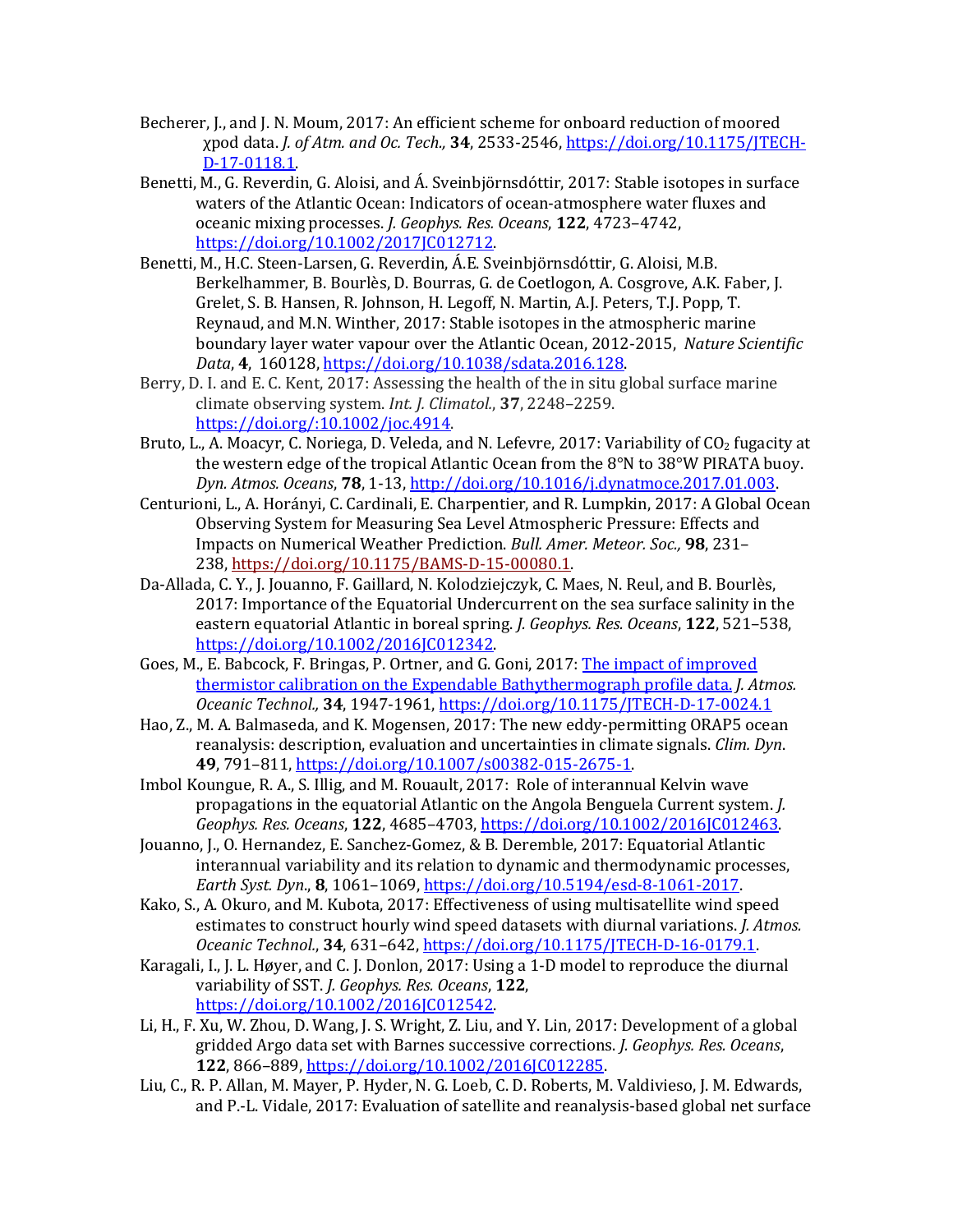Becherer, J., and J. N. Moum, 2017: An efficient scheme for onboard reduction of moored χpod data. *J. of Atm. and Oc. Tech.,* **34**, 2533-2546, https://doi.org/10.1175/JTECH-D-17-0118.1.

Benetti, M., G. Reverdin, G. Aloisi, and Á. Sveinbjörnsdóttir, 2017: Stable isotopes in surface waters of the Atlantic Ocean: Indicators of ocean-atmosphere water fluxes and oceanic mixing processes. *J. Geophys. Res. Oceans*, **122**, 4723–4742, https://doi.org/10.1002/2017JC012712.

Benetti, M., H.C. Steen-Larsen, G. Reverdin, Á.E. Sveinbjörnsdóttir, G. Aloisi, M.B. Berkelhammer, B. Bourlès, D. Bourras, G. de Coetlogon, A. Cosgrove, A.K. Faber, J. Grelet, S. B. Hansen, R. Johnson, H. Legoff, N. Martin, A.J. Peters, T.J. Popp, T. Reynaud, and M.N. Winther, 2017: Stable isotopes in the atmospheric marine boundary layer water vapour over the Atlantic Ocean, 2012-2015, *Nature Scientific Data*, **4**, 160128, https://doi.org/10.1038/sdata.2016.128.

Berry, D. I. and E. C. Kent, 2017: Assessing the health of the in situ global surface marine climate observing system. *Int. J. Climatol.*, **37**, 2248–2259. https://doi.org/:10.1002/joc.4914.

Bruto, L., A. Moacyr, C. Noriega, D. Veleda, and N. Lefevre, 2017: Variability of $CO_2$ fugacity at the western edge of the tropical Atlantic Ocean from the 8°N to 38°W PIRATA buoy. *Dyn. Atmos. Oceans*, **78**, 1-13, http://doi.org/10.1016/j.dynatmoce.2017.01.003.

Centurioni, L., A. Horányi, C. Cardinali, E. Charpentier, and R. Lumpkin, 2017: A Global Ocean Observing System for Measuring Sea Level Atmospheric Pressure: Effects and Impacts on Numerical Weather Prediction. *Bull. Amer. Meteor. Soc.,* **98**, 231–238, https://doi.org/10.1175/BAMS-D-15-00080.1.

Da-Allada, C. Y., J. Jouanno, F. Gaillard, N. Kolodziejczyk, C. Maes, N. Reul, and B. Bourlès, 2017: Importance of the Equatorial Undercurrent on the sea surface salinity in the eastern equatorial Atlantic in boreal spring. *J. Geophys. Res. Oceans*, **122**, 521–538, https://doi.org/10.1002/2016JC012342.

Goes, M., E. Babcock, F. Bringas, P. Ortner, and G. Goni, 2017: The impact of improved thermistor calibration on the Expendable Bathythermograph profile data. *J. Atmos. Oceanic Technol.,* **34**, 1947-1961, https://doi.org/10.1175/JTECH-D-17-0024.1

Hao, Z., M. A. Balmaseda, and K. Mogensen, 2017: The new eddy-permitting ORAP5 ocean reanalysis: description, evaluation and uncertainties in climate signals. *Clim. Dyn*. **49**, 791–811, https://doi.org/10.1007/s00382-015-2675-1.

Imbol Koungue, R. A., S. Illig, and M. Rouault, 2017: Role of interannual Kelvin wave propagations in the equatorial Atlantic on the Angola Benguela Current system. *J. Geophys. Res. Oceans*, **122**, 4685–4703, https://doi.org/10.1002/2016JC012463.

Jouanno, J., O. Hernandez, E. Sanchez-Gomez, & B. Deremble, 2017: Equatorial Atlantic interannual variability and its relation to dynamic and thermodynamic processes, *Earth Syst. Dyn*., **8**, 1061–1069, https://doi.org/10.5194/esd-8-1061-2017.

Kako, S., A. Okuro, and M. Kubota, 2017: Effectiveness of using multisatellite wind speed estimates to construct hourly wind speed datasets with diurnal variations. *J. Atmos. Oceanic Technol.*, **34**, 631–642, https://doi.org/10.1175/JTECH-D-16-0179.1.

Karagali, I., J. L. Høyer, and C. J. Donlon, 2017: Using a 1-D model to reproduce the diurnal variability of SST. *J. Geophys. Res. Oceans*, **122**, https://doi.org/10.1002/2016JC012542.

Li, H., F. Xu, W. Zhou, D. Wang, J. S. Wright, Z. Liu, and Y. Lin, 2017: Development of a global gridded Argo data set with Barnes successive corrections. *J. Geophys. Res. Oceans*, **122**, 866–889, https://doi.org/10.1002/2016JC012285.

Liu, C., R. P. Allan, M. Mayer, P. Hyder, N. G. Loeb, C. D. Roberts, M. Valdivieso, J. M. Edwards, and P.-L. Vidale, 2017: Evaluation of satellite and reanalysis-based global net surface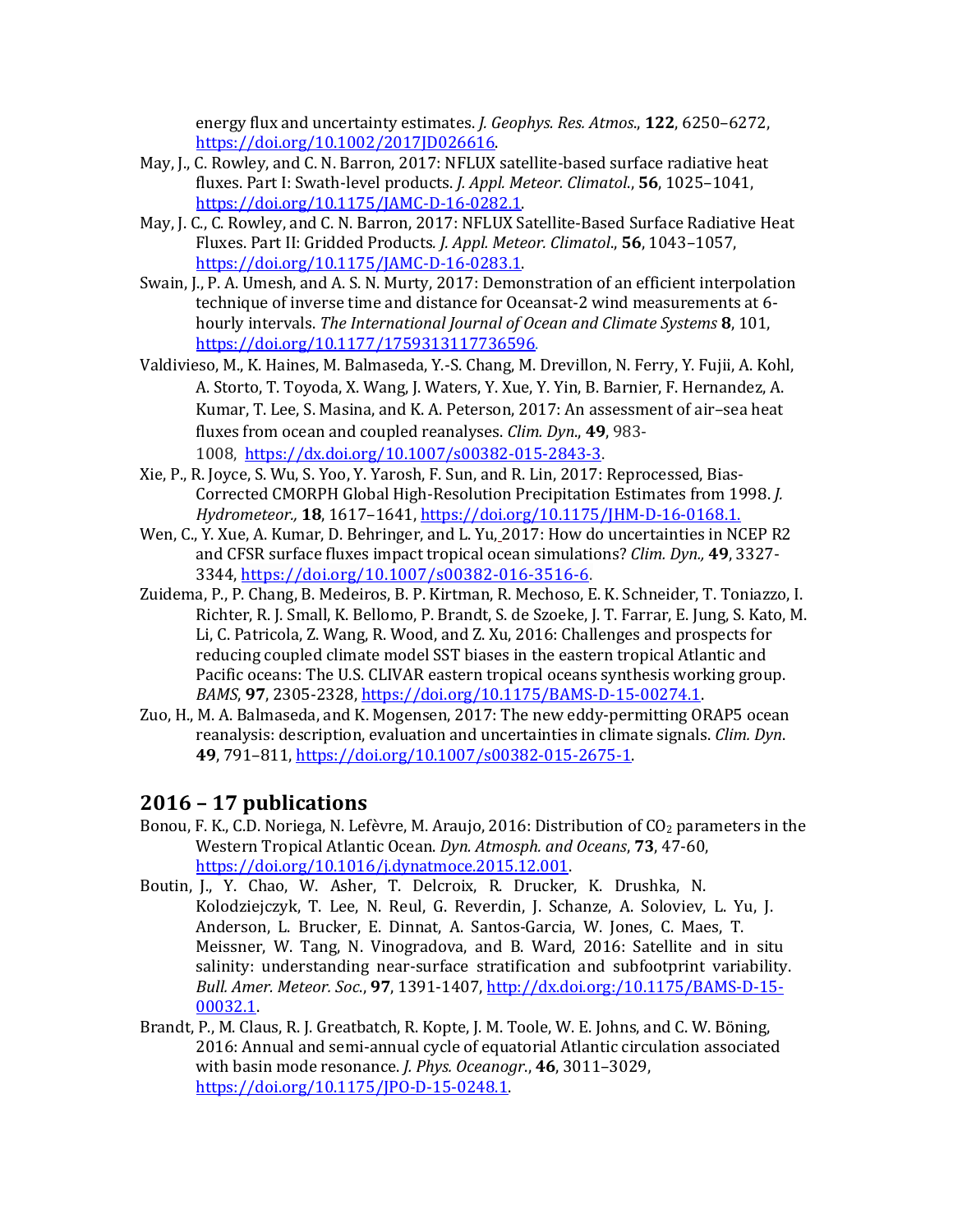energy flux and uncertainty estimates. *J. Geophys. Res. Atmos*., **122**, 6250–6272, https://doi.org/10.1002/2017JD026616.

May, J., C. Rowley, and C. N. Barron, 2017: NFLUX satellite-based surface radiative heat fluxes. Part I: Swath-level products. *J. Appl. Meteor. Climatol*., **56**, 1025–1041, https://doi.org/10.1175/JAMC-D-16-0282.1.

May, J. C., C. Rowley, and C. N. Barron, 2017: NFLUX Satellite-Based Surface Radiative Heat Fluxes. Part II: Gridded Products*. J. Appl. Meteor. Climatol*., **56**, 1043–1057, https://doi.org/10.1175/JAMC-D-16-0283.1.

Swain, J., P. A. Umesh, and A. S. N. Murty, 2017: Demonstration of an efficient interpolation technique of inverse time and distance for Oceansat-2 wind measurements at 6-hourly intervals. *The International Journal of Ocean and Climate Systems* **8**, 101, https://doi.org/10.1177/1759313117736596.

Valdivieso, M., K. Haines, M. Balmaseda, Y.-S. Chang, M. Drevillon, N. Ferry, Y. Fujii, A. Kohl, A. Storto, T. Toyoda, X. Wang, J. Waters, Y. Xue, Y. Yin, B. Barnier, F. Hernandez, A. Kumar, T. Lee, S. Masina, and K. A. Peterson, 2017: An assessment of air–sea heat fluxes from ocean and coupled reanalyses. *Clim. Dyn*., **49**, 983-1008, https://dx.doi.org/10.1007/s00382-015-2843-3.

Xie, P., R. Joyce, S. Wu, S. Yoo, Y. Yarosh, F. Sun, and R. Lin, 2017: Reprocessed, Bias-Corrected CMORPH Global High-Resolution Precipitation Estimates from 1998. *J. Hydrometeor.,* **18**, 1617–1641, https://doi.org/10.1175/JHM-D-16-0168.1.

Wen, C., Y. Xue, A. Kumar, D. Behringer, and L. Yu, 2017: How do uncertainties in NCEP R2 and CFSR surface fluxes impact tropical ocean simulations? *Clim. Dyn.,* **49**, 3327-3344, https://doi.org/10.1007/s00382-016-3516-6.

Zuidema, P., P. Chang, B. Medeiros, B. P. Kirtman, R. Mechoso, E. K. Schneider, T. Toniazzo, I. Richter, R. J. Small, K. Bellomo, P. Brandt, S. de Szoeke, J. T. Farrar, E. Jung, S. Kato, M. Li, C. Patricola, Z. Wang, R. Wood, and Z. Xu, 2016: Challenges and prospects for reducing coupled climate model SST biases in the eastern tropical Atlantic and Pacific oceans: The U.S. CLIVAR eastern tropical oceans synthesis working group. *BAMS*, **97**, 2305-2328, https://doi.org/10.1175/BAMS-D-15-00274.1.

Zuo, H., M. A. Balmaseda, and K. Mogensen, 2017: The new eddy-permitting ORAP5 ocean reanalysis: description, evaluation and uncertainties in climate signals. *Clim. Dyn*. **49**, 791–811, https://doi.org/10.1007/s00382-015-2675-1.

## 2016 – 17 publications

Bonou, F. K., C.D. Noriega, N. Lefèvre, M. Araujo, 2016: Distribution of $CO_2$ parameters in the Western Tropical Atlantic Ocean. *Dyn. Atmosph. and Oceans*, **73**, 47-60, https://doi.org/10.1016/j.dynatmoce.2015.12.001.

Boutin, J., Y. Chao, W. Asher, T. Delcroix, R. Drucker, K. Drushka, N. Kolodziejczyk, T. Lee, N. Reul, G. Reverdin, J. Schanze, A. Soloviev, L. Yu, J. Anderson, L. Brucker, E. Dinnat, A. Santos-Garcia, W. Jones, C. Maes, T. Meissner, W. Tang, N. Vinogradova, and B. Ward, 2016: Satellite and in situ salinity: understanding near-surface stratification and subfootprint variability. *Bull. Amer. Meteor. Soc.*, **97**, 1391-1407, http://dx.doi.org:/10.1175/BAMS-D-15-00032.1.

Brandt, P., M. Claus, R. J. Greatbatch, R. Kopte, J. M. Toole, W. E. Johns, and C. W. Böning, 2016: Annual and semi-annual cycle of equatorial Atlantic circulation associated with basin mode resonance. *J. Phys. Oceanogr.*, **46**, 3011–3029, https://doi.org/10.1175/JPO-D-15-0248.1.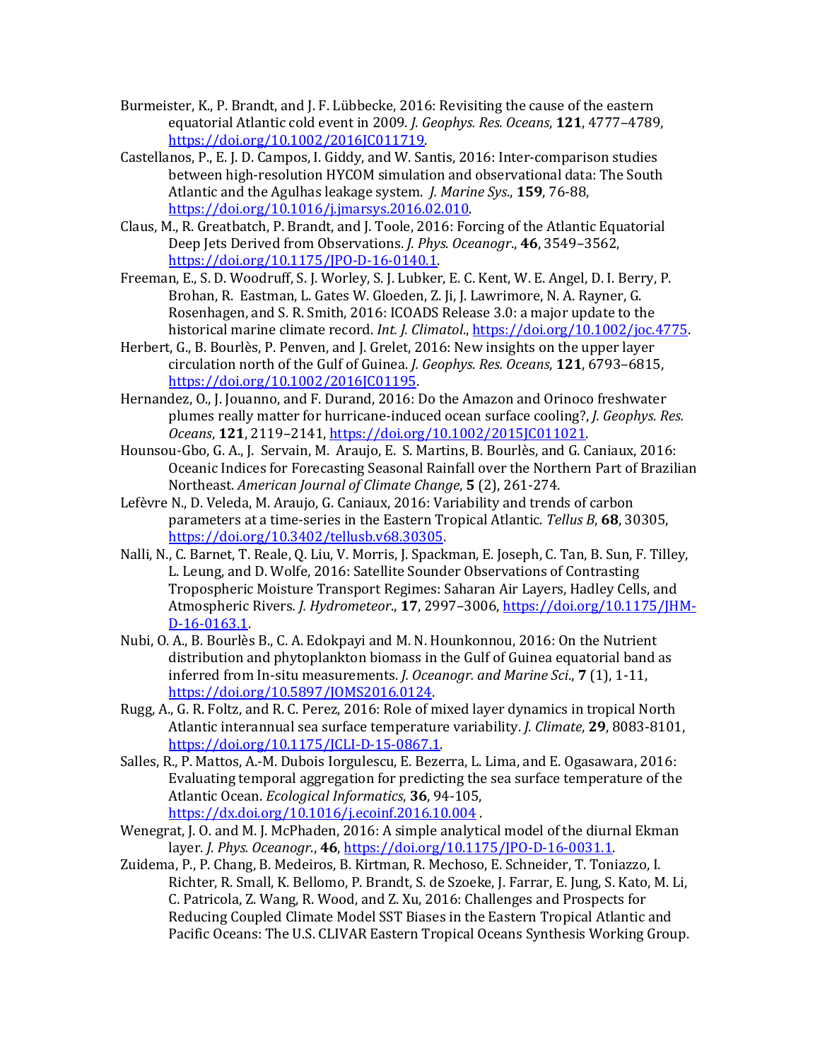Burmeister, K., P. Brandt, and J. F. Lübbecke, 2016: Revisiting the cause of the eastern equatorial Atlantic cold event in 2009. *J. Geophys. Res. Oceans*, **121**, 4777–4789, https://doi.org/10.1002/2016JC011719.

Castellanos, P., E. J. D. Campos, I. Giddy, and W. Santis, 2016: Inter-comparison studies between high-resolution HYCOM simulation and observational data: The South Atlantic and the Agulhas leakage system. *J. Marine Sys.*, **159**, 76-88, https://doi.org/10.1016/j.jmarsys.2016.02.010.

Claus, M., R. Greatbatch, P. Brandt, and J. Toole, 2016: Forcing of the Atlantic Equatorial Deep Jets Derived from Observations. *J. Phys. Oceanogr.*, **46**, 3549–3562, https://doi.org/10.1175/JPO-D-16-0140.1.

Freeman, E., S. D. Woodruff, S. J. Worley, S. J. Lubker, E. C. Kent, W. E. Angel, D. I. Berry, P. Brohan, R. Eastman, L. Gates W. Gloeden, Z. Ji, J. Lawrimore, N. A. Rayner, G. Rosenhagen, and S. R. Smith, 2016: ICOADS Release 3.0: a major update to the historical marine climate record. *Int. J. Climatol.*, https://doi.org/10.1002/joc.4775.

Herbert, G., B. Bourlès, P. Penven, and J. Grelet, 2016: New insights on the upper layer circulation north of the Gulf of Guinea. *J. Geophys. Res. Oceans*, **121**, 6793–6815, https://doi.org/10.1002/2016JC01195.

Hernandez, O., J. Jouanno, and F. Durand, 2016: Do the Amazon and Orinoco freshwater plumes really matter for hurricane-induced ocean surface cooling?, *J. Geophys. Res. Oceans*, **121**, 2119–2141, https://doi.org/10.1002/2015JC011021.

Hounsou-Gbo, G. A., J. Servain, M. Araujo, E. S. Martins, B. Bourlès, and G. Caniaux, 2016: Oceanic Indices for Forecasting Seasonal Rainfall over the Northern Part of Brazilian Northeast. *American Journal of Climate Change*, **5** (2), 261-274.

Lefèvre N., D. Veleda, M. Araujo, G. Caniaux, 2016: Variability and trends of carbon parameters at a time-series in the Eastern Tropical Atlantic. *Tellus B*, **68**, 30305, https://doi.org/10.3402/tellusb.v68.30305.

Nalli, N., C. Barnet, T. Reale, Q. Liu, V. Morris, J. Spackman, E. Joseph, C. Tan, B. Sun, F. Tilley, L. Leung, and D. Wolfe, 2016: Satellite Sounder Observations of Contrasting Tropospheric Moisture Transport Regimes: Saharan Air Layers, Hadley Cells, and Atmospheric Rivers. *J. Hydrometeor.*, **17**, 2997–3006, https://doi.org/10.1175/JHM-D-16-0163.1.

Nubi, O. A., B. Bourlès B., C. A. Edokpayi and M. N. Hounkonnou, 2016: On the Nutrient distribution and phytoplankton biomass in the Gulf of Guinea equatorial band as inferred from In-situ measurements. *J. Oceanogr. and Marine Sci.*, **7** (1), 1-11, https://doi.org/10.5897/JOMS2016.0124.

Rugg, A., G. R. Foltz, and R. C. Perez, 2016: Role of mixed layer dynamics in tropical North Atlantic interannual sea surface temperature variability. *J. Climate*, **29**, 8083-8101, https://doi.org/10.1175/JCLI-D-15-0867.1.

Salles, R., P. Mattos, A.-M. Dubois Iorgulescu, E. Bezerra, L. Lima, and E. Ogasawara, 2016: Evaluating temporal aggregation for predicting the sea surface temperature of the Atlantic Ocean. *Ecological Informatics*, **36**, 94-105, https://dx.doi.org/10.1016/j.ecoinf.2016.10.004 .

Wenegrat, J. O. and M. J. McPhaden, 2016: A simple analytical model of the diurnal Ekman layer. *J. Phys. Oceanogr.*, **46**, https://doi.org/10.1175/JPO-D-16-0031.1.

Zuidema, P., P. Chang, B. Medeiros, B. Kirtman, R. Mechoso, E. Schneider, T. Toniazzo, I. Richter, R. Small, K. Bellomo, P. Brandt, S. de Szoeke, J. Farrar, E. Jung, S. Kato, M. Li, C. Patricola, Z. Wang, R. Wood, and Z. Xu, 2016: Challenges and Prospects for Reducing Coupled Climate Model SST Biases in the Eastern Tropical Atlantic and Pacific Oceans: The U.S. CLIVAR Eastern Tropical Oceans Synthesis Working Group.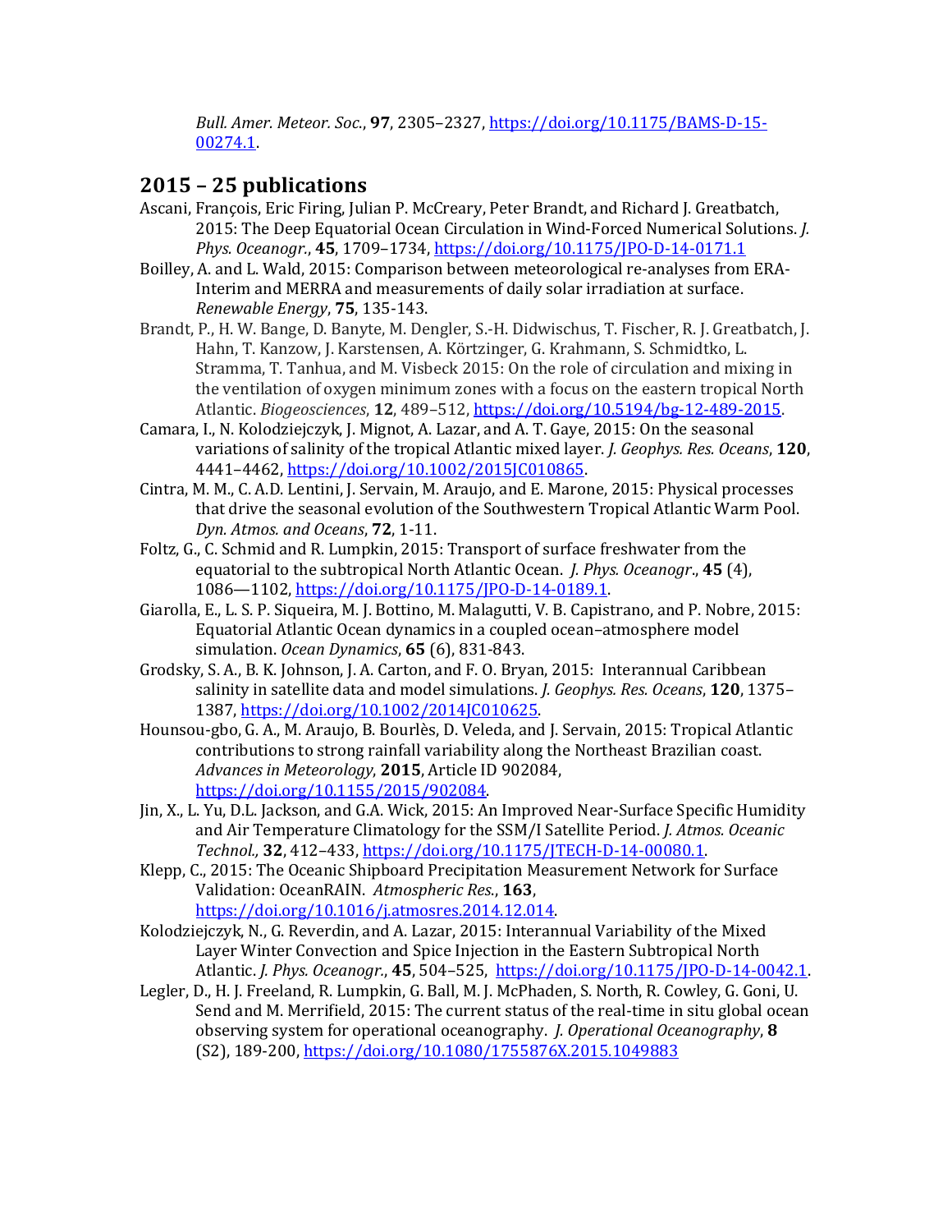*Bull. Amer. Meteor. Soc.*, **97**, 2305–2327, https://doi.org/10.1175/BAMS-D-15-00274.1.

## 2015 – 25 publications

Ascani, François, Eric Firing, Julian P. McCreary, Peter Brandt, and Richard J. Greatbatch, 2015: The Deep Equatorial Ocean Circulation in Wind-Forced Numerical Solutions. *J. Phys. Oceanogr.*, **45**, 1709–1734, https://doi.org/10.1175/JPO-D-14-0171.1

Boilley, A. and L. Wald, 2015: Comparison between meteorological re-analyses from ERA-Interim and MERRA and measurements of daily solar irradiation at surface. *Renewable Energy*, **75**, 135-143.

Brandt, P., H. W. Bange, D. Banyte, M. Dengler, S.-H. Didwischus, T. Fischer, R. J. Greatbatch, J. Hahn, T. Kanzow, J. Karstensen, A. Körtzinger, G. Krahmann, S. Schmidtko, L. Stramma, T. Tanhua, and M. Visbeck 2015: On the role of circulation and mixing in the ventilation of oxygen minimum zones with a focus on the eastern tropical North Atlantic. *Biogeosciences*, **12**, 489–512, https://doi.org/10.5194/bg-12-489-2015.

Camara, I., N. Kolodziejczyk, J. Mignot, A. Lazar, and A. T. Gaye, 2015: On the seasonal variations of salinity of the tropical Atlantic mixed layer. *J. Geophys. Res. Oceans*, **120**, 4441–4462, https://doi.org/10.1002/2015JC010865.

Cintra, M. M., C. A.D. Lentini, J. Servain, M. Araujo, and E. Marone, 2015: Physical processes that drive the seasonal evolution of the Southwestern Tropical Atlantic Warm Pool. *Dyn. Atmos. and Oceans*, **72**, 1-11.

Foltz, G., C. Schmid and R. Lumpkin, 2015: Transport of surface freshwater from the equatorial to the subtropical North Atlantic Ocean. *J. Phys. Oceanogr.*, **45** (4), 1086—1102, https://doi.org/10.1175/JPO-D-14-0189.1.

Giarolla, E., L. S. P. Siqueira, M. J. Bottino, M. Malagutti, V. B. Capistrano, and P. Nobre, 2015: Equatorial Atlantic Ocean dynamics in a coupled ocean–atmosphere model simulation. *Ocean Dynamics*, **65** (6), 831-843.

Grodsky, S. A., B. K. Johnson, J. A. Carton, and F. O. Bryan, 2015: Interannual Caribbean salinity in satellite data and model simulations. *J. Geophys. Res. Oceans*, **120**, 1375–1387, https://doi.org/10.1002/2014JC010625.

Hounsou-gbo, G. A., M. Araujo, B. Bourlès, D. Veleda, and J. Servain, 2015: Tropical Atlantic contributions to strong rainfall variability along the Northeast Brazilian coast. *Advances in Meteorology*, **2015**, Article ID 902084, https://doi.org/10.1155/2015/902084.

Jin, X., L. Yu, D.L. Jackson, and G.A. Wick, 2015: An Improved Near-Surface Specific Humidity and Air Temperature Climatology for the SSM/I Satellite Period. *J. Atmos. Oceanic Technol.,* **32**, 412–433, https://doi.org/10.1175/JTECH-D-14-00080.1.

Klepp, C., 2015: The Oceanic Shipboard Precipitation Measurement Network for Surface Validation: OceanRAIN. *Atmospheric Res.*, **163**, https://doi.org/10.1016/j.atmosres.2014.12.014.

Kolodziejczyk, N., G. Reverdin, and A. Lazar, 2015: Interannual Variability of the Mixed Layer Winter Convection and Spice Injection in the Eastern Subtropical North Atlantic. *J. Phys. Oceanogr.*, **45**, 504–525, https://doi.org/10.1175/JPO-D-14-0042.1.

Legler, D., H. J. Freeland, R. Lumpkin, G. Ball, M. J. McPhaden, S. North, R. Cowley, G. Goni, U. Send and M. Merrifield, 2015: The current status of the real-time in situ global ocean observing system for operational oceanography. *J. Operational Oceanography*, **8** (S2), 189-200, https://doi.org/10.1080/1755876X.2015.1049883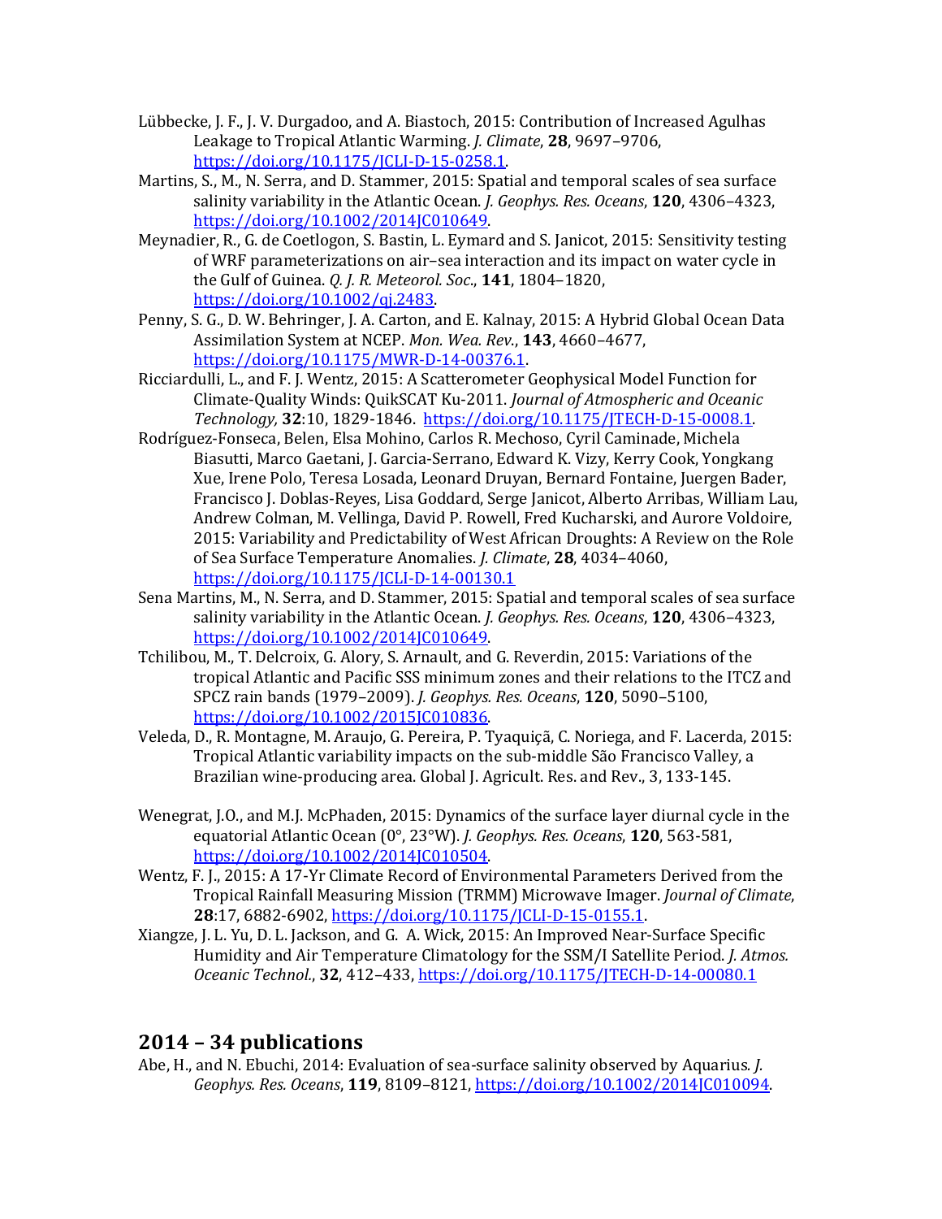Lübbecke, J. F., J. V. Durgadoo, and A. Biastoch, 2015: Contribution of Increased Agulhas Leakage to Tropical Atlantic Warming. *J. Climate*, **28**, 9697–9706, https://doi.org/10.1175/JCLI-D-15-0258.1.

Martins, S., M., N. Serra, and D. Stammer, 2015: Spatial and temporal scales of sea surface salinity variability in the Atlantic Ocean. *J. Geophys. Res. Oceans*, **120**, 4306–4323, https://doi.org/10.1002/2014JC010649.

Meynadier, R., G. de Coetlogon, S. Bastin, L. Eymard and S. Janicot, 2015: Sensitivity testing of WRF parameterizations on air–sea interaction and its impact on water cycle in the Gulf of Guinea. *Q. J. R. Meteorol. Soc.*, **141**, 1804–1820, https://doi.org/10.1002/qj.2483.

Penny, S. G., D. W. Behringer, J. A. Carton, and E. Kalnay, 2015: A Hybrid Global Ocean Data Assimilation System at NCEP. *Mon. Wea. Rev.*, **143**, 4660–4677, https://doi.org/10.1175/MWR-D-14-00376.1.

Ricciardulli, L., and F. J. Wentz, 2015: A Scatterometer Geophysical Model Function for Climate-Quality Winds: QuikSCAT Ku-2011. *Journal of Atmospheric and Oceanic Technology,* **32**:10, 1829-1846. https://doi.org/10.1175/JTECH-D-15-0008.1.

Rodríguez-Fonseca, Belen, Elsa Mohino, Carlos R. Mechoso, Cyril Caminade, Michela Biasutti, Marco Gaetani, J. Garcia-Serrano, Edward K. Vizy, Kerry Cook, Yongkang Xue, Irene Polo, Teresa Losada, Leonard Druyan, Bernard Fontaine, Juergen Bader, Francisco J. Doblas-Reyes, Lisa Goddard, Serge Janicot, Alberto Arribas, William Lau, Andrew Colman, M. Vellinga, David P. Rowell, Fred Kucharski, and Aurore Voldoire, 2015: Variability and Predictability of West African Droughts: A Review on the Role of Sea Surface Temperature Anomalies. *J. Climate*, **28**, 4034–4060, https://doi.org/10.1175/JCLI-D-14-00130.1

Sena Martins, M., N. Serra, and D. Stammer, 2015: Spatial and temporal scales of sea surface salinity variability in the Atlantic Ocean. *J. Geophys. Res. Oceans*, **120**, 4306–4323, https://doi.org/10.1002/2014JC010649.

Tchilibou, M., T. Delcroix, G. Alory, S. Arnault, and G. Reverdin, 2015: Variations of the tropical Atlantic and Pacific SSS minimum zones and their relations to the ITCZ and SPCZ rain bands (1979–2009). *J. Geophys. Res. Oceans*, **120**, 5090–5100, https://doi.org/10.1002/2015JC010836.

Veleda, D., R. Montagne, M. Araujo, G. Pereira, P. Tyaquiçã, C. Noriega, and F. Lacerda, 2015: Tropical Atlantic variability impacts on the sub-middle São Francisco Valley, a Brazilian wine-producing area. Global J. Agricult. Res. and Rev., 3, 133-145.

Wenegrat, J.O., and M.J. McPhaden, 2015: Dynamics of the surface layer diurnal cycle in the equatorial Atlantic Ocean (0°, 23°W). *J. Geophys. Res. Oceans*, **120**, 563-581, https://doi.org/10.1002/2014JC010504.

Wentz, F. J., 2015: A 17-Yr Climate Record of Environmental Parameters Derived from the Tropical Rainfall Measuring Mission (TRMM) Microwave Imager. *Journal of Climate*, **28**:17, 6882-6902, https://doi.org/10.1175/JCLI-D-15-0155.1.

Xiangze, J. L. Yu, D. L. Jackson, and G. A. Wick, 2015: An Improved Near-Surface Specific Humidity and Air Temperature Climatology for the SSM/I Satellite Period. *J. Atmos. Oceanic Technol.*, **32**, 412–433, https://doi.org/10.1175/JTECH-D-14-00080.1

## 2014 – 34 publications

Abe, H., and N. Ebuchi, 2014: Evaluation of sea-surface salinity observed by Aquarius. *J. Geophys. Res. Oceans*, **119**, 8109–8121, https://doi.org/10.1002/2014JC010094.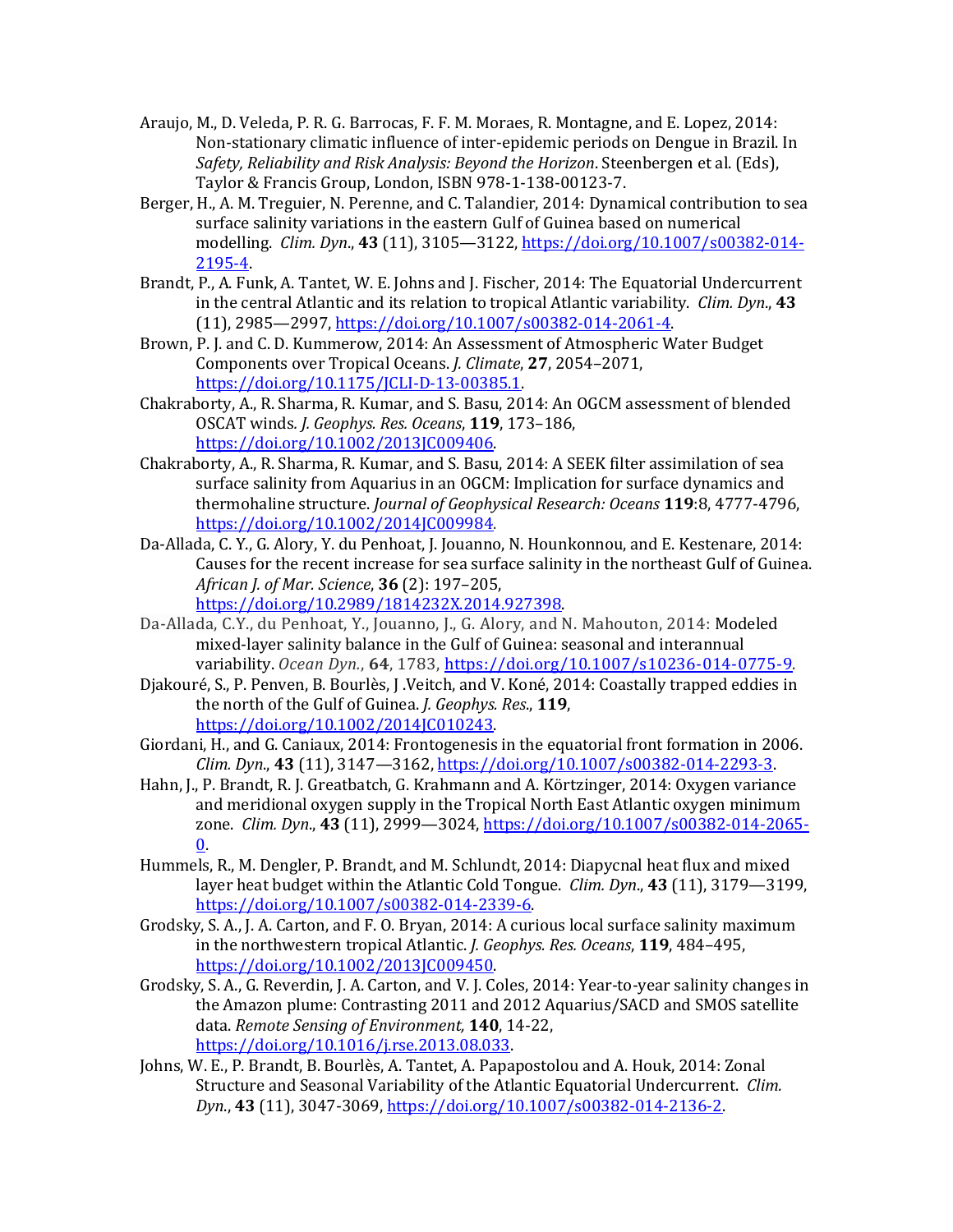Araujo, M., D. Veleda, P. R. G. Barrocas, F. F. M. Moraes, R. Montagne, and E. Lopez, 2014: Non-stationary climatic influence of inter-epidemic periods on Dengue in Brazil. In *Safety, Reliability and Risk Analysis: Beyond the Horizon*. Steenbergen et al. (Eds), Taylor & Francis Group, London, ISBN 978-1-138-00123-7.

Berger, H., A. M. Treguier, N. Perenne, and C. Talandier, 2014: Dynamical contribution to sea surface salinity variations in the eastern Gulf of Guinea based on numerical modelling. *Clim. Dyn*., **43** (11), 3105—3122, https://doi.org/10.1007/s00382-014-2195-4.

Brandt, P., A. Funk, A. Tantet, W. E. Johns and J. Fischer, 2014: The Equatorial Undercurrent in the central Atlantic and its relation to tropical Atlantic variability. *Clim. Dyn*., **43** (11), 2985—2997, https://doi.org/10.1007/s00382-014-2061-4.

Brown, P. J. and C. D. Kummerow, 2014: An Assessment of Atmospheric Water Budget Components over Tropical Oceans. *J. Climate*, **27**, 2054–2071, https://doi.org/10.1175/JCLI-D-13-00385.1.

Chakraborty, A., R. Sharma, R. Kumar, and S. Basu, 2014: An OGCM assessment of blended OSCAT winds*. J. Geophys. Res. Oceans*, **119**, 173–186, https://doi.org/10.1002/2013JC009406.

Chakraborty, A., R. Sharma, R. Kumar, and S. Basu, 2014: A SEEK filter assimilation of sea surface salinity from Aquarius in an OGCM: Implication for surface dynamics and thermohaline structure. *Journal of Geophysical Research: Oceans* **119**:8, 4777-4796, https://doi.org/10.1002/2014JC009984.

Da-Allada, C. Y., G. Alory, Y. du Penhoat, J. Jouanno, N. Hounkonnou, and E. Kestenare, 2014: Causes for the recent increase for sea surface salinity in the northeast Gulf of Guinea. *African J. of Mar. Science*, **36** (2): 197–205, https://doi.org/10.2989/1814232X.2014.927398.

Da-Allada, C.Y., du Penhoat, Y., Jouanno, J., G. Alory, and N. Mahouton, 2014: Modeled mixed-layer salinity balance in the Gulf of Guinea: seasonal and interannual variability. *Ocean Dyn.*, **64**, 1783, https://doi.org/10.1007/s10236-014-0775-9.

Djakouré, S., P. Penven, B. Bourlès, J .Veitch, and V. Koné, 2014: Coastally trapped eddies in the north of the Gulf of Guinea. *J. Geophys. Res*., **119**, https://doi.org/10.1002/2014JC010243.

Giordani, H., and G. Caniaux, 2014: Frontogenesis in the equatorial front formation in 2006. *Clim. Dyn*., **43** (11), 3147—3162, https://doi.org/10.1007/s00382-014-2293-3.

Hahn, J., P. Brandt, R. J. Greatbatch, G. Krahmann and A. Körtzinger, 2014: Oxygen variance and meridional oxygen supply in the Tropical North East Atlantic oxygen minimum zone. *Clim. Dyn*., **43** (11), 2999—3024, https://doi.org/10.1007/s00382-014-2065-0.

Hummels, R., M. Dengler, P. Brandt, and M. Schlundt, 2014: Diapycnal heat flux and mixed layer heat budget within the Atlantic Cold Tongue. *Clim. Dyn*., **43** (11), 3179—3199, https://doi.org/10.1007/s00382-014-2339-6.

Grodsky, S. A., J. A. Carton, and F. O. Bryan, 2014: A curious local surface salinity maximum in the northwestern tropical Atlantic. *J. Geophys. Res. Oceans*, **119**, 484–495, https://doi.org/10.1002/2013JC009450.

Grodsky, S. A., G. Reverdin, J. A. Carton, and V. J. Coles, 2014: Year-to-year salinity changes in the Amazon plume: Contrasting 2011 and 2012 Aquarius/SACD and SMOS satellite data. *Remote Sensing of Environment,* **140**, 14-22, https://doi.org/10.1016/j.rse.2013.08.033.

Johns, W. E., P. Brandt, B. Bourlès, A. Tantet, A. Papapostolou and A. Houk, 2014: Zonal Structure and Seasonal Variability of the Atlantic Equatorial Undercurrent. *Clim. Dyn*., **43** (11), 3047-3069, https://doi.org/10.1007/s00382-014-2136-2.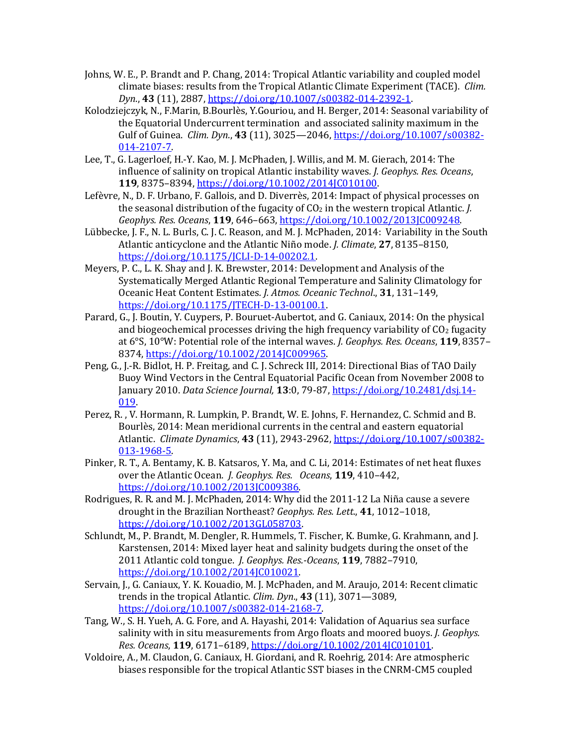Johns, W. E., P. Brandt and P. Chang, 2014: Tropical Atlantic variability and coupled model climate biases: results from the Tropical Atlantic Climate Experiment (TACE). *Clim. Dyn.*, **43** (11), 2887, https://doi.org/10.1007/s00382-014-2392-1.

Kolodziejczyk, N., F.Marin, B.Bourlès, Y.Gouriou, and H. Berger, 2014: Seasonal variability of the Equatorial Undercurrent termination and associated salinity maximum in the Gulf of Guinea. *Clim. Dyn.*, **43** (11), 3025—2046, https://doi.org/10.1007/s00382-014-2107-7.

Lee, T., G. Lagerloef, H.-Y. Kao, M. J. McPhaden, J. Willis, and M. M. Gierach, 2014: The influence of salinity on tropical Atlantic instability waves. *J. Geophys. Res. Oceans*, **119**, 8375–8394, https://doi.org/10.1002/2014JC010100.

Lefèvre, N., D. F. Urbano, F. Gallois, and D. Diverrès, 2014: Impact of physical processes on the seasonal distribution of the fugacity of $CO_2$ in the western tropical Atlantic. *J. Geophys. Res. Oceans*, **119**, 646–663, https://doi.org/10.1002/2013JC009248.

Lübbecke, J. F., N. L. Burls, C. J. C. Reason, and M. J. McPhaden, 2014: Variability in the South Atlantic anticyclone and the Atlantic Niño mode. *J. Climate*, **27**, 8135–8150, https://doi.org/10.1175/JCLI-D-14-00202.1.

Meyers, P. C., L. K. Shay and J. K. Brewster, 2014: Development and Analysis of the Systematically Merged Atlantic Regional Temperature and Salinity Climatology for Oceanic Heat Content Estimates. *J. Atmos. Oceanic Technol*., **31**, 131–149, https://doi.org/10.1175/JTECH-D-13-00100.1.

Parard, G., J. Boutin, Y. Cuypers, P. Bouruet-Aubertot, and G. Caniaux, 2014: On the physical and biogeochemical processes driving the high frequency variability of $CO_2$ fugacity at 6°S, 10°W: Potential role of the internal waves. *J. Geophys. Res. Oceans*, **119**, 8357–8374, https://doi.org/10.1002/2014JC009965.

Peng, G., J.-R. Bidlot, H. P. Freitag, and C. J. Schreck III, 2014: Directional Bias of TAO Daily Buoy Wind Vectors in the Central Equatorial Pacific Ocean from November 2008 to January 2010. *Data Science Journal,* **13**:0, 79-87, https://doi.org/10.2481/dsj.14-019.

Perez, R. , V. Hormann, R. Lumpkin, P. Brandt, W. E. Johns, F. Hernandez, C. Schmid and B. Bourlès, 2014: Mean meridional currents in the central and eastern equatorial Atlantic. *Climate Dynamics*, **43** (11), 2943-2962, https://doi.org/10.1007/s00382-013-1968-5.

Pinker, R. T., A. Bentamy, K. B. Katsaros, Y. Ma, and C. Li, 2014: Estimates of net heat fluxes over the Atlantic Ocean. *J. Geophys. Res. Oceans*, **119**, 410–442, https://doi.org/10.1002/2013JC009386.

Rodrigues, R. R. and M. J. McPhaden, 2014: Why did the 2011-12 La Niña cause a severe drought in the Brazilian Northeast? *Geophys. Res. Lett*., **41**, 1012–1018, https://doi.org/10.1002/2013GL058703.

Schlundt, M., P. Brandt, M. Dengler, R. Hummels, T. Fischer, K. Bumke, G. Krahmann, and J. Karstensen, 2014: Mixed layer heat and salinity budgets during the onset of the 2011 Atlantic cold tongue. *J. Geophys. Res.-Oceans*, **119**, 7882–7910, https://doi.org/10.1002/2014JC010021.

Servain, J., G. Caniaux, Y. K. Kouadio, M. J. McPhaden, and M. Araujo, 2014: Recent climatic trends in the tropical Atlantic. *Clim. Dyn*., **43** (11), 3071—3089, https://doi.org/10.1007/s00382-014-2168-7.

Tang, W., S. H. Yueh, A. G. Fore, and A. Hayashi, 2014: Validation of Aquarius sea surface salinity with in situ measurements from Argo floats and moored buoys. *J. Geophys. Res. Oceans*, **119**, 6171–6189, https://doi.org/10.1002/2014JC010101.

Voldoire, A., M. Claudon, G. Caniaux, H. Giordani, and R. Roehrig, 2014: Are atmospheric biases responsible for the tropical Atlantic SST biases in the CNRM-CM5 coupled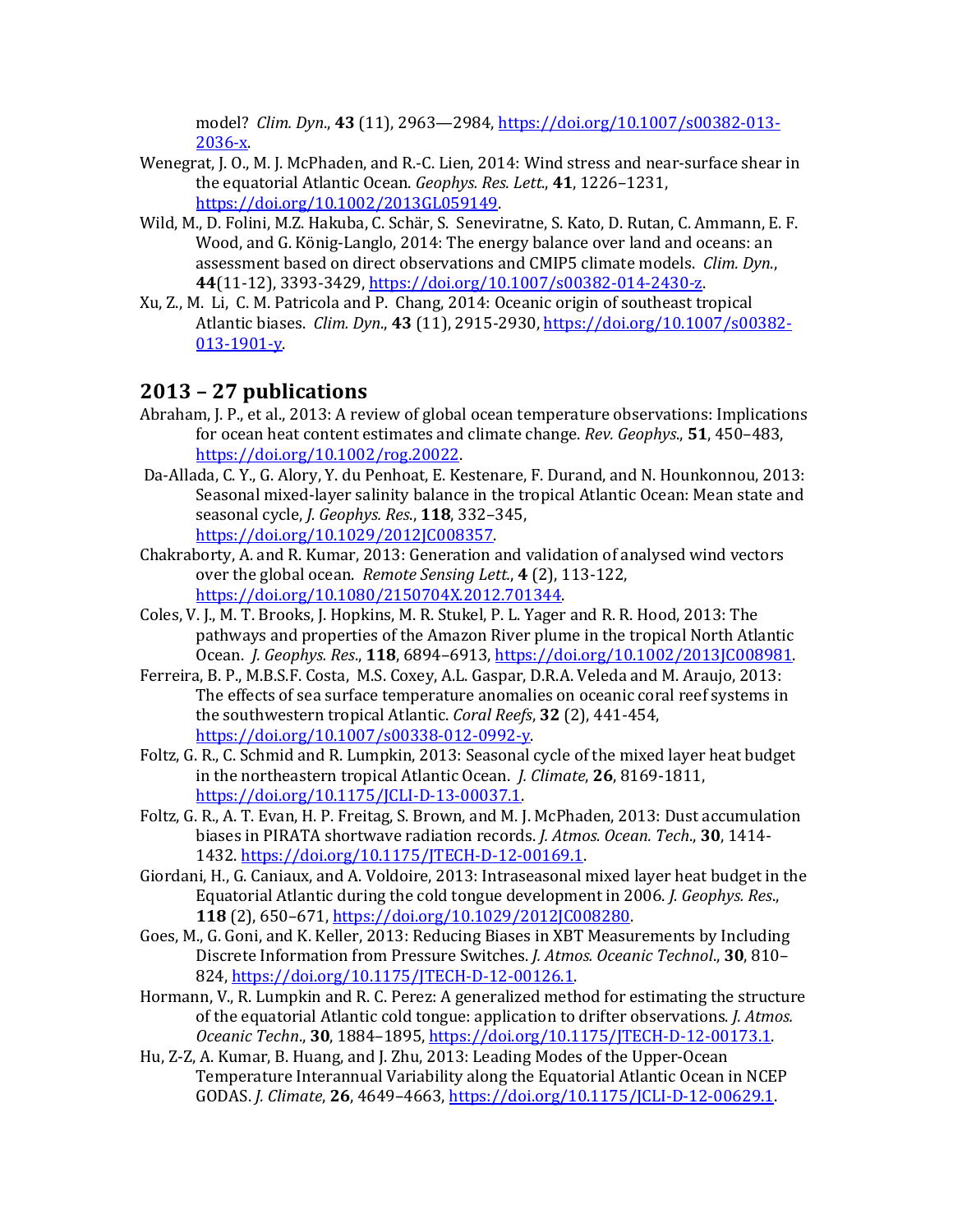model? *Clim. Dyn*., **43** (11), 2963—2984, https://doi.org/10.1007/s00382-013-2036-x.

Wenegrat, J. O., M. J. McPhaden, and R.-C. Lien, 2014: Wind stress and near-surface shear in the equatorial Atlantic Ocean. *Geophys. Res. Lett*., **41**, 1226–1231, https://doi.org/10.1002/2013GL059149.

Wild, M., D. Folini, M.Z. Hakuba, C. Schär, S. Seneviratne, S. Kato, D. Rutan, C. Ammann, E. F. Wood, and G. König-Langlo, 2014: The energy balance over land and oceans: an assessment based on direct observations and CMIP5 climate models. *Clim. Dyn*., **44**(11-12), 3393-3429, https://doi.org/10.1007/s00382-014-2430-z.

Xu, Z., M. Li, C. M. Patricola and P. Chang, 2014: Oceanic origin of southeast tropical Atlantic biases. *Clim. Dyn*., **43** (11), 2915-2930, https://doi.org/10.1007/s00382-013-1901-y.

## 2013 – 27 publications

Abraham, J. P., et al., 2013: A review of global ocean temperature observations: Implications for ocean heat content estimates and climate change. *Rev. Geophys*., **51**, 450–483, https://doi.org/10.1002/rog.20022.

Da-Allada, C. Y., G. Alory, Y. du Penhoat, E. Kestenare, F. Durand, and N. Hounkonnou, 2013: Seasonal mixed-layer salinity balance in the tropical Atlantic Ocean: Mean state and seasonal cycle, *J. Geophys. Res.*, **118**, 332–345, https://doi.org/10.1029/2012JC008357.

Chakraborty, A. and R. Kumar, 2013: Generation and validation of analysed wind vectors over the global ocean. *Remote Sensing Lett.*, **4** (2), 113-122, https://doi.org/10.1080/2150704X.2012.701344.

Coles, V. J., M. T. Brooks, J. Hopkins, M. R. Stukel, P. L. Yager and R. R. Hood, 2013: The pathways and properties of the Amazon River plume in the tropical North Atlantic Ocean. *J. Geophys. Res*., **118**, 6894–6913, https://doi.org/10.1002/2013JC008981.

Ferreira, B. P., M.B.S.F. Costa, M.S. Coxey, A.L. Gaspar, D.R.A. Veleda and M. Araujo, 2013: The effects of sea surface temperature anomalies on oceanic coral reef systems in the southwestern tropical Atlantic. *Coral Reefs*, **32** (2), 441-454, https://doi.org/10.1007/s00338-012-0992-y.

Foltz, G. R., C. Schmid and R. Lumpkin, 2013: Seasonal cycle of the mixed layer heat budget in the northeastern tropical Atlantic Ocean. *J. Climate*, **26**, 8169-1811, https://doi.org/10.1175/JCLI-D-13-00037.1.

Foltz, G. R., A. T. Evan, H. P. Freitag, S. Brown, and M. J. McPhaden, 2013: Dust accumulation biases in PIRATA shortwave radiation records. *J. Atmos. Ocean. Tech*., **30**, 1414-1432. https://doi.org/10.1175/JTECH-D-12-00169.1.

Giordani, H., G. Caniaux, and A. Voldoire, 2013: Intraseasonal mixed layer heat budget in the Equatorial Atlantic during the cold tongue development in 2006. *J. Geophys. Res*., **118** (2), 650–671, https://doi.org/10.1029/2012JC008280.

Goes, M., G. Goni, and K. Keller, 2013: Reducing Biases in XBT Measurements by Including Discrete Information from Pressure Switches. *J. Atmos. Oceanic Technol*., **30**, 810–824, https://doi.org/10.1175/JTECH-D-12-00126.1.

Hormann, V., R. Lumpkin and R. C. Perez: A generalized method for estimating the structure of the equatorial Atlantic cold tongue: application to drifter observations. *J. Atmos. Oceanic Techn*., **30**, 1884–1895, https://doi.org/10.1175/JTECH-D-12-00173.1.

Hu, Z-Z, A. Kumar, B. Huang, and J. Zhu, 2013: Leading Modes of the Upper-Ocean Temperature Interannual Variability along the Equatorial Atlantic Ocean in NCEP GODAS. *J. Climate*, **26**, 4649–4663, https://doi.org/10.1175/JCLI-D-12-00629.1.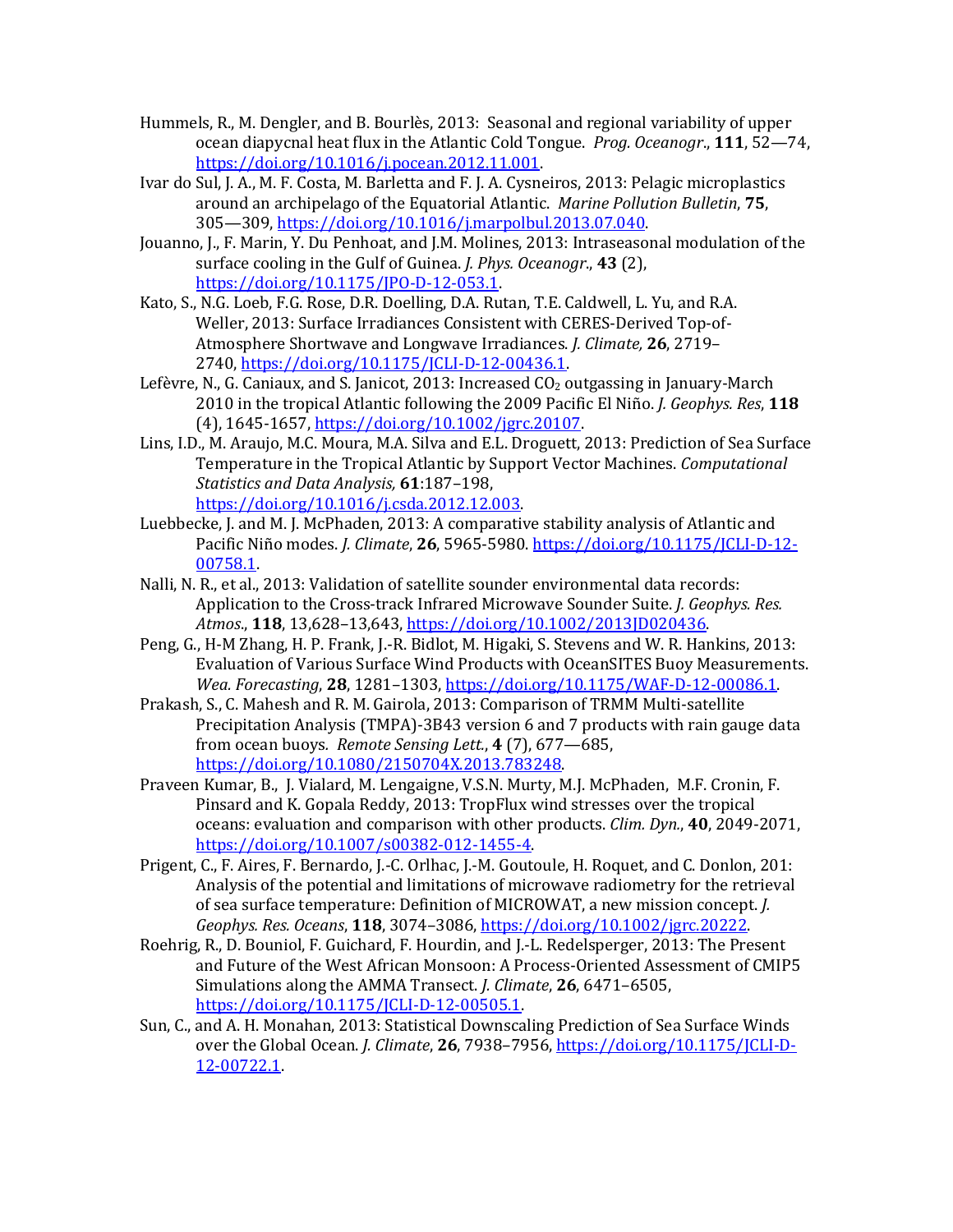Hummels, R., M. Dengler, and B. Bourlès, 2013: Seasonal and regional variability of upper ocean diapycnal heat flux in the Atlantic Cold Tongue. *Prog. Oceanogr.*, **111**, 52—74, https://doi.org/10.1016/j.pocean.2012.11.001.

Ivar do Sul, J. A., M. F. Costa, M. Barletta and F. J. A. Cysneiros, 2013: Pelagic microplastics around an archipelago of the Equatorial Atlantic. *Marine Pollution Bulletin*, **75**, 305—309, https://doi.org/10.1016/j.marpolbul.2013.07.040.

Jouanno, J., F. Marin, Y. Du Penhoat, and J.M. Molines, 2013: Intraseasonal modulation of the surface cooling in the Gulf of Guinea. *J. Phys. Oceanogr.*, **43** (2), https://doi.org/10.1175/JPO-D-12-053.1.

Kato, S., N.G. Loeb, F.G. Rose, D.R. Doelling, D.A. Rutan, T.E. Caldwell, L. Yu, and R.A. Weller, 2013: Surface Irradiances Consistent with CERES-Derived Top-of-Atmosphere Shortwave and Longwave Irradiances. *J. Climate,* **26**, 2719–2740, https://doi.org/10.1175/JCLI-D-12-00436.1.

Lefèvre, N., G. Caniaux, and S. Janicot, 2013: Increased $CO_2$ outgassing in January-March 2010 in the tropical Atlantic following the 2009 Pacific El Niño. *J. Geophys. Res*, **118** (4), 1645-1657, https://doi.org/10.1002/jgrc.20107.

Lins, I.D., M. Araujo, M.C. Moura, M.A. Silva and E.L. Droguett, 2013: Prediction of Sea Surface Temperature in the Tropical Atlantic by Support Vector Machines. *Computational Statistics and Data Analysis,* **61**:187–198, https://doi.org/10.1016/j.csda.2012.12.003.

Luebbecke, J. and M. J. McPhaden, 2013: A comparative stability analysis of Atlantic and Pacific Niño modes. *J. Climate*, **26**, 5965-5980. https://doi.org/10.1175/JCLI-D-12-00758.1.

Nalli, N. R., et al., 2013: Validation of satellite sounder environmental data records: Application to the Cross-track Infrared Microwave Sounder Suite. *J. Geophys. Res. Atmos*., **118**, 13,628–13,643, https://doi.org/10.1002/2013JD020436.

Peng, G., H-M Zhang, H. P. Frank, J.-R. Bidlot, M. Higaki, S. Stevens and W. R. Hankins, 2013: Evaluation of Various Surface Wind Products with OceanSITES Buoy Measurements. *Wea. Forecasting*, **28**, 1281–1303, https://doi.org/10.1175/WAF-D-12-00086.1.

Prakash, S., C. Mahesh and R. M. Gairola, 2013: Comparison of TRMM Multi-satellite Precipitation Analysis (TMPA)-3B43 version 6 and 7 products with rain gauge data from ocean buoys. *Remote Sensing Lett.*, **4** (7), 677—685, https://doi.org/10.1080/2150704X.2013.783248.

Praveen Kumar, B., J. Vialard, M. Lengaigne, V.S.N. Murty, M.J. McPhaden, M.F. Cronin, F. Pinsard and K. Gopala Reddy, 2013: TropFlux wind stresses over the tropical oceans: evaluation and comparison with other products. *Clim. Dyn.*, **40**, 2049-2071, https://doi.org/10.1007/s00382-012-1455-4.

Prigent, C., F. Aires, F. Bernardo, J.-C. Orlhac, J.-M. Goutoule, H. Roquet, and C. Donlon, 201: Analysis of the potential and limitations of microwave radiometry for the retrieval of sea surface temperature: Definition of MICROWAT, a new mission concept. *J. Geophys. Res. Oceans*, **118**, 3074–3086, https://doi.org/10.1002/jgrc.20222.

Roehrig, R., D. Bouniol, F. Guichard, F. Hourdin, and J.-L. Redelsperger, 2013: The Present and Future of the West African Monsoon: A Process-Oriented Assessment of CMIP5 Simulations along the AMMA Transect. *J. Climate*, **26**, 6471–6505, https://doi.org/10.1175/JCLI-D-12-00505.1.

Sun, C., and A. H. Monahan, 2013: Statistical Downscaling Prediction of Sea Surface Winds over the Global Ocean. *J. Climate*, **26**, 7938–7956, https://doi.org/10.1175/JCLI-D-12-00722.1.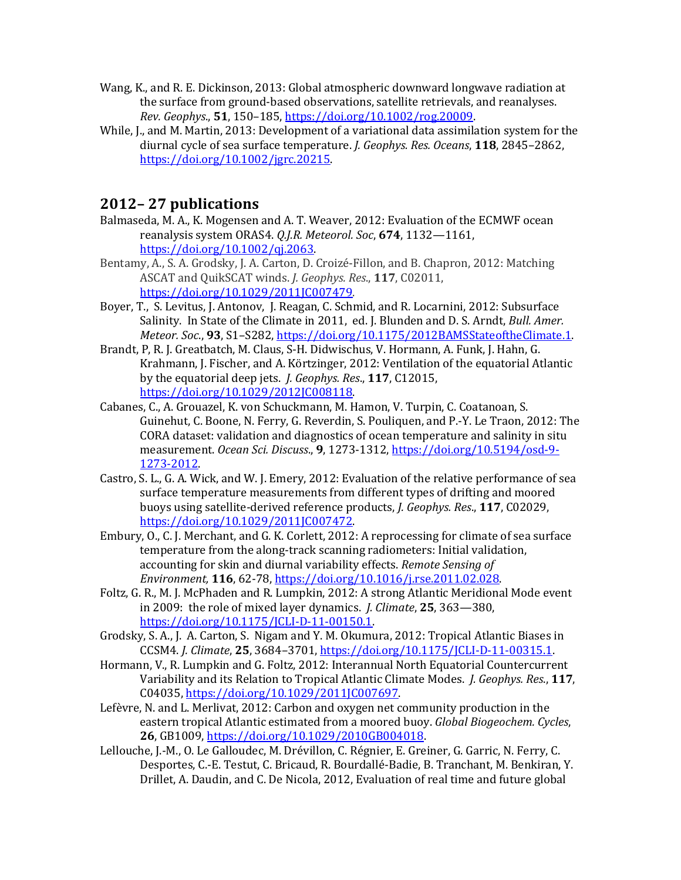Wang, K., and R. E. Dickinson, 2013: Global atmospheric downward longwave radiation at the surface from ground-based observations, satellite retrievals, and reanalyses. *Rev. Geophys.*, **51**, 150–185, https://doi.org/10.1002/rog.20009.

While, J., and M. Martin, 2013: Development of a variational data assimilation system for the diurnal cycle of sea surface temperature. *J. Geophys. Res. Oceans*, **118**, 2845–2862, https://doi.org/10.1002/jgrc.20215.

## 2012– 27 publications

Balmaseda, M. A., K. Mogensen and A. T. Weaver, 2012: Evaluation of the ECMWF ocean reanalysis system ORAS4. *Q.J.R. Meteorol. Soc*, **674**, 1132—1161, https://doi.org/10.1002/qj.2063.

Bentamy, A., S. A. Grodsky, J. A. Carton, D. Croizé-Fillon, and B. Chapron, 2012: Matching ASCAT and QuikSCAT winds. *J. Geophys. Res.*, **117**, C02011, https://doi.org/10.1029/2011JC007479.

Boyer, T., S. Levitus, J. Antonov, J. Reagan, C. Schmid, and R. Locarnini, 2012: Subsurface Salinity. In State of the Climate in 2011, ed. J. Blunden and D. S. Arndt, *Bull. Amer. Meteor. Soc.*, **93**, S1–S282, https://doi.org/10.1175/2012BAMSStateoftheClimate.1.

Brandt, P, R. J. Greatbatch, M. Claus, S-H. Didwischus, V. Hormann, A. Funk, J. Hahn, G. Krahmann, J. Fischer, and A. Körtzinger, 2012: Ventilation of the equatorial Atlantic by the equatorial deep jets. *J. Geophys. Res.*, **117**, C12015, https://doi.org/10.1029/2012JC008118.

Cabanes, C., A. Grouazel, K. von Schuckmann, M. Hamon, V. Turpin, C. Coatanoan, S. Guinehut, C. Boone, N. Ferry, G. Reverdin, S. Pouliquen, and P.-Y. Le Traon, 2012: The CORA dataset: validation and diagnostics of ocean temperature and salinity in situ measurement. *Ocean Sci. Discuss.*, **9**, 1273-1312, https://doi.org/10.5194/osd-9-1273-2012.

Castro, S. L., G. A. Wick, and W. J. Emery, 2012: Evaluation of the relative performance of sea surface temperature measurements from different types of drifting and moored buoys using satellite-derived reference products, *J. Geophys. Res.*, **117**, C02029, https://doi.org/10.1029/2011JC007472.

Embury, O., C. J. Merchant, and G. K. Corlett, 2012: A reprocessing for climate of sea surface temperature from the along-track scanning radiometers: Initial validation, accounting for skin and diurnal variability effects. *Remote Sensing of Environment,* **116**, 62-78, https://doi.org/10.1016/j.rse.2011.02.028.

Foltz, G. R., M. J. McPhaden and R. Lumpkin, 2012: A strong Atlantic Meridional Mode event in 2009: the role of mixed layer dynamics. *J. Climate*, **25**, 363—380, https://doi.org/10.1175/JCLI-D-11-00150.1.

Grodsky, S. A., J. A. Carton, S. Nigam and Y. M. Okumura, 2012: Tropical Atlantic Biases in CCSM4. *J. Climate*, **25**, 3684–3701, https://doi.org/10.1175/JCLI-D-11-00315.1.

Hormann, V., R. Lumpkin and G. Foltz, 2012: Interannual North Equatorial Countercurrent Variability and its Relation to Tropical Atlantic Climate Modes. *J. Geophys. Res.*, **117**, C04035, https://doi.org/10.1029/2011JC007697.

Lefèvre, N. and L. Merlivat, 2012: Carbon and oxygen net community production in the eastern tropical Atlantic estimated from a moored buoy. *Global Biogeochem. Cycles*, **26**, GB1009, https://doi.org/10.1029/2010GB004018.

Lellouche, J.-M., O. Le Galloudec, M. Drévillon, C. Régnier, E. Greiner, G. Garric, N. Ferry, C. Desportes, C.-E. Testut, C. Bricaud, R. Bourdallé-Badie, B. Tranchant, M. Benkiran, Y. Drillet, A. Daudin, and C. De Nicola, 2012, Evaluation of real time and future global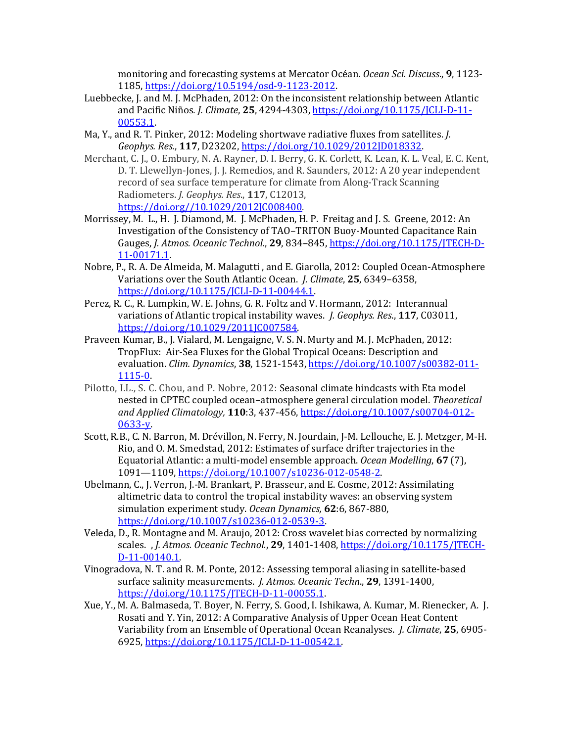monitoring and forecasting systems at Mercator Océan. *Ocean Sci. Discuss.*, **9**, 1123-1185, https://doi.org/10.5194/osd-9-1123-2012.

Luebbecke, J. and M. J. McPhaden, 2012: On the inconsistent relationship between Atlantic and Pacific Niños. *J. Climate*, **25**, 4294-4303, https://doi.org/10.1175/JCLI-D-11-00553.1.

Ma, Y., and R. T. Pinker, 2012: Modeling shortwave radiative fluxes from satellites. *J. Geophys. Res.*, **117**, D23202, https://doi.org/10.1029/2012JD018332.

Merchant, C. J., O. Embury, N. A. Rayner, D. I. Berry, G. K. Corlett, K. Lean, K. L. Veal, E. C. Kent, D. T. Llewellyn-Jones, J. J. Remedios, and R. Saunders, 2012: A 20 year independent record of sea surface temperature for climate from Along-Track Scanning Radiometers. *J. Geophys. Res.*, **117**, C12013, https://doi.org//10.1029/2012JC008400.

Morrissey, M. L., H. J. Diamond, M. J. McPhaden, H. P. Freitag and J. S. Greene, 2012: An Investigation of the Consistency of TAO–TRITON Buoy-Mounted Capacitance Rain Gauges, *J. Atmos. Oceanic Technol.*, **29**, 834–845, https://doi.org/10.1175/JTECH-D-11-00171.1.

Nobre, P., R. A. De Almeida, M. Malagutti , and E. Giarolla, 2012: Coupled Ocean-Atmosphere Variations over the South Atlantic Ocean. *J. Climate*, **25**, 6349–6358, https://doi.org/10.1175/JCLI-D-11-00444.1.

Perez, R. C., R. Lumpkin, W. E. Johns, G. R. Foltz and V. Hormann, 2012: Interannual variations of Atlantic tropical instability waves. *J. Geophys. Res.*, **117**, C03011, https://doi.org/10.1029/2011JC007584.

Praveen Kumar, B., J. Vialard, M. Lengaigne, V. S. N. Murty and M. J. McPhaden, 2012: TropFlux: Air-Sea Fluxes for the Global Tropical Oceans: Description and evaluation. *Clim. Dynamics*, **38**, 1521-1543, https://doi.org/10.1007/s00382-011-1115-0.

Pilotto, I.L., S. C. Chou, and P. Nobre, 2012: Seasonal climate hindcasts with Eta model nested in CPTEC coupled ocean–atmosphere general circulation model. *Theoretical and Applied Climatology,* **110**:3, 437-456, https://doi.org/10.1007/s00704-012-0633-y.

Scott, R.B., C. N. Barron, M. Drévillon, N. Ferry, N. Jourdain, J-M. Lellouche, E. J. Metzger, M-H. Rio, and O. M. Smedstad, 2012: Estimates of surface drifter trajectories in the Equatorial Atlantic: a multi-model ensemble approach. *Ocean Modelling*, **67** (7), 1091—1109, https://doi.org/10.1007/s10236-012-0548-2.

Ubelmann, C., J. Verron, J.-M. Brankart, P. Brasseur, and E. Cosme, 2012: Assimilating altimetric data to control the tropical instability waves: an observing system simulation experiment study. *Ocean Dynamics,* **62**:6, 867-880, https://doi.org/10.1007/s10236-012-0539-3.

Veleda, D., R. Montagne and M. Araujo, 2012: Cross wavelet bias corrected by normalizing scales. , *J. Atmos. Oceanic Technol.*, **29**, 1401-1408, https://doi.org/10.1175/JTECH-D-11-00140.1.

Vinogradova, N. T. and R. M. Ponte, 2012: Assessing temporal aliasing in satellite-based surface salinity measurements. *J. Atmos. Oceanic Techn.*, **29**, 1391-1400, https://doi.org/10.1175/JTECH-D-11-00055.1.

Xue, Y., M. A. Balmaseda, T. Boyer, N. Ferry, S. Good, I. Ishikawa, A. Kumar, M. Rienecker, A. J. Rosati and Y. Yin, 2012: A Comparative Analysis of Upper Ocean Heat Content Variability from an Ensemble of Operational Ocean Reanalyses. *J. Climate*, **25**, 6905-6925, https://doi.org/10.1175/JCLI-D-11-00542.1.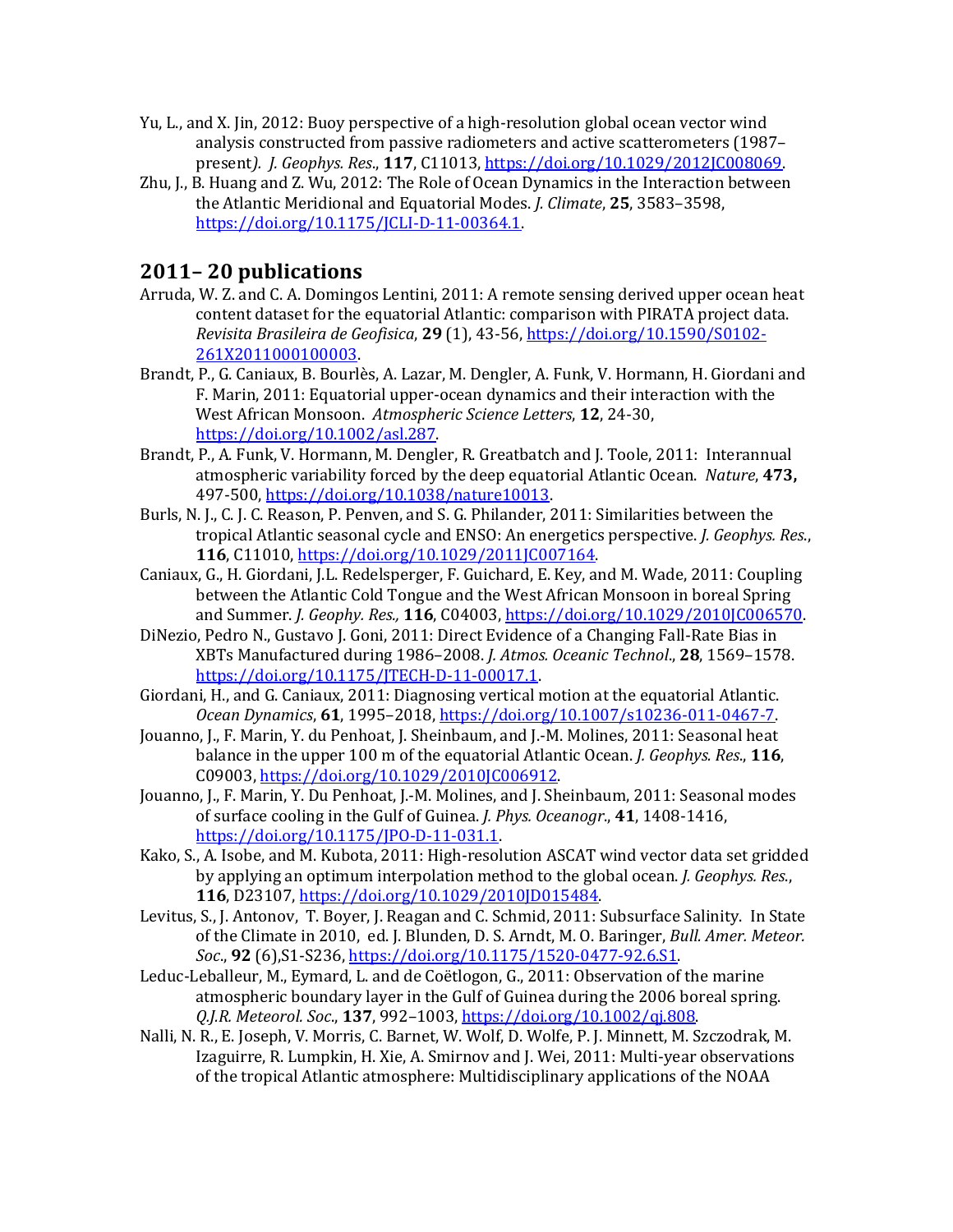Yu, L., and X. Jin, 2012: Buoy perspective of a high-resolution global ocean vector wind analysis constructed from passive radiometers and active scatterometers (1987–present*).* *J. Geophys. Res*., **117**, C11013, https://doi.org/10.1029/2012JC008069.

Zhu, J., B. Huang and Z. Wu, 2012: The Role of Ocean Dynamics in the Interaction between the Atlantic Meridional and Equatorial Modes. *J. Climate*, **25**, 3583–3598, https://doi.org/10.1175/JCLI-D-11-00364.1.

## 2011– 20 publications

Arruda, W. Z. and C. A. Domingos Lentini, 2011: A remote sensing derived upper ocean heat content dataset for the equatorial Atlantic: comparison with PIRATA project data. *Revisita Brasileira de Geofisica*, **29** (1), 43-56, https://doi.org/10.1590/S0102-261X2011000100003.

Brandt, P., G. Caniaux, B. Bourlès, A. Lazar, M. Dengler, A. Funk, V. Hormann, H. Giordani and F. Marin, 2011: Equatorial upper-ocean dynamics and their interaction with the West African Monsoon. *Atmospheric Science Letters*, **12**, 24-30, https://doi.org/10.1002/asl.287.

Brandt, P., A. Funk, V. Hormann, M. Dengler, R. Greatbatch and J. Toole, 2011: Interannual atmospheric variability forced by the deep equatorial Atlantic Ocean. *Nature*, **473,** 497-500, https://doi.org/10.1038/nature10013.

Burls, N. J., C. J. C. Reason, P. Penven, and S. G. Philander, 2011: Similarities between the tropical Atlantic seasonal cycle and ENSO: An energetics perspective. *J. Geophys. Res.*, **116**, C11010, https://doi.org/10.1029/2011JC007164.

Caniaux, G., H. Giordani, J.L. Redelsperger, F. Guichard, E. Key, and M. Wade, 2011: Coupling between the Atlantic Cold Tongue and the West African Monsoon in boreal Spring and Summer. *J. Geophy. Res.,* **116**, C04003, https://doi.org/10.1029/2010JC006570.

DiNezio, Pedro N., Gustavo J. Goni, 2011: Direct Evidence of a Changing Fall-Rate Bias in XBTs Manufactured during 1986–2008. *J. Atmos. Oceanic Technol*., **28**, 1569–1578. https://doi.org/10.1175/JTECH-D-11-00017.1.

Giordani, H., and G. Caniaux, 2011: Diagnosing vertical motion at the equatorial Atlantic. *Ocean Dynamics*, **61**, 1995–2018, https://doi.org/10.1007/s10236-011-0467-7.

Jouanno, J., F. Marin, Y. du Penhoat, J. Sheinbaum, and J.-M. Molines, 2011: Seasonal heat balance in the upper 100 m of the equatorial Atlantic Ocean. *J. Geophys. Res*., **116**, C09003, https://doi.org/10.1029/2010JC006912.

Jouanno, J., F. Marin, Y. Du Penhoat, J.-M. Molines, and J. Sheinbaum, 2011: Seasonal modes of surface cooling in the Gulf of Guinea. *J. Phys. Oceanogr*., **41**, 1408-1416, https://doi.org/10.1175/JPO-D-11-031.1.

Kako, S., A. Isobe, and M. Kubota, 2011: High-resolution ASCAT wind vector data set gridded by applying an optimum interpolation method to the global ocean. *J. Geophys. Res.*, **116**, D23107, https://doi.org/10.1029/2010JD015484.

Levitus, S., J. Antonov, T. Boyer, J. Reagan and C. Schmid, 2011: Subsurface Salinity. In State of the Climate in 2010, ed. J. Blunden, D. S. Arndt, M. O. Baringer, *Bull. Amer. Meteor. Soc*., **92** (6),S1-S236, https://doi.org/10.1175/1520-0477-92.6.S1.

Leduc-Leballeur, M., Eymard, L. and de Coëtlogon, G., 2011: Observation of the marine atmospheric boundary layer in the Gulf of Guinea during the 2006 boreal spring. *Q.J.R. Meteorol. Soc*., **137**, 992–1003, https://doi.org/10.1002/qj.808.

Nalli, N. R., E. Joseph, V. Morris, C. Barnet, W. Wolf, D. Wolfe, P. J. Minnett, M. Szczodrak, M. Izaguirre, R. Lumpkin, H. Xie, A. Smirnov and J. Wei, 2011: Multi-year observations of the tropical Atlantic atmosphere: Multidisciplinary applications of the NOAA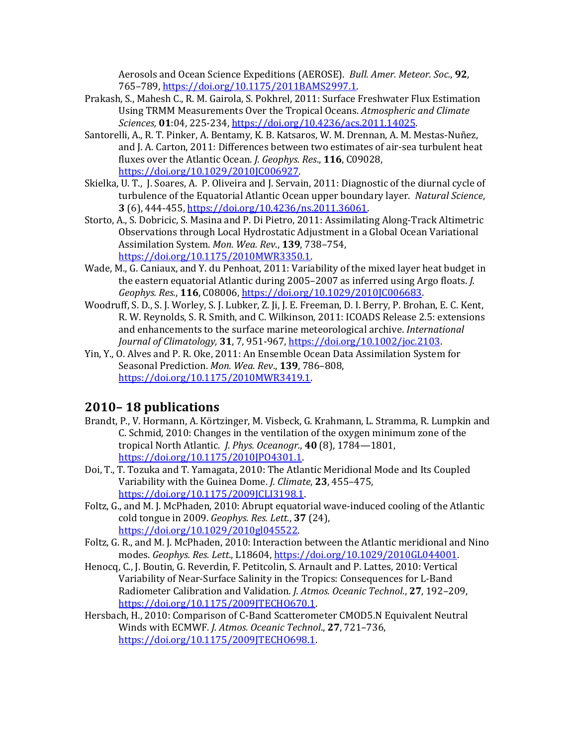Aerosols and Ocean Science Expeditions (AEROSE). *Bull. Amer. Meteor. Soc.*, **92**, 765–789, https://doi.org/10.1175/2011BAMS2997.1.

Prakash, S., Mahesh C., R. M. Gairola, S. Pokhrel, 2011: Surface Freshwater Flux Estimation Using TRMM Measurements Over the Tropical Oceans. *Atmospheric and Climate Sciences,* **01**:04, 225-234, https://doi.org/10.4236/acs.2011.14025.

Santorelli, A., R. T. Pinker, A. Bentamy, K. B. Katsaros, W. M. Drennan, A. M. Mestas-Nuñez, and J. A. Carton, 2011: Differences between two estimates of air-sea turbulent heat fluxes over the Atlantic Ocean. *J. Geophys. Res.*, **116**, C09028, https://doi.org/10.1029/2010JC006927.

Skielka, U. T., J. Soares, A. P. Oliveira and J. Servain, 2011: Diagnostic of the diurnal cycle of turbulence of the Equatorial Atlantic Ocean upper boundary layer. *Natural Science*, **3** (6), 444-455, https://doi.org/10.4236/ns.2011.36061.

Storto, A., S. Dobricic, S. Masina and P. Di Pietro, 2011: Assimilating Along-Track Altimetric Observations through Local Hydrostatic Adjustment in a Global Ocean Variational Assimilation System. *Mon. Wea. Rev.*, **139**, 738–754, https://doi.org/10.1175/2010MWR3350.1.

Wade, M., G. Caniaux, and Y. du Penhoat, 2011: Variability of the mixed layer heat budget in the eastern equatorial Atlantic during 2005–2007 as inferred using Argo floats. *J. Geophys. Res.*, **116**, C08006, https://doi.org/10.1029/2010JC006683.

Woodruff, S. D., S. J. Worley, S. J. Lubker, Z. Ji, J. E. Freeman, D. I. Berry, P. Brohan, E. C. Kent, R. W. Reynolds, S. R. Smith, and C. Wilkinson, 2011: ICOADS Release 2.5: extensions and enhancements to the surface marine meteorological archive. *International Journal of Climatology,* **31**, 7, 951-967, https://doi.org/10.1002/joc.2103.

Yin, Y., O. Alves and P. R. Oke, 2011: An Ensemble Ocean Data Assimilation System for Seasonal Prediction. *Mon. Wea. Rev*., **139**, 786–808, https://doi.org/10.1175/2010MWR3419.1.

## 2010– 18 publications

Brandt, P., V. Hormann, A. Körtzinger, M. Visbeck, G. Krahmann, L. Stramma, R. Lumpkin and C. Schmid, 2010: Changes in the ventilation of the oxygen minimum zone of the tropical North Atlantic. *J. Phys. Oceanogr.*, **40** (8), 1784—1801, https://doi.org/10.1175/2010JPO4301.1.

Doi, T., T. Tozuka and T. Yamagata, 2010: The Atlantic Meridional Mode and Its Coupled Variability with the Guinea Dome. *J. Climate*, **23**, 455–475, https://doi.org/10.1175/2009JCLI3198.1.

Foltz, G., and M. J. McPhaden, 2010: Abrupt equatorial wave-induced cooling of the Atlantic cold tongue in 2009. *Geophys. Res. Lett.*, **37** (24), https://doi.org/10.1029/2010gl045522.

Foltz, G. R., and M. J. McPhaden, 2010: Interaction between the Atlantic meridional and Nino modes. *Geophys. Res. Lett*., L18604, https://doi.org/10.1029/2010GL044001.

Henocq, C., J. Boutin, G. Reverdin, F. Petitcolin, S. Arnault and P. Lattes, 2010: Vertical Variability of Near-Surface Salinity in the Tropics: Consequences for L-Band Radiometer Calibration and Validation*. J. Atmos. Oceanic Technol.*, **27**, 192–209, https://doi.org/10.1175/2009JTECHO670.1.

Hersbach, H., 2010: Comparison of C-Band Scatterometer CMOD5.N Equivalent Neutral Winds with ECMWF. *J. Atmos. Oceanic Technol*., **27**, 721–736, https://doi.org/10.1175/2009JTECHO698.1.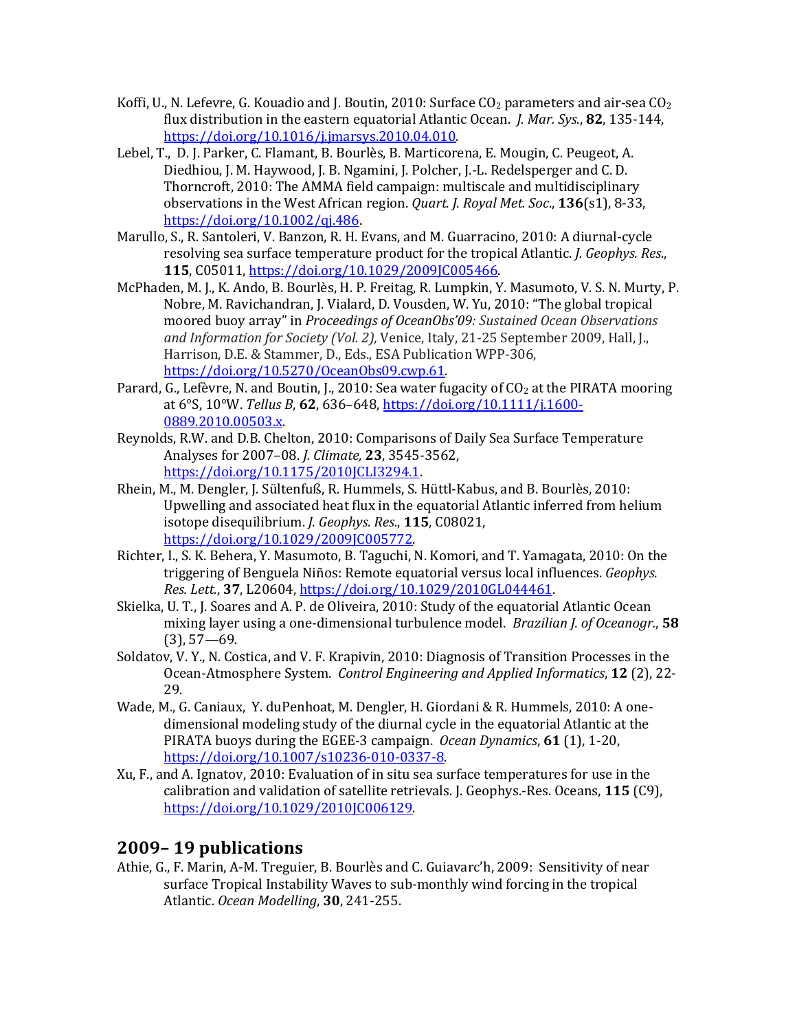Koffi, U., N. Lefevre, G. Kouadio and J. Boutin, 2010: Surface $CO_2$ parameters and air-sea $CO_2$ flux distribution in the eastern equatorial Atlantic Ocean. *J. Mar. Sys.*, **82**, 135-144, https://doi.org/10.1016/j.jmarsys.2010.04.010.

Lebel, T., D. J. Parker, C. Flamant, B. Bourlès, B. Marticorena, E. Mougin, C. Peugeot, A. Diedhiou, J. M. Haywood, J. B. Ngamini, J. Polcher, J.-L. Redelsperger and C. D. Thorncroft, 2010: The AMMA field campaign: multiscale and multidisciplinary observations in the West African region. *Quart. J. Royal Met. Soc.*, **136**(s1), 8-33, https://doi.org/10.1002/qj.486.

Marullo, S., R. Santoleri, V. Banzon, R. H. Evans, and M. Guarracino, 2010: A diurnal-cycle resolving sea surface temperature product for the tropical Atlantic. *J. Geophys. Res.*, **115**, C05011, https://doi.org/10.1029/2009JC005466.

McPhaden, M. J., K. Ando, B. Bourlès, H. P. Freitag, R. Lumpkin, Y. Masumoto, V. S. N. Murty, P. Nobre, M. Ravichandran, J. Vialard, D. Vousden, W. Yu, 2010: "The global tropical moored buoy array" in *Proceedings of OceanObs'09: Sustained Ocean Observations and Information for Society (Vol. 2),* Venice, Italy, 21-25 September 2009, Hall, J., Harrison, D.E. & Stammer, D., Eds., ESA Publication WPP-306, https://doi.org/10.5270/OceanObs09.cwp.61.

Parard, G., Lefèvre, N. and Boutin, J., 2010: Sea water fugacity of $CO_2$ at the PIRATA mooring at 6°S, 10°W. *Tellus B*, **62**, 636–648, https://doi.org/10.1111/j.1600-0889.2010.00503.x.

Reynolds, R.W. and D.B. Chelton, 2010: Comparisons of Daily Sea Surface Temperature Analyses for 2007–08. *J. Climate,* **23**, 3545-3562, https://doi.org/10.1175/2010JCLI3294.1.

Rhein, M., M. Dengler, J. Sültenfuß, R. Hummels, S. Hüttl-Kabus, and B. Bourlès, 2010: Upwelling and associated heat flux in the equatorial Atlantic inferred from helium isotope disequilibrium. *J. Geophys. Res.*, **115**, C08021, https://doi.org/10.1029/2009JC005772.

Richter, I., S. K. Behera, Y. Masumoto, B. Taguchi, N. Komori, and T. Yamagata, 2010: On the triggering of Benguela Niños: Remote equatorial versus local influences. *Geophys. Res. Lett.*, **37**, L20604, https://doi.org/10.1029/2010GL044461.

Skielka, U. T., J. Soares and A. P. de Oliveira, 2010: Study of the equatorial Atlantic Ocean mixing layer using a one-dimensional turbulence model. *Brazilian J. of Oceanogr.*, **58** (3), 57—69.

Soldatov, V. Y., N. Costica, and V. F. Krapivin, 2010: Diagnosis of Transition Processes in the Ocean-Atmosphere System. *Control Engineering and Applied Informatics*, **12** (2), 22-29.

Wade, M., G. Caniaux, Y. duPenhoat, M. Dengler, H. Giordani & R. Hummels, 2010: A one-dimensional modeling study of the diurnal cycle in the equatorial Atlantic at the PIRATA buoys during the EGEE-3 campaign. *Ocean Dynamics*, **61** (1), 1-20, https://doi.org/10.1007/s10236-010-0337-8.

Xu, F., and A. Ignatov, 2010: Evaluation of in situ sea surface temperatures for use in the calibration and validation of satellite retrievals. J. Geophys.-Res. Oceans, **115** (C9), https://doi.org/10.1029/2010JC006129.

## 2009– 19 publications

Athie, G., F. Marin, A-M. Treguier, B. Bourlès and C. Guiavarc'h, 2009: Sensitivity of near surface Tropical Instability Waves to sub-monthly wind forcing in the tropical Atlantic. *Ocean Modelling*, **30**, 241-255.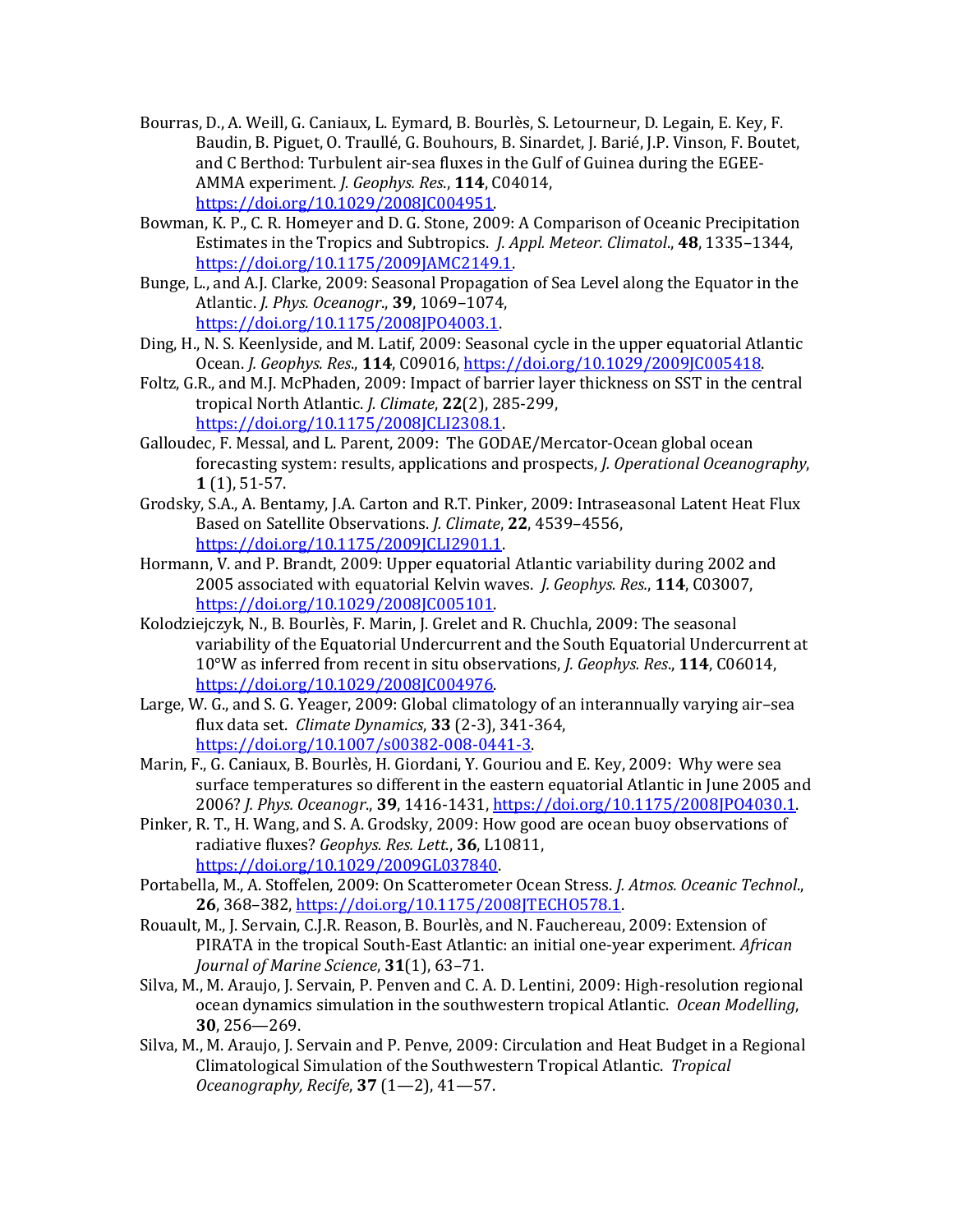Bourras, D., A. Weill, G. Caniaux, L. Eymard, B. Bourlès, S. Letourneur, D. Legain, E. Key, F. Baudin, B. Piguet, O. Traullé, G. Bouhours, B. Sinardet, J. Barié, J.P. Vinson, F. Boutet, and C Berthod: Turbulent air-sea fluxes in the Gulf of Guinea during the EGEE-AMMA experiment. *J. Geophys. Res.*, **114**, C04014, https://doi.org/10.1029/2008JC004951.

Bowman, K. P., C. R. Homeyer and D. G. Stone, 2009: A Comparison of Oceanic Precipitation Estimates in the Tropics and Subtropics. *J. Appl. Meteor. Climatol*., **48**, 1335–1344, https://doi.org/10.1175/2009JAMC2149.1.

Bunge, L., and A.J. Clarke, 2009: Seasonal Propagation of Sea Level along the Equator in the Atlantic. *J. Phys. Oceanogr*., **39**, 1069–1074, https://doi.org/10.1175/2008JPO4003.1.

Ding, H., N. S. Keenlyside, and M. Latif, 2009: Seasonal cycle in the upper equatorial Atlantic Ocean. *J. Geophys. Res*., **114**, C09016, https://doi.org/10.1029/2009JC005418.

Foltz, G.R., and M.J. McPhaden, 2009: Impact of barrier layer thickness on SST in the central tropical North Atlantic. *J. Climate*, **22**(2), 285-299, https://doi.org/10.1175/2008JCLI2308.1.

Galloudec, F. Messal, and L. Parent, 2009: The GODAE/Mercator-Ocean global ocean forecasting system: results, applications and prospects, *J. Operational Oceanography*, **1** (1), 51-57.

Grodsky, S.A., A. Bentamy, J.A. Carton and R.T. Pinker, 2009: Intraseasonal Latent Heat Flux Based on Satellite Observations. *J. Climate*, **22**, 4539–4556, https://doi.org/10.1175/2009JCLI2901.1.

Hormann, V. and P. Brandt, 2009: Upper equatorial Atlantic variability during 2002 and 2005 associated with equatorial Kelvin waves. *J. Geophys. Res*., **114**, C03007, https://doi.org/10.1029/2008JC005101.

Kolodziejczyk, N., B. Bourlès, F. Marin, J. Grelet and R. Chuchla, 2009: The seasonal variability of the Equatorial Undercurrent and the South Equatorial Undercurrent at 10°W as inferred from recent in situ observations, *J. Geophys. Res*., **114**, C06014, https://doi.org/10.1029/2008JC004976.

Large, W. G., and S. G. Yeager, 2009: Global climatology of an interannually varying air–sea flux data set. *Climate Dynamics*, **33** (2-3), 341-364, https://doi.org/10.1007/s00382-008-0441-3.

Marin, F., G. Caniaux, B. Bourlès, H. Giordani, Y. Gouriou and E. Key, 2009: Why were sea surface temperatures so different in the eastern equatorial Atlantic in June 2005 and 2006? *J. Phys. Oceanogr*., **39**, 1416-1431, https://doi.org/10.1175/2008JPO4030.1.

Pinker, R. T., H. Wang, and S. A. Grodsky, 2009: How good are ocean buoy observations of radiative fluxes? *Geophys. Res. Lett*., **36**, L10811, https://doi.org/10.1029/2009GL037840.

Portabella, M., A. Stoffelen, 2009: On Scatterometer Ocean Stress. *J. Atmos. Oceanic Technol*., **26**, 368–382, https://doi.org/10.1175/2008JTECHO578.1.

Rouault, M., J. Servain, C.J.R. Reason, B. Bourlès, and N. Fauchereau, 2009: Extension of PIRATA in the tropical South-East Atlantic: an initial one-year experiment. *African Journal of Marine Science*, **31**(1), 63–71.

Silva, M., M. Araujo, J. Servain, P. Penven and C. A. D. Lentini, 2009: High-resolution regional ocean dynamics simulation in the southwestern tropical Atlantic. *Ocean Modelling*, **30**, 256—269.

Silva, M., M. Araujo, J. Servain and P. Penve, 2009: Circulation and Heat Budget in a Regional Climatological Simulation of the Southwestern Tropical Atlantic. *Tropical Oceanography, Recife*, **37** (1—2), 41—57.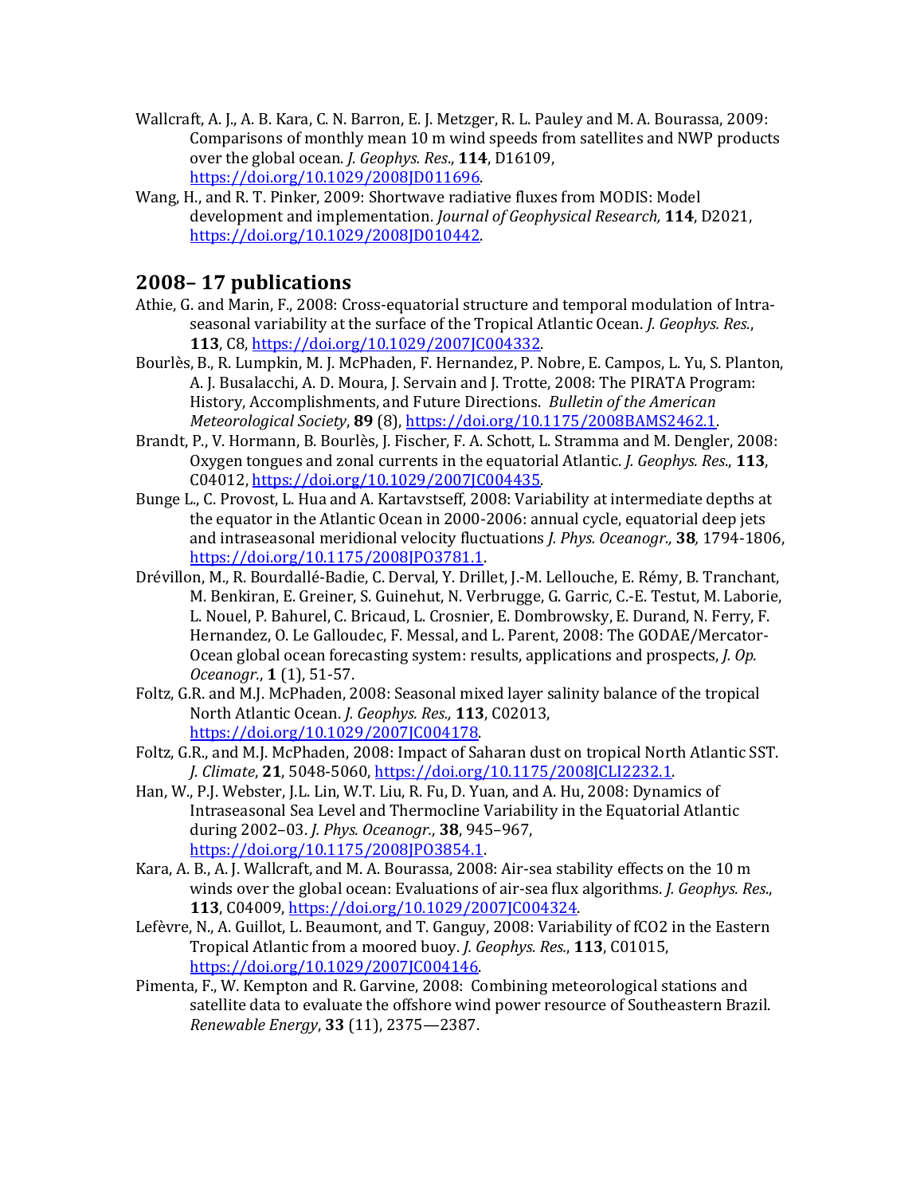Wallcraft, A. J., A. B. Kara, C. N. Barron, E. J. Metzger, R. L. Pauley and M. A. Bourassa, 2009: Comparisons of monthly mean 10 m wind speeds from satellites and NWP products over the global ocean. *J. Geophys. Res.*, **114**, D16109, https://doi.org/10.1029/2008JD011696.

Wang, H., and R. T. Pinker, 2009: Shortwave radiative fluxes from MODIS: Model development and implementation. *Journal of Geophysical Research,* **114**, D2021, https://doi.org/10.1029/2008JD010442.

## 2008– 17 publications

Athie, G. and Marin, F., 2008: Cross-equatorial structure and temporal modulation of Intra-seasonal variability at the surface of the Tropical Atlantic Ocean. *J. Geophys. Res.*, **113**, C8, https://doi.org/10.1029/2007JC004332.

Bourlès, B., R. Lumpkin, M. J. McPhaden, F. Hernandez, P. Nobre, E. Campos, L. Yu, S. Planton, A. J. Busalacchi, A. D. Moura, J. Servain and J. Trotte, 2008: The PIRATA Program: History, Accomplishments, and Future Directions. *Bulletin of the American Meteorological Society*, **89** (8), https://doi.org/10.1175/2008BAMS2462.1.

Brandt, P., V. Hormann, B. Bourlès, J. Fischer, F. A. Schott, L. Stramma and M. Dengler, 2008: Oxygen tongues and zonal currents in the equatorial Atlantic. *J. Geophys. Res.*, **113**, C04012, https://doi.org/10.1029/2007JC004435.

Bunge L., C. Provost, L. Hua and A. Kartavstseff, 2008: Variability at intermediate depths at the equator in the Atlantic Ocean in 2000-2006: annual cycle, equatorial deep jets and intraseasonal meridional velocity fluctuations *J. Phys. Oceanogr.,* **38***,* 1794-1806, https://doi.org/10.1175/2008JPO3781.1.

Drévillon, M., R. Bourdallé-Badie, C. Derval, Y. Drillet, J.-M. Lellouche, E. Rémy, B. Tranchant, M. Benkiran, E. Greiner, S. Guinehut, N. Verbrugge, G. Garric, C.-E. Testut, M. Laborie, L. Nouel, P. Bahurel, C. Bricaud, L. Crosnier, E. Dombrowsky, E. Durand, N. Ferry, F. Hernandez, O. Le Galloudec, F. Messal, and L. Parent, 2008: The GODAE/Mercator-Ocean global ocean forecasting system: results, applications and prospects, *J. Op. Oceanogr.*, **1** (1), 51-57.

Foltz, G.R. and M.J. McPhaden, 2008: Seasonal mixed layer salinity balance of the tropical North Atlantic Ocean. *J. Geophys. Res.,* **113**, C02013, https://doi.org/10.1029/2007JC004178.

Foltz, G.R., and M.J. McPhaden, 2008: Impact of Saharan dust on tropical North Atlantic SST. *J. Climate*, **21**, 5048-5060, https://doi.org/10.1175/2008JCLI2232.1.

Han, W., P.J. Webster, J.L. Lin, W.T. Liu, R. Fu, D. Yuan, and A. Hu, 2008: Dynamics of Intraseasonal Sea Level and Thermocline Variability in the Equatorial Atlantic during 2002–03. *J. Phys. Oceanogr.*, **38**, 945–967, https://doi.org/10.1175/2008JPO3854.1.

Kara, A. B., A. J. Wallcraft, and M. A. Bourassa, 2008: Air-sea stability effects on the 10 m winds over the global ocean: Evaluations of air-sea flux algorithms. *J. Geophys. Res.*, **113**, C04009, https://doi.org/10.1029/2007JC004324.

Lefèvre, N., A. Guillot, L. Beaumont, and T. Ganguy, 2008: Variability of fCO2 in the Eastern Tropical Atlantic from a moored buoy. *J. Geophys. Res.*, **113**, C01015, https://doi.org/10.1029/2007JC004146.

Pimenta, F., W. Kempton and R. Garvine, 2008: Combining meteorological stations and satellite data to evaluate the offshore wind power resource of Southeastern Brazil. *Renewable Energy*, **33** (11), 2375—2387.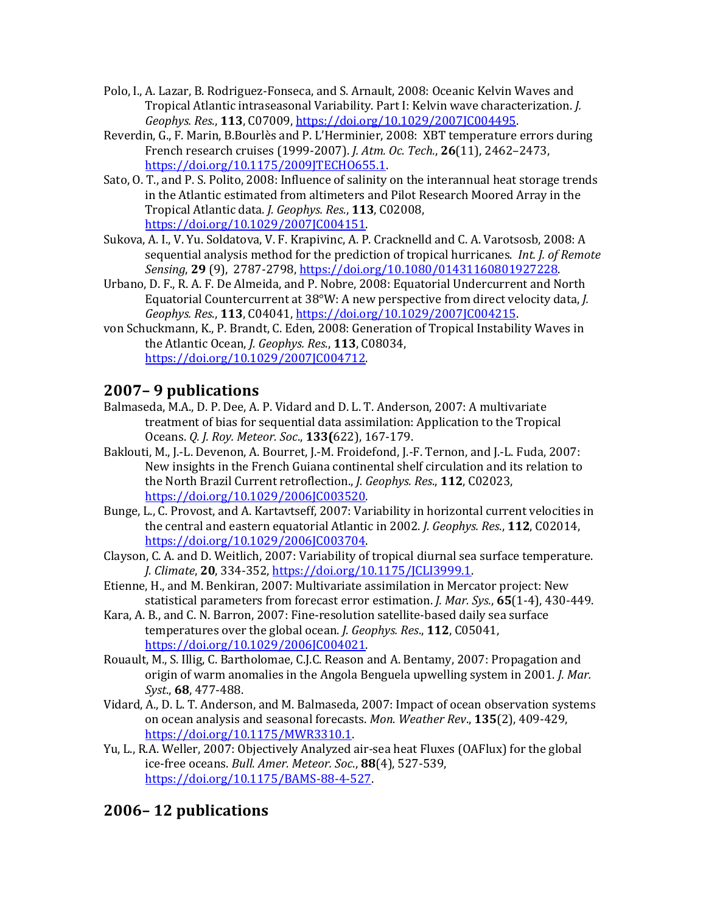Polo, I., A. Lazar, B. Rodriguez-Fonseca, and S. Arnault, 2008: Oceanic Kelvin Waves and Tropical Atlantic intraseasonal Variability. Part I: Kelvin wave characterization. *J. Geophys. Res.*, **113**, C07009, https://doi.org/10.1029/2007JC004495.

Reverdin, G., F. Marin, B.Bourlès and P. L'Herminier, 2008: XBT temperature errors during French research cruises (1999-2007). *J. Atm. Oc. Tech.*, **26**(11), 2462–2473, https://doi.org/10.1175/2009JTECHO655.1.

Sato, O. T., and P. S. Polito, 2008: Influence of salinity on the interannual heat storage trends in the Atlantic estimated from altimeters and Pilot Research Moored Array in the Tropical Atlantic data. *J. Geophys. Res.*, **113**, C02008, https://doi.org/10.1029/2007JC004151.

Sukova, A. I., V. Yu. Soldatova, V. F. Krapivinc, A. P. Cracknelld and C. A. Varotsosb, 2008: A sequential analysis method for the prediction of tropical hurricanes. *Int. J. of Remote Sensing*, **29** (9), 2787-2798, https://doi.org/10.1080/01431160801927228.

Urbano, D. F., R. A. F. De Almeida, and P. Nobre, 2008: Equatorial Undercurrent and North Equatorial Countercurrent at 38°W: A new perspective from direct velocity data, *J. Geophys. Res.*, **113**, C04041, https://doi.org/10.1029/2007JC004215.

von Schuckmann, K., P. Brandt, C. Eden, 2008: Generation of Tropical Instability Waves in the Atlantic Ocean, *J. Geophys. Res.*, **113**, C08034, https://doi.org/10.1029/2007JC004712.

## 2007– 9 publications

Balmaseda, M.A., D. P. Dee, A. P. Vidard and D. L. T. Anderson, 2007: A multivariate treatment of bias for sequential data assimilation: Application to the Tropical Oceans. *Q. J. Roy. Meteor. Soc*., **133(**622), 167-179.

Baklouti, M., J.-L. Devenon, A. Bourret, J.-M. Froidefond, J.-F. Ternon, and J.-L. Fuda, 2007: New insights in the French Guiana continental shelf circulation and its relation to the North Brazil Current retroflection., *J. Geophys. Res*., **112**, C02023, https://doi.org/10.1029/2006JC003520.

Bunge, L., C. Provost, and A. Kartavtseff, 2007: Variability in horizontal current velocities in the central and eastern equatorial Atlantic in 2002. *J. Geophys. Res.*, **112**, C02014, https://doi.org/10.1029/2006JC003704.

Clayson, C. A. and D. Weitlich, 2007: Variability of tropical diurnal sea surface temperature. *J. Climate*, **20**, 334-352, https://doi.org/10.1175/JCLI3999.1.

Etienne, H., and M. Benkiran, 2007: Multivariate assimilation in Mercator project: New statistical parameters from forecast error estimation. *J. Mar. Sys.*, **65**(1-4), 430-449.

Kara, A. B., and C. N. Barron, 2007: Fine-resolution satellite-based daily sea surface temperatures over the global ocean. *J. Geophys. Res*., **112**, C05041, https://doi.org/10.1029/2006JC004021.

Rouault, M., S. Illig, C. Bartholomae, C.J.C. Reason and A. Bentamy, 2007: Propagation and origin of warm anomalies in the Angola Benguela upwelling system in 2001. *J. Mar. Syst*., **68**, 477-488.

Vidard, A., D. L. T. Anderson, and M. Balmaseda, 2007: Impact of ocean observation systems on ocean analysis and seasonal forecasts. *Mon. Weather Rev*., **135**(2), 409-429, https://doi.org/10.1175/MWR3310.1.

Yu, L., R.A. Weller, 2007: Objectively Analyzed air-sea heat Fluxes (OAFlux) for the global ice-free oceans. *Bull. Amer. Meteor. Soc.*, **88**(4), 527-539, https://doi.org/10.1175/BAMS-88-4-527.

## 2006– 12 publications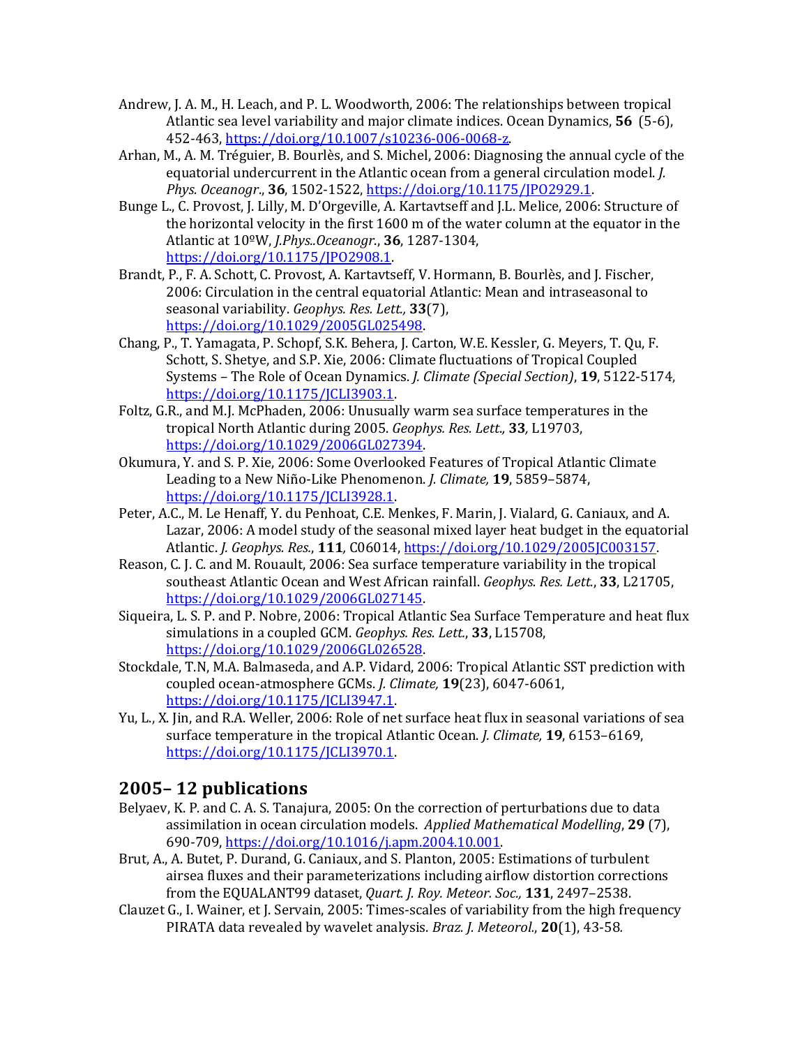Andrew, J. A. M., H. Leach, and P. L. Woodworth, 2006: The relationships between tropical Atlantic sea level variability and major climate indices. Ocean Dynamics, **56** (5-6), 452-463, https://doi.org/10.1007/s10236-006-0068-z.

Arhan, M., A. M. Tréguier, B. Bourlès, and S. Michel, 2006: Diagnosing the annual cycle of the equatorial undercurrent in the Atlantic ocean from a general circulation model. *J. Phys. Oceanogr.*, **36**, 1502-1522, https://doi.org/10.1175/JPO2929.1.

Bunge L., C. Provost, J. Lilly, M. D'Orgeville, A. Kartavtseff and J.L. Melice, 2006: Structure of the horizontal velocity in the first 1600 m of the water column at the equator in the Atlantic at 10ºW, *J.Phys..Oceanogr.*, **36**, 1287-1304, https://doi.org/10.1175/JPO2908.1.

Brandt, P., F. A. Schott, C. Provost, A. Kartavtseff, V. Hormann, B. Bourlès, and J. Fischer, 2006: Circulation in the central equatorial Atlantic: Mean and intraseasonal to seasonal variability. *Geophys. Res. Lett.,* **33**(7), https://doi.org/10.1029/2005GL025498.

Chang, P., T. Yamagata, P. Schopf, S.K. Behera, J. Carton, W.E. Kessler, G. Meyers, T. Qu, F. Schott, S. Shetye, and S.P. Xie, 2006: Climate fluctuations of Tropical Coupled Systems – The Role of Ocean Dynamics. *J. Climate (Special Section)*, **19**, 5122-5174, https://doi.org/10.1175/JCLI3903.1.

Foltz, G.R., and M.J. McPhaden, 2006: Unusually warm sea surface temperatures in the tropical North Atlantic during 2005. *Geophys. Res. Lett.,* **33***,* L19703, https://doi.org/10.1029/2006GL027394.

Okumura, Y. and S. P. Xie, 2006: Some Overlooked Features of Tropical Atlantic Climate Leading to a New Niño-Like Phenomenon. *J. Climate,* **19**, 5859–5874, https://doi.org/10.1175/JCLI3928.1.

Peter, A.C., M. Le Henaff, Y. du Penhoat, C.E. Menkes, F. Marin, J. Vialard, G. Caniaux, and A. Lazar, 2006: A model study of the seasonal mixed layer heat budget in the equatorial Atlantic. *J. Geophys. Res.*, **111***,* C06014, https://doi.org/10.1029/2005JC003157.

Reason, C. J. C. and M. Rouault, 2006: Sea surface temperature variability in the tropical southeast Atlantic Ocean and West African rainfall. *Geophys. Res. Lett.*, **33**, L21705, https://doi.org/10.1029/2006GL027145.

Siqueira, L. S. P. and P. Nobre, 2006: Tropical Atlantic Sea Surface Temperature and heat flux simulations in a coupled GCM. *Geophys. Res. Lett.*, **33**, L15708, https://doi.org/10.1029/2006GL026528.

Stockdale, T.N, M.A. Balmaseda, and A.P. Vidard, 2006: Tropical Atlantic SST prediction with coupled ocean-atmosphere GCMs. *J. Climate,* **19**(23), 6047-6061, https://doi.org/10.1175/JCLI3947.1.

Yu, L., X. Jin, and R.A. Weller, 2006: Role of net surface heat flux in seasonal variations of sea surface temperature in the tropical Atlantic Ocean. *J. Climate,* **19**, 6153–6169, https://doi.org/10.1175/JCLI3970.1.

## 2005– 12 publications

Belyaev, K. P. and C. A. S. Tanajura, 2005: On the correction of perturbations due to data assimilation in ocean circulation models. *Applied Mathematical Modelling*, **29** (7), 690-709, https://doi.org/10.1016/j.apm.2004.10.001.

Brut, A., A. Butet, P. Durand, G. Caniaux, and S. Planton, 2005: Estimations of turbulent airsea fluxes and their parameterizations including airflow distortion corrections from the EQUALANT99 dataset, *Quart. J. Roy. Meteor. Soc.,* **131**, 2497–2538.

Clauzet G., I. Wainer, et J. Servain, 2005: Times-scales of variability from the high frequency PIRATA data revealed by wavelet analysis. *Braz. J. Meteorol.*, **20**(1), 43-58*.*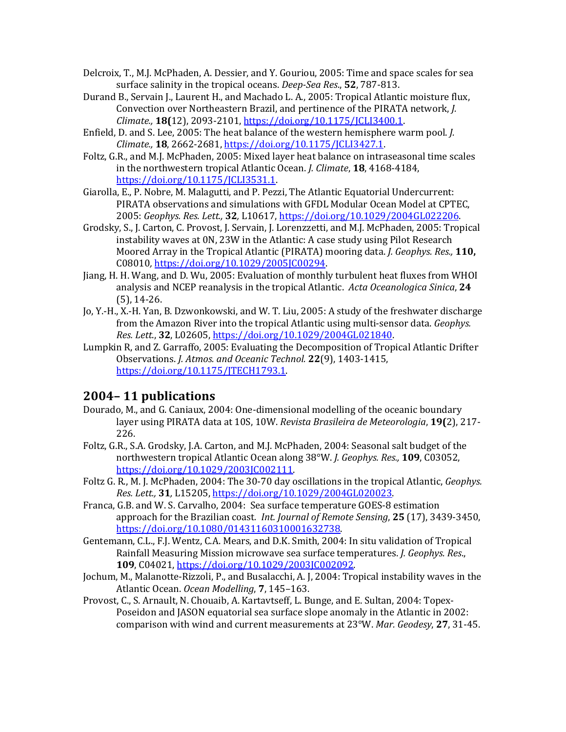Delcroix, T., M.J. McPhaden, A. Dessier, and Y. Gouriou, 2005: Time and space scales for sea surface salinity in the tropical oceans. *Deep-Sea Res*., **52**, 787-813.

Durand B., Servain J., Laurent H., and Machado L. A., 2005: Tropical Atlantic moisture flux, Convection over Northeastern Brazil, and pertinence of the PIRATA network, *J. Climate.,* **18(**12), 2093-2101, https://doi.org/10.1175/JCLI3400.1.

Enfield, D. and S. Lee, 2005: The heat balance of the western hemisphere warm pool. *J. Climate.,* **18**, 2662-2681, https://doi.org/10.1175/JCLI3427.1.

Foltz, G.R., and M.J. McPhaden, 2005: Mixed layer heat balance on intraseasonal time scales in the northwestern tropical Atlantic Ocean. *J. Climate*, **18**, 4168-4184, https://doi.org/10.1175/JCLI3531.1.

Giarolla, E., P. Nobre, M. Malagutti, and P. Pezzi, The Atlantic Equatorial Undercurrent: PIRATA observations and simulations with GFDL Modular Ocean Model at CPTEC, 2005: *Geophys. Res. Lett.,* **32***,* L10617, https://doi.org/10.1029/2004GL022206.

Grodsky, S., J. Carton, C. Provost, J. Servain, J. Lorenzzetti, and M.J. McPhaden, 2005: Tropical instability waves at 0N, 23W in the Atlantic: A case study using Pilot Research Moored Array in the Tropical Atlantic (PIRATA) mooring data. *J. Geophys. Res.,* **110,** C08010*,* https://doi.org/10.1029/2005JC00294.

Jiang, H. H. Wang, and D. Wu, 2005: Evaluation of monthly turbulent heat fluxes from WHOI analysis and NCEP reanalysis in the tropical Atlantic. *Acta Oceanologica Sinica*, **24** (5), 14-26.

Jo, Y.-H., X.-H. Yan, B. Dzwonkowski, and W. T. Liu, 2005: A study of the freshwater discharge from the Amazon River into the tropical Atlantic using multi-sensor data. *Geophys. Res. Lett.*, **32**, L02605, https://doi.org/10.1029/2004GL021840.

Lumpkin R, and Z. Garraffo, 2005: Evaluating the Decomposition of Tropical Atlantic Drifter Observations. *J. Atmos. and Oceanic Technol.* **22**(9), 1403-1415, https://doi.org/10.1175/JTECH1793.1.

## 2004– 11 publications

Dourado, M., and G. Caniaux, 2004: One-dimensional modelling of the oceanic boundary layer using PIRATA data at 10S, 10W. *Revista Brasileira de Meteorologia*, **19(**2), 217-226.

Foltz, G.R., S.A. Grodsky, J.A. Carton, and M.J. McPhaden, 2004: Seasonal salt budget of the northwestern tropical Atlantic Ocean along 38°W. *J. Geophys. Res.,* **109**, C03052, https://doi.org/10.1029/2003JC002111.

Foltz G. R., M. J. McPhaden, 2004: The 30-70 day oscillations in the tropical Atlantic, *Geophys. Res. Lett.,* **31***,* L15205, https://doi.org/10.1029/2004GL020023.

Franca, G.B. and W. S. Carvalho, 2004: Sea surface temperature GOES-8 estimation approach for the Brazilian coast. *Int. Journal of Remote Sensing*, **25** (17), 3439-3450, https://doi.org/10.1080/01431160310001632738.

Gentemann, C.L., F.J. Wentz, C.A. Mears, and D.K. Smith, 2004: In situ validation of Tropical Rainfall Measuring Mission microwave sea surface temperatures. *J. Geophys. Res*., **109**, C04021, https://doi.org/10.1029/2003JC002092.

Jochum, M., Malanotte-Rizzoli, P., and Busalacchi, A. J, 2004: Tropical instability waves in the Atlantic Ocean. *Ocean Modelling*, **7**, 145–163.

Provost, C., S. Arnault, N. Chouaib, A. Kartavtseff, L. Bunge, and E. Sultan, 2004: Topex-Poseidon and JASON equatorial sea surface slope anomaly in the Atlantic in 2002: comparison with wind and current measurements at 23°W. *Mar. Geodesy*, **27**, 31-45.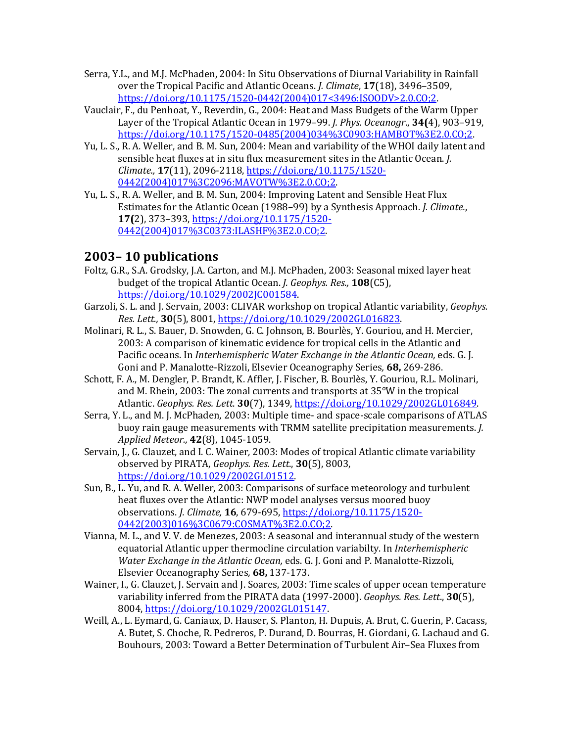Serra, Y.L., and M.J. McPhaden, 2004: In Situ Observations of Diurnal Variability in Rainfall over the Tropical Pacific and Atlantic Oceans. *J. Climate*, **17**(18), 3496–3509, https://doi.org/10.1175/1520-0442(2004)017<3496:ISOODV>2.0.CO;2.

Vauclair, F., du Penhoat, Y., Reverdin, G., 2004: Heat and Mass Budgets of the Warm Upper Layer of the Tropical Atlantic Ocean in 1979–99. *J. Phys. Oceanogr.,* **34(**4), 903–919, https://doi.org/10.1175/1520-0485(2004)034%3C0903:HAMBOT%3E2.0.CO;2.

Yu, L. S., R. A. Weller, and B. M. Sun, 2004: Mean and variability of the WHOI daily latent and sensible heat fluxes at in situ flux measurement sites in the Atlantic Ocean. *J. Climate.,* **17**(11), 2096-2118, https://doi.org/10.1175/1520-0442(2004)017%3C2096:MAVOTW%3E2.0.CO;2.

Yu, L. S., R. A. Weller, and B. M. Sun, 2004: Improving Latent and Sensible Heat Flux Estimates for the Atlantic Ocean (1988–99) by a Synthesis Approach. *J. Climate.*, **17(**2), 373–393, https://doi.org/10.1175/1520-0442(2004)017%3C0373:ILASHF%3E2.0.CO;2.

## 2003– 10 publications

Foltz, G.R., S.A. Grodsky, J.A. Carton, and M.J. McPhaden, 2003: Seasonal mixed layer heat budget of the tropical Atlantic Ocean. *J. Geophys. Res.,* **108**(C5), https://doi.org/10.1029/2002JC001584.

Garzoli, S. L. and J. Servain, 2003: CLIVAR workshop on tropical Atlantic variability, *Geophys. Res. Lett.,* **30**(5), 8001, https://doi.org/10.1029/2002GL016823.

Molinari, R. L., S. Bauer, D. Snowden, G. C. Johnson, B. Bourlès, Y. Gouriou, and H. Mercier, 2003: A comparison of kinematic evidence for tropical cells in the Atlantic and Pacific oceans. In *Interhemispheric Water Exchange in the Atlantic Ocean,* eds. G. J. Goni and P. Manalotte-Rizzoli, Elsevier Oceanography Series*,* **68,** 269-286.

Schott, F. A., M. Dengler, P. Brandt, K. Affler, J. Fischer, B. Bourlès, Y. Gouriou, R.L. Molinari, and M. Rhein, 2003: The zonal currents and transports at 35°W in the tropical Atlantic. *Geophys. Res. Lett*. **30**(7), 1349, https://doi.org/10.1029/2002GL016849.

Serra, Y. L., and M. J. McPhaden*,* 2003: Multiple time- and space-scale comparisons of ATLAS buoy rain gauge measurements with TRMM satellite precipitation measurements. *J. Applied Meteor.,* **42**(8), 1045-1059.

Servain, J., G. Clauzet, and I. C. Wainer*,* 2003: Modes of tropical Atlantic climate variability observed by PIRATA, *Geophys. Res. Lett*., **30**(5), 8003, https://doi.org/10.1029/2002GL01512.

Sun, B., L. Yu, and R. A. Weller, 2003: Comparisons of surface meteorology and turbulent heat fluxes over the Atlantic: NWP model analyses versus moored buoy observations. *J. Climate,* **16**, 679-695, https://doi.org/10.1175/1520-0442(2003)016%3C0679:COSMAT%3E2.0.CO;2.

Vianna, M. L., and V. V. de Menezes, 2003: A seasonal and interannual study of the western equatorial Atlantic upper thermocline circulation variabilty. In *Interhemispheric Water Exchange in the Atlantic Ocean,* eds. G. J. Goni and P. Manalotte-Rizzoli, Elsevier Oceanography Series*,* **68,** 137-173.

Wainer, I., G. Clauzet, J. Servain and J. Soares, 2003: Time scales of upper ocean temperature variability inferred from the PIRATA data (1997-2000). *Geophys. Res. Lett*., **30**(5), 8004, https://doi.org/10.1029/2002GL015147.

Weill, A., L. Eymard, G. Caniaux, D. Hauser, S. Planton, H. Dupuis, A. Brut, C. Guerin, P. Cacass, A. Butet, S. Choche, R. Pedreros, P. Durand, D. Bourras, H. Giordani, G. Lachaud and G. Bouhours, 2003: Toward a Better Determination of Turbulent Air–Sea Fluxes from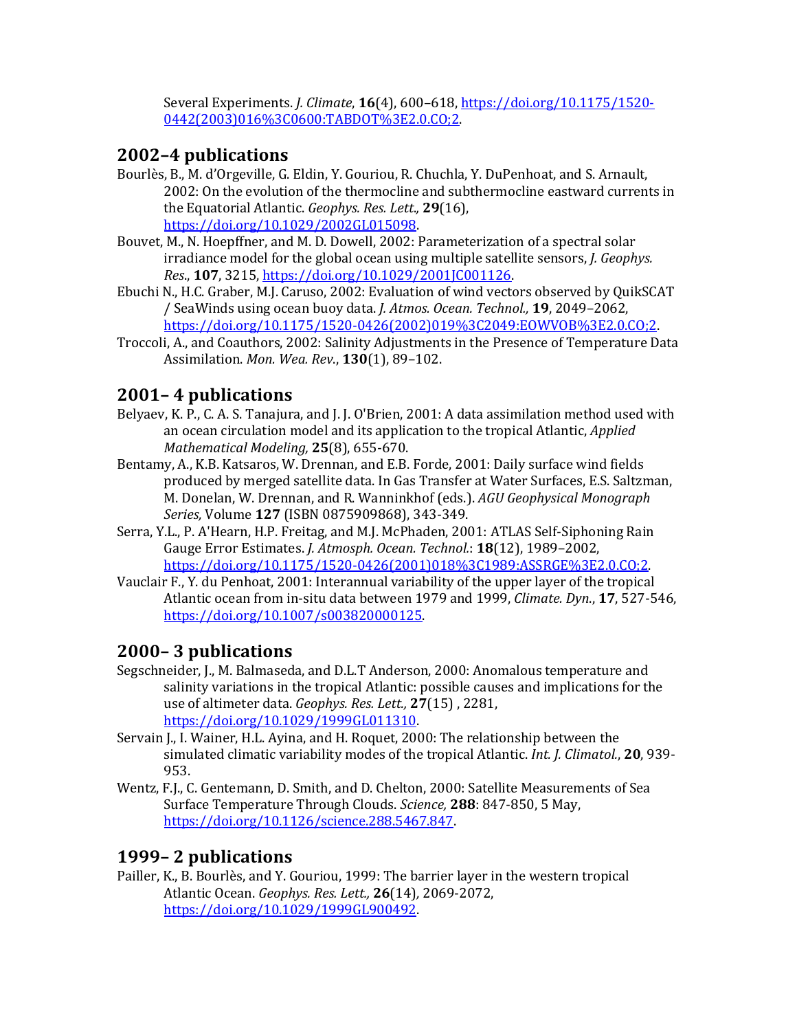Several Experiments. *J. Climate*, **16**(4), 600–618, https://doi.org/10.1175/1520-0442(2003)016%3C0600:TABDOT%3E2.0.CO;2.

## 2002–4 publications

Bourlès, B., M. d'Orgeville, G. Eldin, Y. Gouriou, R. Chuchla, Y. DuPenhoat, and S. Arnault, 2002: On the evolution of the thermocline and subthermocline eastward currents in the Equatorial Atlantic. *Geophys. Res. Lett.,* **29**(16), https://doi.org/10.1029/2002GL015098.

Bouvet, M., N. Hoepffner, and M. D. Dowell, 2002: Parameterization of a spectral solar irradiance model for the global ocean using multiple satellite sensors, *J. Geophys. Res*., **107**, 3215, https://doi.org/10.1029/2001JC001126.

Ebuchi N., H.C. Graber, M.J. Caruso, 2002: Evaluation of wind vectors observed by QuikSCAT / SeaWinds using ocean buoy data. *J. Atmos. Ocean. Technol.,* **19**, 2049–2062, https://doi.org/10.1175/1520-0426(2002)019%3C2049:EOWVOB%3E2.0.CO;2.

Troccoli, A., and Coauthors, 2002: Salinity Adjustments in the Presence of Temperature Data Assimilation. *Mon. Wea. Rev.*, **130**(1), 89–102.

## 2001– 4 publications

Belyaev, K. P., C. A. S. Tanajura, and J. J. O'Brien, 2001: A data assimilation method used with an ocean circulation model and its application to the tropical Atlantic, *Applied Mathematical Modeling,* **25**(8), 655-670.

Bentamy, A., K.B. Katsaros, W. Drennan, and E.B. Forde, 2001: Daily surface wind fields produced by merged satellite data. In Gas Transfer at Water Surfaces, E.S. Saltzman, M. Donelan, W. Drennan, and R. Wanninkhof (eds.). *AGU Geophysical Monograph Series,* Volume **127** (ISBN 0875909868), 343-349.

Serra, Y.L., P. A'Hearn, H.P. Freitag, and M.J. McPhaden, 2001: ATLAS Self-Siphoning Rain Gauge Error Estimates. *J. Atmosph. Ocean. Technol.*: **18**(12), 1989–2002, https://doi.org/10.1175/1520-0426(2001)018%3C1989:ASSRGE%3E2.0.CO;2.

Vauclair F., Y. du Penhoat, 2001: Interannual variability of the upper layer of the tropical Atlantic ocean from in-situ data between 1979 and 1999, *Climate. Dyn*., **17**, 527-546, https://doi.org/10.1007/s003820000125.

## 2000– 3 publications

Segschneider, J., M. Balmaseda, and D.L.T Anderson, 2000: Anomalous temperature and salinity variations in the tropical Atlantic: possible causes and implications for the use of altimeter data. *Geophys. Res. Lett.,* **27**(15) , 2281, https://doi.org/10.1029/1999GL011310.

Servain J., I. Wainer, H.L. Ayina, and H. Roquet, 2000: The relationship between the simulated climatic variability modes of the tropical Atlantic. *Int. J. Climatol.*, **20**, 939-953.

Wentz, F.J., C. Gentemann, D. Smith, and D. Chelton, 2000: Satellite Measurements of Sea Surface Temperature Through Clouds. *Science,* **288**: 847-850, 5 May, https://doi.org/10.1126/science.288.5467.847.

## 1999– 2 publications

Pailler, K., B. Bourlès, and Y. Gouriou, 1999: The barrier layer in the western tropical Atlantic Ocean. *Geophys. Res. Lett.,* **26**(14)*,* 2069-2072, https://doi.org/10.1029/1999GL900492.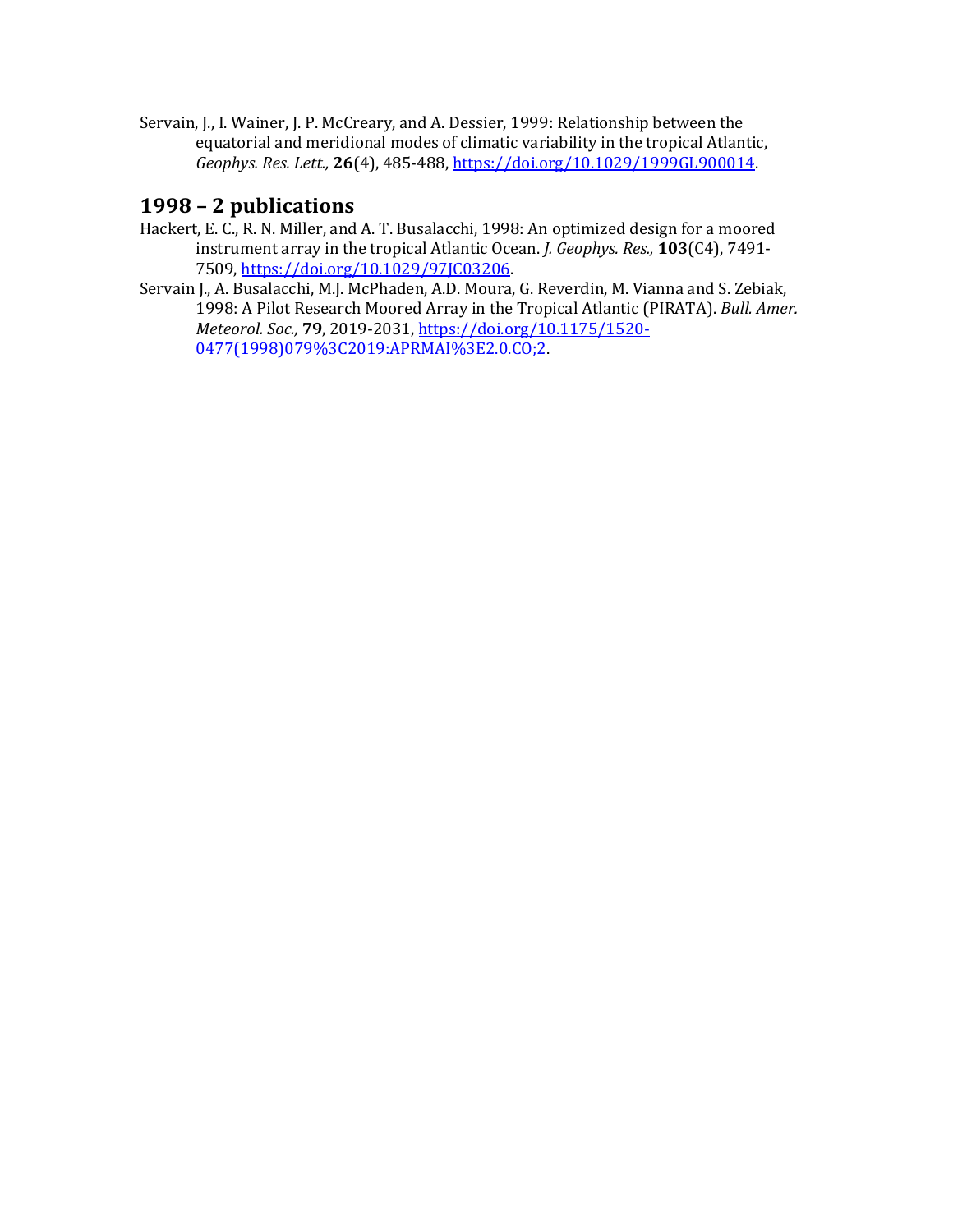Servain, J., I. Wainer, J. P. McCreary, and A. Dessier, 1999: Relationship between the equatorial and meridional modes of climatic variability in the tropical Atlantic, *Geophys. Res. Lett.,* **26**(4), 485-488, https://doi.org/10.1029/1999GL900014.

## 1998 – 2 publications

Hackert, E. C., R. N. Miller, and A. T. Busalacchi, 1998: An optimized design for a moored instrument array in the tropical Atlantic Ocean. *J. Geophys. Res.,* **103**(C4), 7491-7509, https://doi.org/10.1029/97JC03206.

Servain J., A. Busalacchi, M.J. McPhaden, A.D. Moura, G. Reverdin, M. Vianna and S. Zebiak, 1998: A Pilot Research Moored Array in the Tropical Atlantic (PIRATA). *Bull. Amer. Meteorol. Soc.,* **79**, 2019-2031, https://doi.org/10.1175/1520-0477(1998)079%3C2019:APRMAI%3E2.0.CO;2.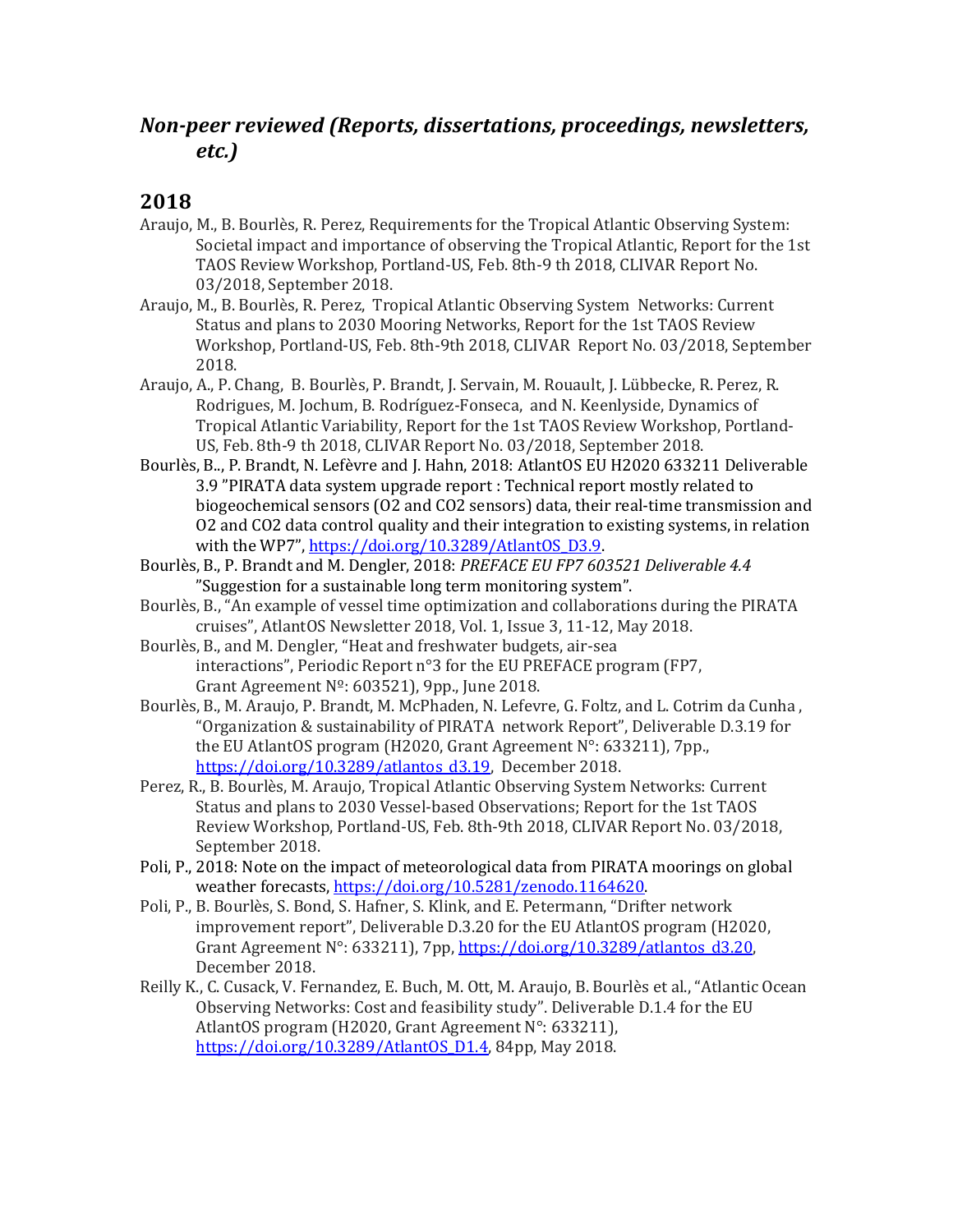## *Non-peer reviewed (Reports, dissertations, proceedings, newsletters, etc.)*

### 2018

Araujo, M., B. Bourlès, R. Perez, Requirements for the Tropical Atlantic Observing System: Societal impact and importance of observing the Tropical Atlantic, Report for the 1st TAOS Review Workshop, Portland-US, Feb. 8th-9 th 2018, CLIVAR Report No. 03/2018, September 2018.

Araujo, M., B. Bourlès, R. Perez, Tropical Atlantic Observing System Networks: Current Status and plans to 2030 Mooring Networks, Report for the 1st TAOS Review Workshop, Portland-US, Feb. 8th-9th 2018, CLIVAR Report No. 03/2018, September 2018.

Araujo, A., P. Chang, B. Bourlès, P. Brandt, J. Servain, M. Rouault, J. Lübbecke, R. Perez, R. Rodrigues, M. Jochum, B. Rodríguez-Fonseca, and N. Keenlyside, Dynamics of Tropical Atlantic Variability, Report for the 1st TAOS Review Workshop, Portland-US, Feb. 8th-9 th 2018, CLIVAR Report No. 03/2018, September 2018.

Bourlès, B.., P. Brandt, N. Lefèvre and J. Hahn, 2018: AtlantOS EU H2020 633211 Deliverable 3.9 "PIRATA data system upgrade report : Technical report mostly related to biogeochemical sensors (O2 and CO2 sensors) data, their real-time transmission and O2 and CO2 data control quality and their integration to existing systems, in relation with the WP7", https://doi.org/10.3289/AtlantOS_D3.9.

Bourlès, B., P. Brandt and M. Dengler, 2018: *PREFACE EU FP7 603521 Deliverable 4.4* "Suggestion for a sustainable long term monitoring system".

Bourlès, B., "An example of vessel time optimization and collaborations during the PIRATA cruises", AtlantOS Newsletter 2018, Vol. 1, Issue 3, 11-12, May 2018.

Bourlès, B., and M. Dengler, "Heat and freshwater budgets, air-sea interactions", Periodic Report n°3 for the EU PREFACE program (FP7, Grant Agreement Nº: 603521), 9pp., June 2018.

Bourlès, B., M. Araujo, P. Brandt, M. McPhaden, N. Lefevre, G. Foltz, and L. Cotrim da Cunha , "Organization & sustainability of PIRATA network Report", Deliverable D.3.19 for the EU AtlantOS program (H2020, Grant Agreement N°: 633211), 7pp., https://doi.org/10.3289/atlantos_d3.19, December 2018.

Perez, R., B. Bourlès, M. Araujo, Tropical Atlantic Observing System Networks: Current Status and plans to 2030 Vessel-based Observations; Report for the 1st TAOS Review Workshop, Portland-US, Feb. 8th-9th 2018, CLIVAR Report No. 03/2018, September 2018.

Poli, P., 2018: Note on the impact of meteorological data from PIRATA moorings on global weather forecasts, https://doi.org/10.5281/zenodo.1164620.

Poli, P., B. Bourlès, S. Bond, S. Hafner, S. Klink, and E. Petermann, "Drifter network improvement report", Deliverable D.3.20 for the EU AtlantOS program (H2020, Grant Agreement N°: 633211), 7pp, https://doi.org/10.3289/atlantos_d3.20, December 2018.

Reilly K., C. Cusack, V. Fernandez, E. Buch, M. Ott, M. Araujo, B. Bourlès et al., "Atlantic Ocean Observing Networks: Cost and feasibility study". Deliverable D.1.4 for the EU AtlantOS program (H2020, Grant Agreement N°: 633211), https://doi.org/10.3289/AtlantOS_D1.4, 84pp, May 2018.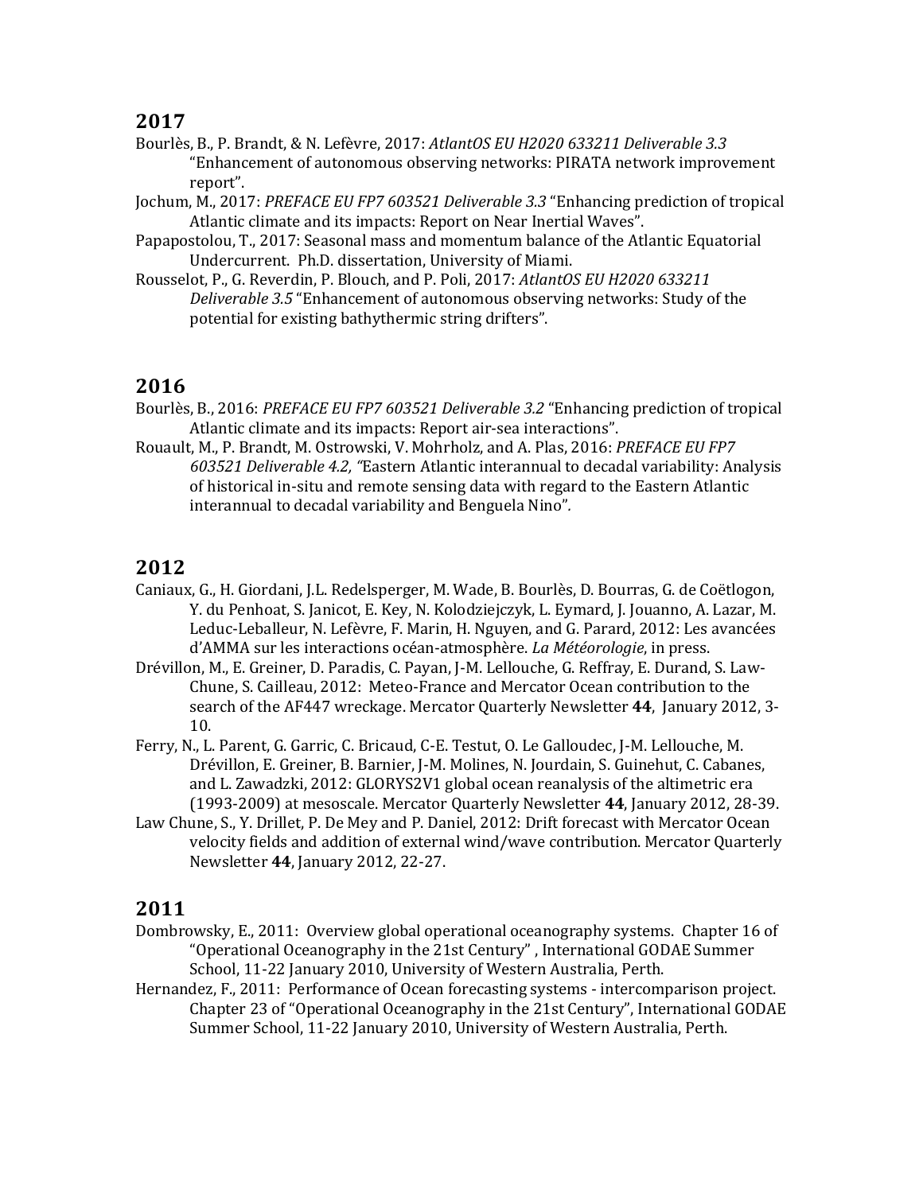## 2017

Bourlès, B., P. Brandt, & N. Lefèvre, 2017: *AtlantOS EU H2020 633211 Deliverable 3.3* "Enhancement of autonomous observing networks: PIRATA network improvement report".

Jochum, M., 2017: *PREFACE EU FP7 603521 Deliverable 3.3* "Enhancing prediction of tropical Atlantic climate and its impacts: Report on Near Inertial Waves".

Papapostolou, T., 2017: Seasonal mass and momentum balance of the Atlantic Equatorial Undercurrent. Ph.D. dissertation, University of Miami.

Rousselot, P., G. Reverdin, P. Blouch, and P. Poli, 2017: *AtlantOS EU H2020 633211 Deliverable 3.5* "Enhancement of autonomous observing networks: Study of the potential for existing bathythermic string drifters".

## 2016

Bourlès, B., 2016: *PREFACE EU FP7 603521 Deliverable 3.2* "Enhancing prediction of tropical Atlantic climate and its impacts: Report air-sea interactions".

Rouault, M., P. Brandt, M. Ostrowski, V. Mohrholz, and A. Plas, 2016: *PREFACE EU FP7 603521 Deliverable 4.2, "*Eastern Atlantic interannual to decadal variability: Analysis of historical in-situ and remote sensing data with regard to the Eastern Atlantic interannual to decadal variability and Benguela Nino"*.*

## 2012

Caniaux, G., H. Giordani, J.L. Redelsperger, M. Wade, B. Bourlès, D. Bourras, G. de Coëtlogon, Y. du Penhoat, S. Janicot, E. Key, N. Kolodziejczyk, L. Eymard, J. Jouanno, A. Lazar, M. Leduc-Leballeur, N. Lefèvre, F. Marin, H. Nguyen, and G. Parard, 2012: Les avancées d'AMMA sur les interactions océan-atmosphère. *La Météorologie*, in press.

Drévillon, M., E. Greiner, D. Paradis, C. Payan, J-M. Lellouche, G. Reffray, E. Durand, S. Law-Chune, S. Cailleau, 2012: Meteo-France and Mercator Ocean contribution to the search of the AF447 wreckage. Mercator Quarterly Newsletter **44**, January 2012, 3-10.

Ferry, N., L. Parent, G. Garric, C. Bricaud, C-E. Testut, O. Le Galloudec, J-M. Lellouche, M. Drévillon, E. Greiner, B. Barnier, J-M. Molines, N. Jourdain, S. Guinehut, C. Cabanes, and L. Zawadzki, 2012: GLORYS2V1 global ocean reanalysis of the altimetric era (1993-2009) at mesoscale. Mercator Quarterly Newsletter **44**, January 2012, 28-39.

Law Chune, S., Y. Drillet, P. De Mey and P. Daniel, 2012: Drift forecast with Mercator Ocean velocity fields and addition of external wind/wave contribution. Mercator Quarterly Newsletter **44**, January 2012, 22-27.

## 2011

Dombrowsky, E., 2011: Overview global operational oceanography systems. Chapter 16 of "Operational Oceanography in the 21st Century" , International GODAE Summer School, 11-22 January 2010, University of Western Australia, Perth.

Hernandez, F., 2011: Performance of Ocean forecasting systems - intercomparison project. Chapter 23 of "Operational Oceanography in the 21st Century", International GODAE Summer School, 11-22 January 2010, University of Western Australia, Perth.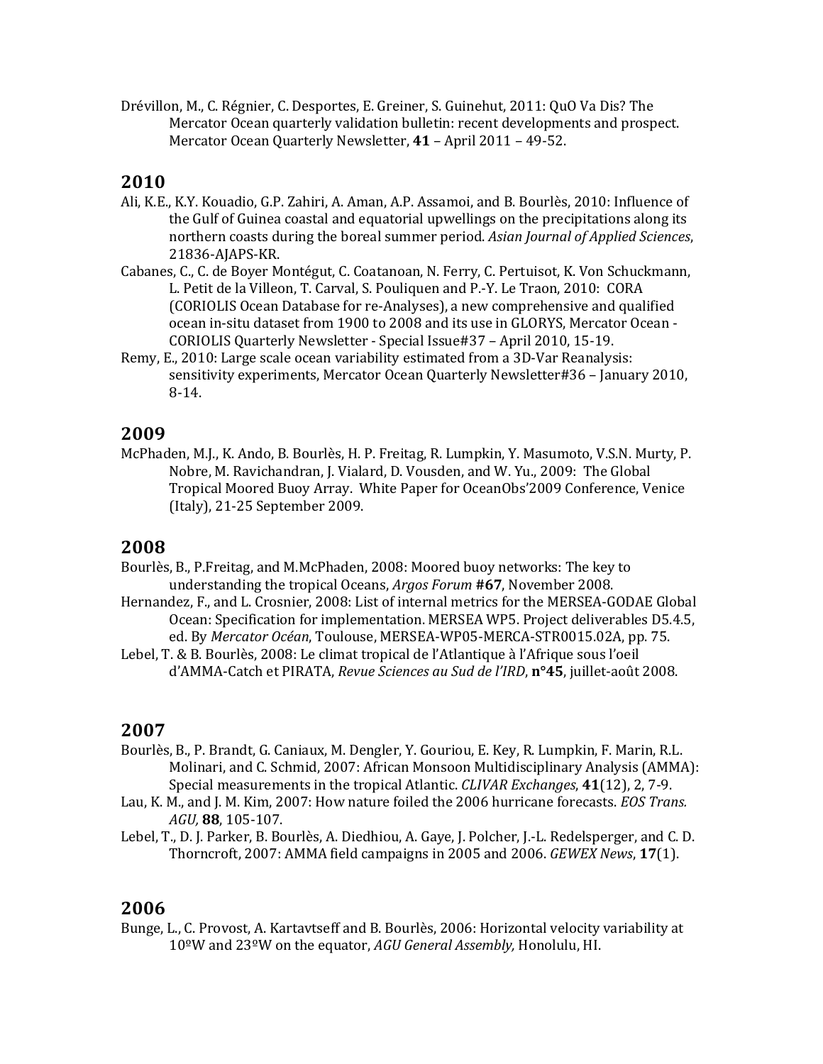Drévillon, M., C. Régnier, C. Desportes, E. Greiner, S. Guinehut, 2011: QuO Va Dis? The Mercator Ocean quarterly validation bulletin: recent developments and prospect. Mercator Ocean Quarterly Newsletter, **41** – April 2011 – 49-52.

## 2010

Ali, K.E., K.Y. Kouadio, G.P. Zahiri, A. Aman, A.P. Assamoi, and B. Bourlès, 2010: Influence of the Gulf of Guinea coastal and equatorial upwellings on the precipitations along its northern coasts during the boreal summer period. *Asian Journal of Applied Sciences*, 21836-AJAPS-KR.

Cabanes, C., C. de Boyer Montégut, C. Coatanoan, N. Ferry, C. Pertuisot, K. Von Schuckmann, L. Petit de la Villeon, T. Carval, S. Pouliquen and P.-Y. Le Traon, 2010: CORA (CORIOLIS Ocean Database for re-Analyses), a new comprehensive and qualified ocean in-situ dataset from 1900 to 2008 and its use in GLORYS, Mercator Ocean - CORIOLIS Quarterly Newsletter - Special Issue#37 – April 2010, 15-19.

Remy, E., 2010: Large scale ocean variability estimated from a 3D-Var Reanalysis: sensitivity experiments, Mercator Ocean Quarterly Newsletter#36 – January 2010, 8-14.

## 2009

McPhaden, M.J., K. Ando, B. Bourlès, H. P. Freitag, R. Lumpkin, Y. Masumoto, V.S.N. Murty, P. Nobre, M. Ravichandran, J. Vialard, D. Vousden, and W. Yu., 2009: The Global Tropical Moored Buoy Array. White Paper for OceanObs'2009 Conference, Venice (Italy), 21-25 September 2009.

## 2008

Bourlès, B., P.Freitag, and M.McPhaden, 2008: Moored buoy networks: The key to understanding the tropical Oceans, *Argos Forum* **#67**, November 2008.

Hernandez, F., and L. Crosnier, 2008: List of internal metrics for the MERSEA-GODAE Global Ocean: Specification for implementation. MERSEA WP5. Project deliverables D5.4.5, ed. By *Mercator Océan*, Toulouse, MERSEA-WP05-MERCA-STR0015.02A, pp. 75.

Lebel, T. & B. Bourlès, 2008: Le climat tropical de l'Atlantique à l'Afrique sous l'oeil d'AMMA-Catch et PIRATA, *Revue Sciences au Sud de l'IRD*, **n°45**, juillet-août 2008.

## 2007

Bourlès, B., P. Brandt, G. Caniaux, M. Dengler, Y. Gouriou, E. Key, R. Lumpkin, F. Marin, R.L. Molinari, and C. Schmid, 2007: African Monsoon Multidisciplinary Analysis (AMMA): Special measurements in the tropical Atlantic. *CLIVAR Exchanges*, **41**(12), 2, 7-9.

Lau, K. M., and J. M. Kim, 2007: How nature foiled the 2006 hurricane forecasts. *EOS Trans. AGU,* **88**, 105-107.

Lebel, T., D. J. Parker, B. Bourlès, A. Diedhiou, A. Gaye, J. Polcher, J.-L. Redelsperger, and C. D. Thorncroft, 2007: AMMA field campaigns in 2005 and 2006. *GEWEX News*, **17**(1).

## 2006

Bunge, L., C. Provost, A. Kartavtseff and B. Bourlès, 2006: Horizontal velocity variability at 10ºW and 23ºW on the equator, *AGU General Assembly,* Honolulu, HI.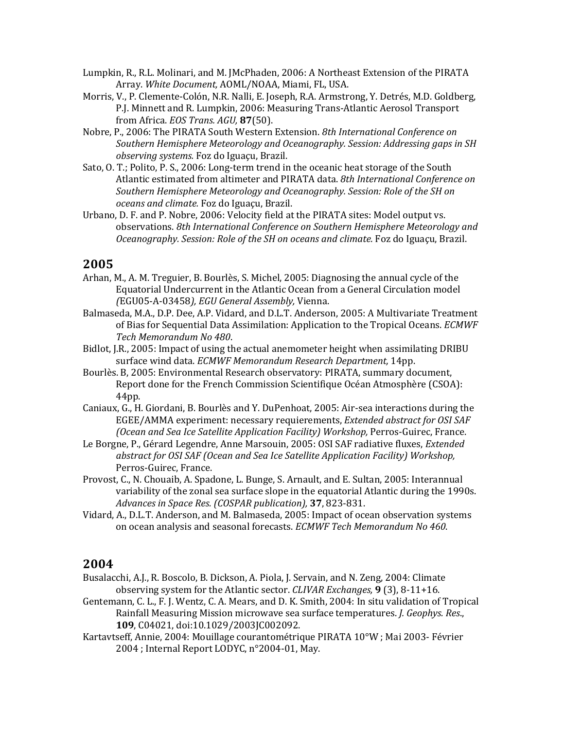Lumpkin, R., R.L. Molinari, and M. JMcPhaden, 2006: A Northeast Extension of the PIRATA Array. *White Document,* AOML/NOAA, Miami, FL, USA.

Morris, V., P. Clemente-Colón, N.R. Nalli, E. Joseph, R.A. Armstrong, Y. Detrés, M.D. Goldberg, P.J. Minnett and R. Lumpkin, 2006: Measuring Trans-Atlantic Aerosol Transport from Africa. *EOS Trans. AGU,* **87**(50).

Nobre, P., 2006: The PIRATA South Western Extension. *8th International Conference on Southern Hemisphere Meteorology and Oceanography. Session: Addressing gaps in SH observing systems.* Foz do Iguaçu, Brazil.

Sato, O. T.; Polito, P. S., 2006: Long-term trend in the oceanic heat storage of the South Atlantic estimated from altimeter and PIRATA data. *8th International Conference on Southern Hemisphere Meteorology and Oceanography. Session: Role of the SH on oceans and climate.* Foz do Iguaçu, Brazil.

Urbano, D. F. and P. Nobre, 2006: Velocity field at the PIRATA sites: Model output vs. observations. *8th International Conference on Southern Hemisphere Meteorology and Oceanography. Session: Role of the SH on oceans and climate.* Foz do Iguaçu, Brazil.

## 2005

Arhan, M., A. M. Treguier, B. Bourlès, S. Michel, 2005: Diagnosing the annual cycle of the Equatorial Undercurrent in the Atlantic Ocean from a General Circulation model *(*EGU05-A-03458*), EGU General Assembly,* Vienna.

Balmaseda, M.A., D.P. Dee, A.P. Vidard, and D.L.T. Anderson, 2005: A Multivariate Treatment of Bias for Sequential Data Assimilation: Application to the Tropical Oceans. *ECMWF Tech Memorandum No 480*.

Bidlot, J.R., 2005: Impact of using the actual anemometer height when assimilating DRIBU surface wind data. *ECMWF Memorandum Research Department,* 14pp.

Bourlès. B, 2005: Environmental Research observatory: PIRATA, summary document, Report done for the French Commission Scientifique Océan Atmosphère (CSOA): 44pp.

Caniaux, G., H. Giordani, B. Bourlès and Y. DuPenhoat, 2005: Air-sea interactions during the EGEE/AMMA experiment: necessary requierements, *Extended abstract for OSI SAF (Ocean and Sea Ice Satellite Application Facility) Workshop,* Perros-Guirec, France.

Le Borgne, P., Gérard Legendre, Anne Marsouin, 2005: OSI SAF radiative fluxes, *Extended abstract for OSI SAF (Ocean and Sea Ice Satellite Application Facility) Workshop,* Perros-Guirec, France.

Provost, C., N. Chouaib, A. Spadone, L. Bunge, S. Arnault, and E. Sultan, 2005: Interannual variability of the zonal sea surface slope in the equatorial Atlantic during the 1990s. *Advances in Space Res. (COSPAR publication),* **37**, 823-831.

Vidard, A., D.L.T. Anderson, and M. Balmaseda, 2005: Impact of ocean observation systems on ocean analysis and seasonal forecasts. *ECMWF Tech Memorandum No 460*.

## 2004

Busalacchi, A.J., R. Boscolo, B. Dickson, A. Piola, J. Servain, and N. Zeng, 2004: Climate observing system for the Atlantic sector. *CLIVAR Exchanges,* **9** (3), 8-11+16.

Gentemann, C. L., F. J. Wentz, C. A. Mears, and D. K. Smith, 2004: In situ validation of Tropical Rainfall Measuring Mission microwave sea surface temperatures. *J. Geophys. Res.*, **109**, C04021, doi:10.1029/2003JC002092.

Kartavtseff, Annie, 2004: Mouillage courantométrique PIRATA 10°W ; Mai 2003- Février 2004 ; Internal Report LODYC, n°2004-01, May.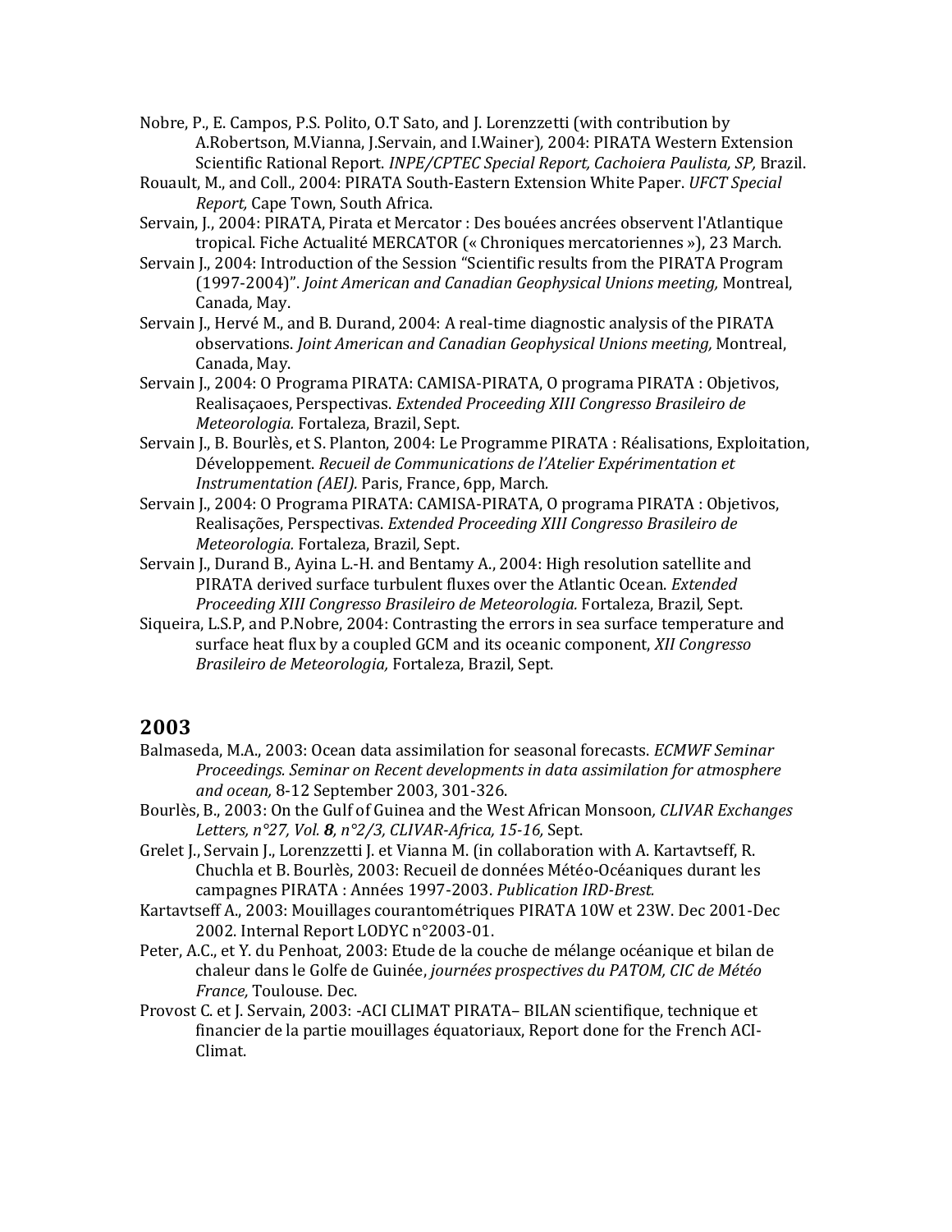Nobre, P., E. Campos, P.S. Polito, O.T Sato, and J. Lorenzzetti (with contribution by A.Robertson, M.Vianna, J.Servain, and I.Wainer), 2004: PIRATA Western Extension Scientific Rational Report. *INPE/CPTEC Special Report, Cachoiera Paulista, SP,* Brazil.

Rouault, M., and Coll., 2004: PIRATA South-Eastern Extension White Paper. *UFCT Special Report,* Cape Town, South Africa.

Servain, J., 2004: PIRATA, Pirata et Mercator : Des bouées ancrées observent l'Atlantique tropical. Fiche Actualité MERCATOR (« Chroniques mercatoriennes »), 23 March.

Servain J., 2004: Introduction of the Session "Scientific results from the PIRATA Program (1997-2004)". *Joint American and Canadian Geophysical Unions meeting,* Montreal, Canada, May.

Servain J., Hervé M., and B. Durand, 2004: A real-time diagnostic analysis of the PIRATA observations. *Joint American and Canadian Geophysical Unions meeting,* Montreal, Canada, May.

Servain J., 2004: O Programa PIRATA: CAMISA-PIRATA, O programa PIRATA : Objetivos, Realisaçaoes, Perspectivas. *Extended Proceeding XIII Congresso Brasileiro de Meteorologia.* Fortaleza, Brazil, Sept.

Servain J., B. Bourlès, et S. Planton, 2004: Le Programme PIRATA : Réalisations, Exploitation, Développement. *Recueil de Communications de l'Atelier Expérimentation et Instrumentation (AEI).* Paris, France, 6pp, March.

Servain J., 2004: O Programa PIRATA: CAMISA-PIRATA, O programa PIRATA : Objetivos, Realisações, Perspectivas. *Extended Proceeding XIII Congresso Brasileiro de Meteorologia.* Fortaleza, Brazil, Sept.

Servain J., Durand B., Ayina L.-H. and Bentamy A., 2004: High resolution satellite and PIRATA derived surface turbulent fluxes over the Atlantic Ocean. *Extended Proceeding XIII Congresso Brasileiro de Meteorologia.* Fortaleza, Brazil, Sept.

Siqueira, L.S.P, and P.Nobre, 2004: Contrasting the errors in sea surface temperature and surface heat flux by a coupled GCM and its oceanic component, *XII Congresso Brasileiro de Meteorologia,* Fortaleza, Brazil, Sept.

## 2003

Balmaseda, M.A., 2003: Ocean data assimilation for seasonal forecasts. *ECMWF Seminar Proceedings. Seminar on Recent developments in data assimilation for atmosphere and ocean,* 8-12 September 2003, 301-326.

Bourlès, B., 2003: On the Gulf of Guinea and the West African Monsoon, *CLIVAR Exchanges Letters, n°27, Vol.* ***8****, n°2/3, CLIVAR-Africa, 15-16,* Sept.

Grelet J., Servain J., Lorenzzetti J. et Vianna M. (in collaboration with A. Kartavtseff, R. Chuchla et B. Bourlès, 2003: Recueil de données Météo-Océaniques durant les campagnes PIRATA : Années 1997-2003. *Publication IRD-Brest.*

Kartavtseff A., 2003: Mouillages courantométriques PIRATA 10W et 23W. Dec 2001-Dec 2002. Internal Report LODYC n°2003-01.

Peter, A.C., et Y. du Penhoat, 2003: Etude de la couche de mélange océanique et bilan de chaleur dans le Golfe de Guinée, *journées prospectives du PATOM, CIC de Météo France,* Toulouse. Dec.

Provost C. et J. Servain, 2003: -ACI CLIMAT PIRATA– BILAN scientifique, technique et financier de la partie mouillages équatoriaux, Report done for the French ACI-Climat.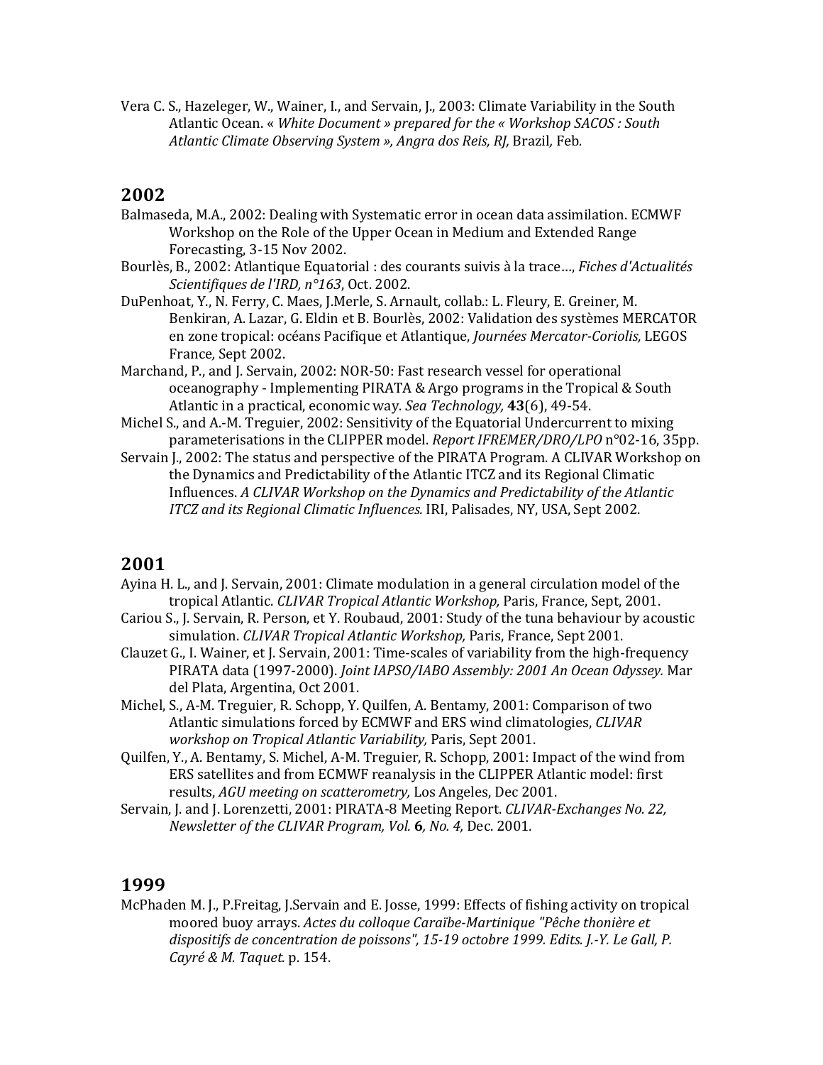Vera C. S., Hazeleger, W., Wainer, I., and Servain, J., 2003: Climate Variability in the South Atlantic Ocean. « *White Document » prepared for the « Workshop SACOS : South Atlantic Climate Observing System », Angra dos Reis, RJ,* Brazil*,* Feb.

## 2002

Balmaseda, M.A., 2002: Dealing with Systematic error in ocean data assimilation. ECMWF Workshop on the Role of the Upper Ocean in Medium and Extended Range Forecasting, 3-15 Nov 2002.

Bourlès, B., 2002: Atlantique Equatorial : des courants suivis à la trace…, *Fiches d'Actualités Scientifiques de l'IRD, n°163*, Oct. 2002.

DuPenhoat, Y., N. Ferry, C. Maes, J.Merle, S. Arnault, collab.: L. Fleury, E. Greiner, M. Benkiran, A. Lazar, G. Eldin et B. Bourlès, 2002: Validation des systèmes MERCATOR en zone tropical: océans Pacifique et Atlantique, *Journées Mercator-Coriolis,* LEGOS France*,* Sept 2002.

Marchand, P., and J. Servain, 2002: NOR-50: Fast research vessel for operational oceanography - Implementing PIRATA & Argo programs in the Tropical & South Atlantic in a practical, economic way. *Sea Technology,* **43**(6), 49-54.

Michel S., and A.-M. Treguier, 2002: Sensitivity of the Equatorial Undercurrent to mixing parameterisations in the CLIPPER model. *Report IFREMER/DRO/LPO* n°02-16, 35pp.

Servain J., 2002: The status and perspective of the PIRATA Program. A CLIVAR Workshop on the Dynamics and Predictability of the Atlantic ITCZ and its Regional Climatic Influences. *A CLIVAR Workshop on the Dynamics and Predictability of the Atlantic ITCZ and its Regional Climatic Influences.* IRI, Palisades, NY, USA, Sept 2002.

## 2001

Ayina H. L., and J. Servain, 2001: Climate modulation in a general circulation model of the tropical Atlantic. *CLIVAR Tropical Atlantic Workshop,* Paris, France, Sept, 2001.

Cariou S., J. Servain, R. Person, et Y. Roubaud, 2001: Study of the tuna behaviour by acoustic simulation. *CLIVAR Tropical Atlantic Workshop,* Paris, France, Sept 2001.

Clauzet G., I. Wainer, et J. Servain, 2001: Time-scales of variability from the high-frequency PIRATA data (1997-2000). *Joint IAPSO/IABO Assembly: 2001 An Ocean Odyssey.* Mar del Plata, Argentina, Oct 2001.

Michel, S., A-M. Treguier, R. Schopp, Y. Quilfen, A. Bentamy, 2001: Comparison of two Atlantic simulations forced by ECMWF and ERS wind climatologies, *CLIVAR workshop on Tropical Atlantic Variability,* Paris, Sept 2001.

Quilfen, Y., A. Bentamy, S. Michel, A-M. Treguier, R. Schopp, 2001: Impact of the wind from ERS satellites and from ECMWF reanalysis in the CLIPPER Atlantic model: first results, *AGU meeting on scatterometry,* Los Angeles, Dec 2001.

Servain, J. and J. Lorenzetti, 2001: PIRATA-8 Meeting Report. *CLIVAR-Exchanges No. 22, Newsletter of the CLIVAR Program, Vol.* **6***, No. 4,* Dec. 2001*.*

## 1999

McPhaden M. J., P.Freitag, J.Servain and E. Josse, 1999: Effects of fishing activity on tropical moored buoy arrays. *Actes du colloque Caraïbe-Martinique "Pêche thonière et dispositifs de concentration de poissons", 15-19 octobre 1999. Edits. J.-Y. Le Gall, P. Cayré & M. Taquet.* p. 154.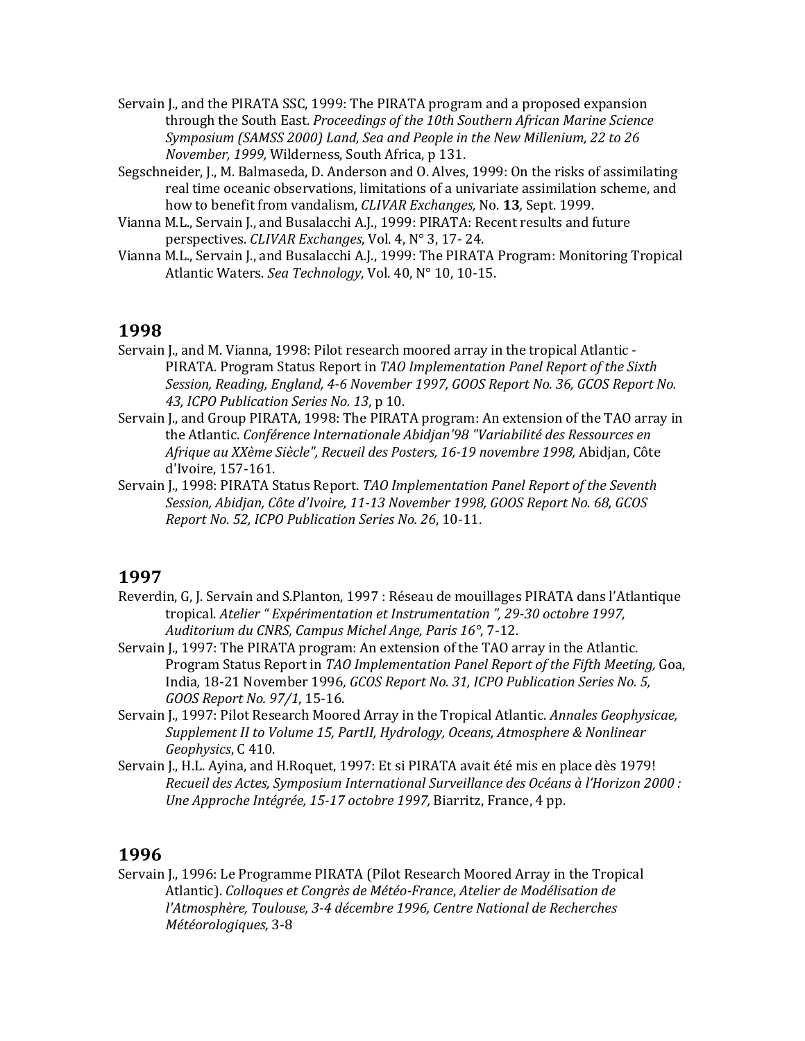Servain J., and the PIRATA SSC, 1999: The PIRATA program and a proposed expansion through the South East. *Proceedings of the 10th Southern African Marine Science Symposium (SAMSS 2000) Land, Sea and People in the New Millenium, 22 to 26 November, 1999,* Wilderness, South Africa, p 131.

Segschneider, J., M. Balmaseda, D. Anderson and O. Alves, 1999: On the risks of assimilating real time oceanic observations, limitations of a univariate assimilation scheme, and how to benefit from vandalism, *CLIVAR Exchanges,* No. **13**, Sept. 1999.

Vianna M.L., Servain J., and Busalacchi A.J., 1999: PIRATA: Recent results and future perspectives. *CLIVAR Exchanges*, Vol. 4, N° 3, 17- 24.

Vianna M.L., Servain J., and Busalacchi A.J., 1999: The PIRATA Program: Monitoring Tropical Atlantic Waters. *Sea Technology*, Vol. 40, N° 10, 10-15.

## 1998

Servain J., and M. Vianna, 1998: Pilot research moored array in the tropical Atlantic - PIRATA. Program Status Report in *TAO Implementation Panel Report of the Sixth Session, Reading, England, 4-6 November 1997, GOOS Report No. 36, GCOS Report No. 43, ICPO Publication Series No. 13*, p 10.

Servain J., and Group PIRATA, 1998: The PIRATA program: An extension of the TAO array in the Atlantic. *Conférence Internationale Abidjan'98 "Variabilité des Ressources en Afrique au XXème Siècle", Recueil des Posters, 16-19 novembre 1998,* Abidjan, Côte d'Ivoire, 157-161.

Servain J., 1998: PIRATA Status Report. *TAO Implementation Panel Report of the Seventh Session, Abidjan, Côte d'Ivoire, 11-13 November 1998, GOOS Report No. 68, GCOS Report No. 52, ICPO Publication Series No. 26*, 10-11.

## 1997

Reverdin, G, J. Servain and S.Planton, 1997 : Réseau de mouillages PIRATA dans l'Atlantique tropical. *Atelier " Expérimentation et Instrumentation ", 29-30 octobre 1997, Auditorium du CNRS, Campus Michel Ange, Paris 16°*, 7-12.

Servain J., 1997: The PIRATA program: An extension of the TAO array in the Atlantic. Program Status Report in *TAO Implementation Panel Report of the Fifth Meeting,* Goa, India, 18-21 November 1996*, GCOS Report No. 31, ICPO Publication Series No. 5, GOOS Report No. 97/1*, 15-16.

Servain J., 1997: Pilot Research Moored Array in the Tropical Atlantic. *Annales Geophysicae, Supplement II to Volume 15, PartII, Hydrology, Oceans, Atmosphere & Nonlinear Geophysics*, C 410.

Servain J., H.L. Ayina, and H.Roquet, 1997: Et si PIRATA avait été mis en place dès 1979! *Recueil des Actes, Symposium International Surveillance des Océans à l'Horizon 2000 : Une Approche Intégrée, 15-17 octobre 1997,* Biarritz, France, 4 pp.

## 1996

Servain J., 1996: Le Programme PIRATA (Pilot Research Moored Array in the Tropical Atlantic). *Colloques et Congrès de Météo-France, Atelier de Modélisation de l'Atmosphère, Toulouse, 3-4 décembre 1996, Centre National de Recherches Météorologiques,* 3-8